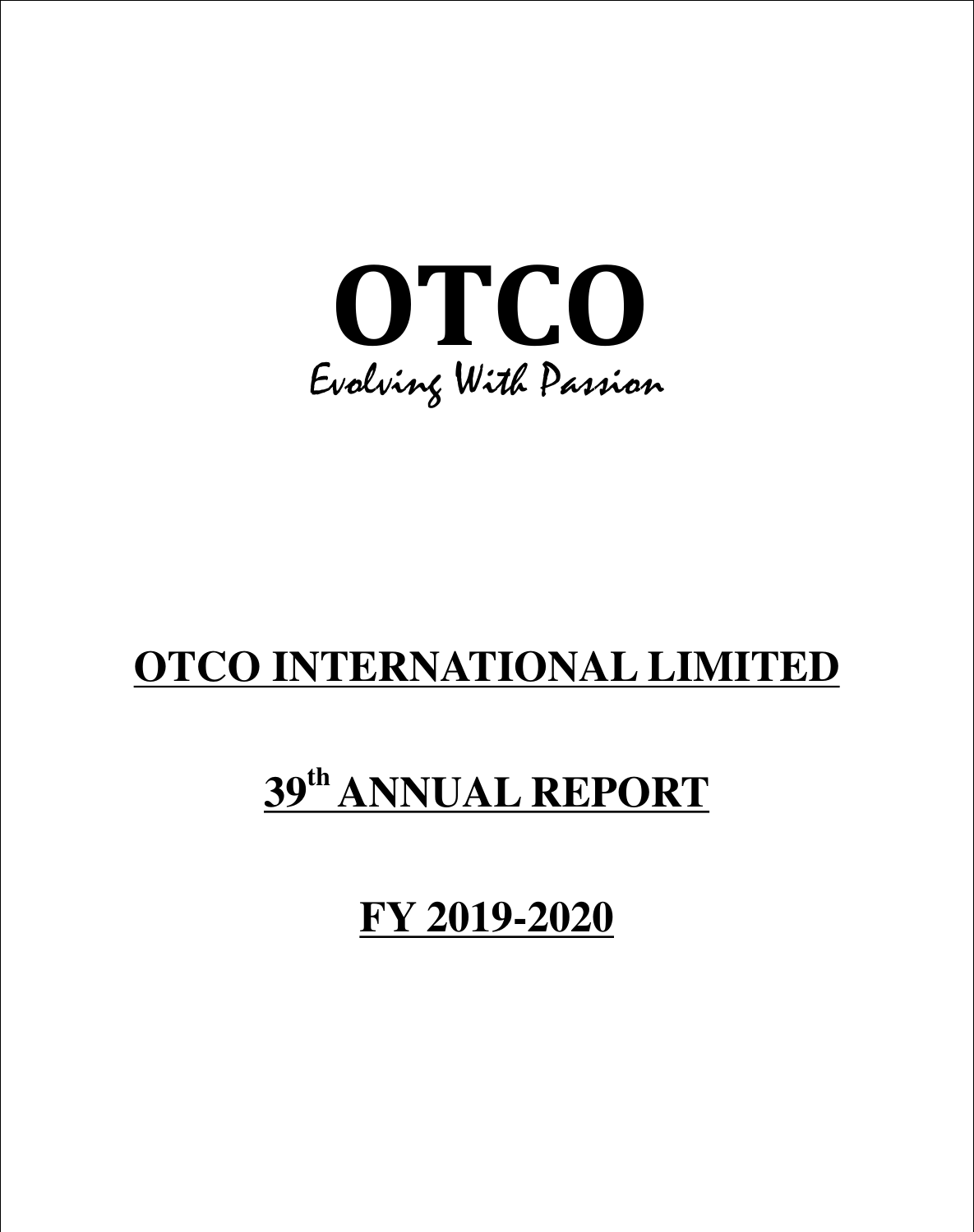# OTCO

*Evolving With Passion*

## OTCO INTERNATIONAL LIMITED

## 39th ANNUAL REPORT

## FY 2019-2020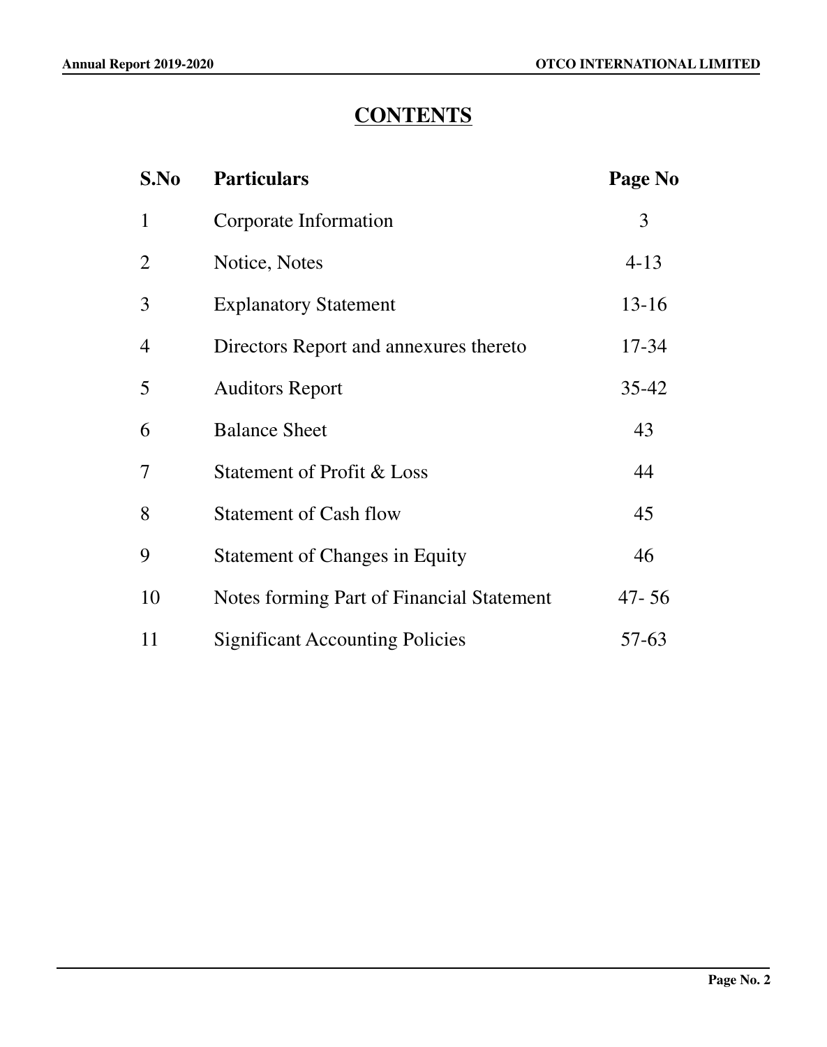# CONTENTS

| S.No | Particulars | Page No |
|---|---|---|
| 1 | Corporate Information | 3 |
| 2 | Notice, Notes | 4-13 |
| 3 | Explanatory Statement | 13-16 |
| 4 | Directors Report and annexures thereto | 17-34 |
| 5 | Auditors Report | 35-42 |
| 6 | Balance Sheet | 43 |
| 7 | Statement of Profit & Loss | 44 |
| 8 | Statement of Cash flow | 45 |
| 9 | Statement of Changes in Equity | 46 |
| 10 | Notes forming Part of Financial Statement | 47- 56 |
| 11 | Significant Accounting Policies | 57-63 |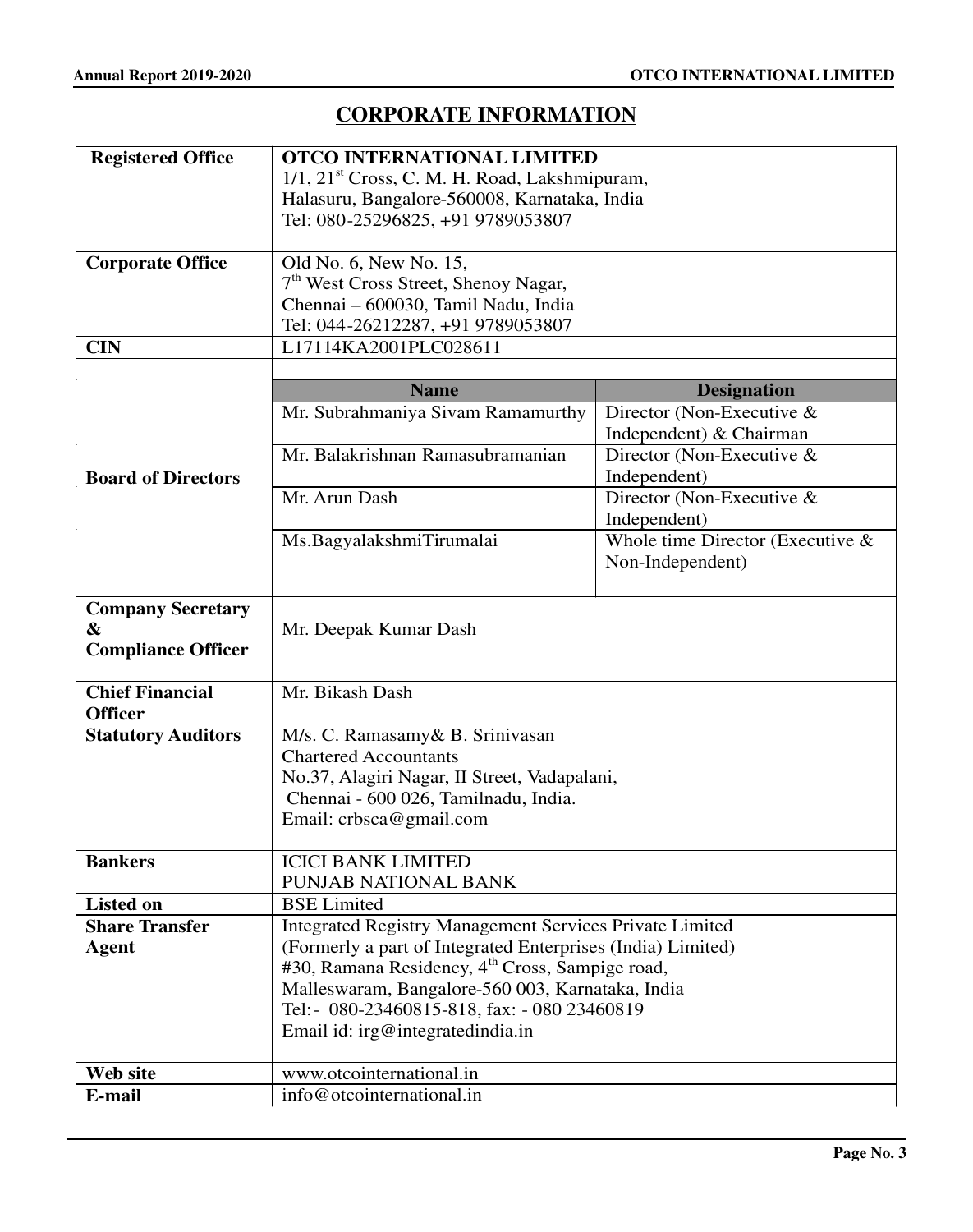# CORPORATE INFORMATION

| | |
|---|---|
| **Registered Office** | **OTCO INTERNATIONAL LIMITED**<br>1/1, 21st Cross, C. M. H. Road, Lakshmipuram,<br>Halasuru, Bangalore-560008, Karnataka, India<br>Tel: 080-25296825, +91 9789053807 |
| **Corporate Office** | Old No. 6, New No. 15,<br>7th West Cross Street, Shenoy Nagar,<br>Chennai – 600030, Tamil Nadu, India<br>Tel: 044-26212287, +91 9789053807 |
| **CIN** | L17114KA2001PLC028611 |

**Board of Directors**

| Name | Designation |
|---|---|
| Mr. Subrahmaniya Sivam Ramamurthy | Director (Non-Executive & Independent) & Chairman |
| Mr. Balakrishnan Ramasubramanian | Director (Non-Executive & Independent) |
| Mr. Arun Dash | Director (Non-Executive & Independent) |
| Ms.BagyalakshmiTirumalai | Whole time Director (Executive & Non-Independent) |

| | |
|---|---|
| **Company Secretary & Compliance Officer** | Mr. Deepak Kumar Dash |
| **Chief Financial Officer** | Mr. Bikash Dash |
| **Statutory Auditors** | M/s. C. Ramasamy& B. Srinivasan<br>Chartered Accountants<br>No.37, Alagiri Nagar, II Street, Vadapalani,<br>Chennai - 600 026, Tamilnadu, India.<br>Email: crbsca@gmail.com |
| **Bankers** | ICICI BANK LIMITED<br>PUNJAB NATIONAL BANK |
| **Listed on** | BSE Limited |
| **Share Transfer Agent** | Integrated Registry Management Services Private Limited<br>(Formerly a part of Integrated Enterprises (India) Limited)<br>#30, Ramana Residency, 4th Cross, Sampige road,<br>Malleswaram, Bangalore-560 003, Karnataka, India<br>Tel:- 080-23460815-818, fax: - 080 23460819<br>Email id: irg@integratedindia.in |
| **Web site** | www.otcointernational.in |
| **E-mail** | info@otcointernational.in |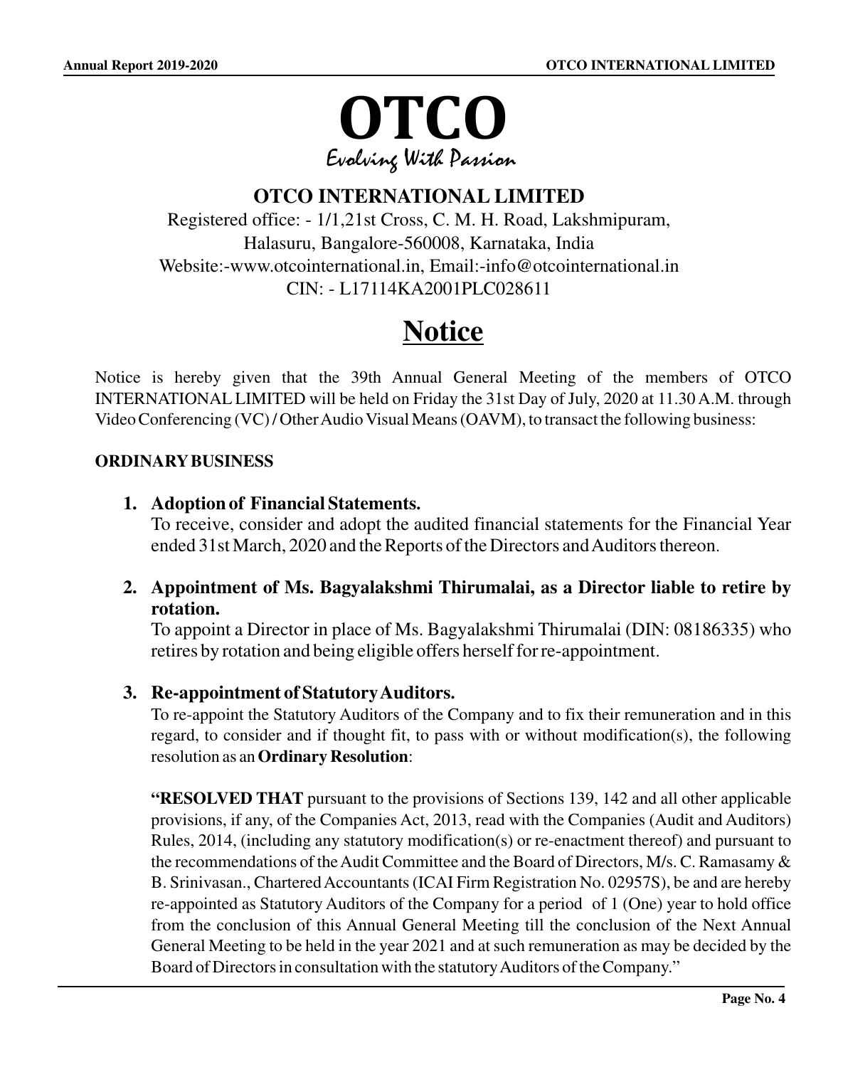# OTCO

*Evolving With Passion*

## OTCO INTERNATIONAL LIMITED

Registered office: - 1/1,21st Cross, C. M. H. Road, Lakshmipuram,
Halasuru, Bangalore-560008, Karnataka, India
Website:-www.otcointernational.in, Email:-info@otcointernational.in
CIN: - L17114KA2001PLC028611

# Notice

Notice is hereby given that the 39th Annual General Meeting of the members of OTCO INTERNATIONAL LIMITED will be held on Friday the 31st Day of July, 2020 at 11.30 A.M. through Video Conferencing (VC) / Other Audio Visual Means (OAVM), to transact the following business:

**ORDINARY BUSINESS**

1. **Adoption of Financial Statements.**
   To receive, consider and adopt the audited financial statements for the Financial Year ended 31st March, 2020 and the Reports of the Directors and Auditors thereon.

2. **Appointment of Ms. Bagyalakshmi Thirumalai, as a Director liable to retire by rotation.**
   To appoint a Director in place of Ms. Bagyalakshmi Thirumalai (DIN: 08186335) who retires by rotation and being eligible offers herself for re-appointment.

3. **Re-appointment of Statutory Auditors.**
   To re-appoint the Statutory Auditors of the Company and to fix their remuneration and in this regard, to consider and if thought fit, to pass with or without modification(s), the following resolution as an **Ordinary Resolution**:

   **"RESOLVED THAT** pursuant to the provisions of Sections 139, 142 and all other applicable provisions, if any, of the Companies Act, 2013, read with the Companies (Audit and Auditors) Rules, 2014, (including any statutory modification(s) or re-enactment thereof) and pursuant to the recommendations of the Audit Committee and the Board of Directors, M/s. C. Ramasamy & B. Srinivasan., Chartered Accountants (ICAI Firm Registration No. 02957S), be and are hereby re-appointed as Statutory Auditors of the Company for a period of 1 (One) year to hold office from the conclusion of this Annual General Meeting till the conclusion of the Next Annual General Meeting to be held in the year 2021 and at such remuneration as may be decided by the Board of Directors in consultation with the statutory Auditors of the Company."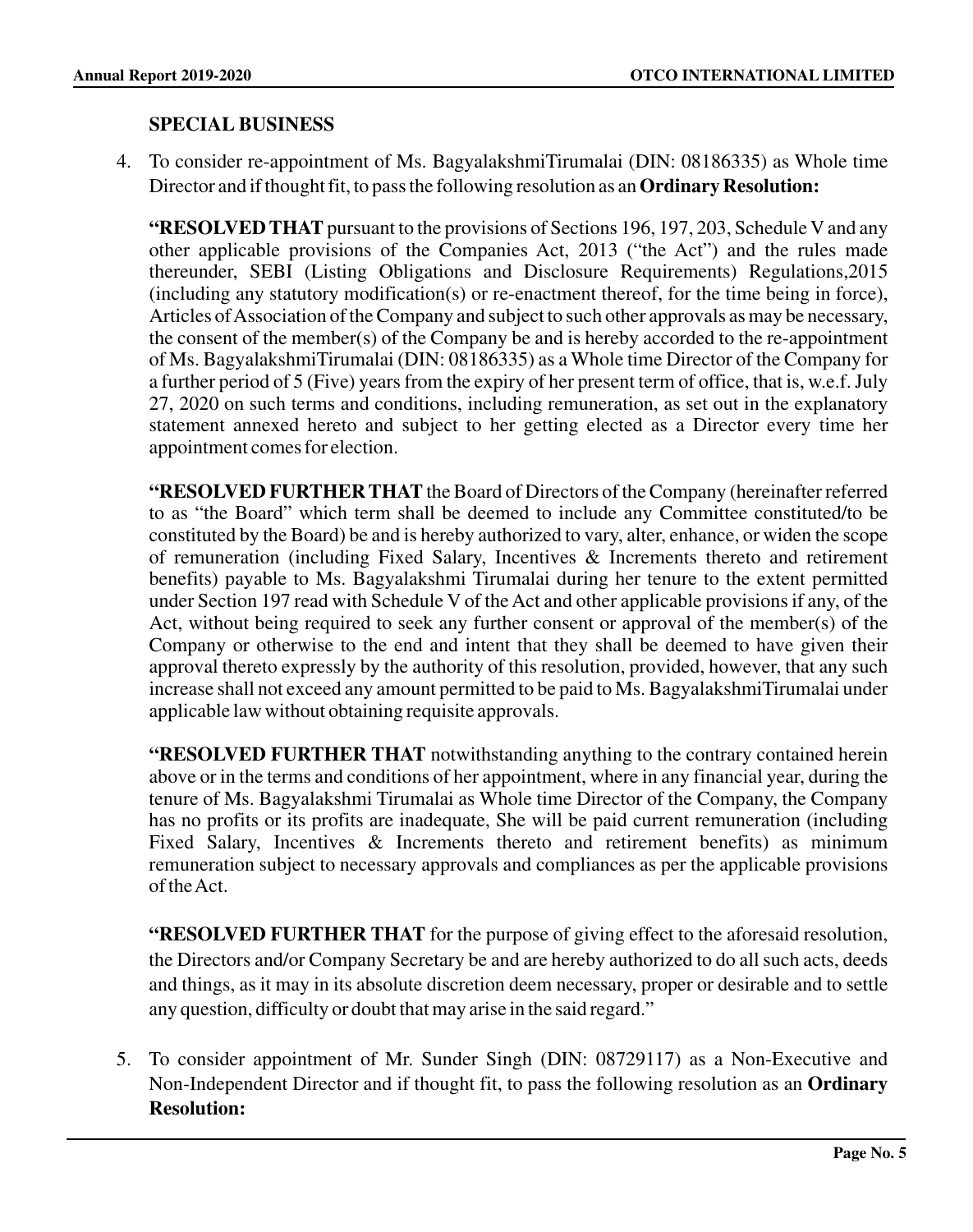## SPECIAL BUSINESS

4. To consider re-appointment of Ms. BagyalakshmiTirumalai (DIN: 08186335) as Whole time Director and if thought fit, to pass the following resolution as an **Ordinary Resolution:**

   **"RESOLVED THAT** pursuant to the provisions of Sections 196, 197, 203, Schedule V and any other applicable provisions of the Companies Act, 2013 ("the Act") and the rules made thereunder, SEBI (Listing Obligations and Disclosure Requirements) Regulations,2015 (including any statutory modification(s) or re-enactment thereof, for the time being in force), Articles of Association of the Company and subject to such other approvals as may be necessary, the consent of the member(s) of the Company be and is hereby accorded to the re-appointment of Ms. BagyalakshmiTirumalai (DIN: 08186335) as a Whole time Director of the Company for a further period of 5 (Five) years from the expiry of her present term of office, that is, w.e.f. July 27, 2020 on such terms and conditions, including remuneration, as set out in the explanatory statement annexed hereto and subject to her getting elected as a Director every time her appointment comes for election.

   **"RESOLVED FURTHER THAT** the Board of Directors of the Company (hereinafter referred to as "the Board" which term shall be deemed to include any Committee constituted/to be constituted by the Board) be and is hereby authorized to vary, alter, enhance, or widen the scope of remuneration (including Fixed Salary, Incentives & Increments thereto and retirement benefits) payable to Ms. Bagyalakshmi Tirumalai during her tenure to the extent permitted under Section 197 read with Schedule V of the Act and other applicable provisions if any, of the Act, without being required to seek any further consent or approval of the member(s) of the Company or otherwise to the end and intent that they shall be deemed to have given their approval thereto expressly by the authority of this resolution, provided, however, that any such increase shall not exceed any amount permitted to be paid to Ms. BagyalakshmiTirumalai under applicable law without obtaining requisite approvals.

   **"RESOLVED FURTHER THAT** notwithstanding anything to the contrary contained herein above or in the terms and conditions of her appointment, where in any financial year, during the tenure of Ms. Bagyalakshmi Tirumalai as Whole time Director of the Company, the Company has no profits or its profits are inadequate, She will be paid current remuneration (including Fixed Salary, Incentives & Increments thereto and retirement benefits) as minimum remuneration subject to necessary approvals and compliances as per the applicable provisions of the Act.

   **"RESOLVED FURTHER THAT** for the purpose of giving effect to the aforesaid resolution, the Directors and/or Company Secretary be and are hereby authorized to do all such acts, deeds and things, as it may in its absolute discretion deem necessary, proper or desirable and to settle any question, difficulty or doubt that may arise in the said regard."

5. To consider appointment of Mr. Sunder Singh (DIN: 08729117) as a Non-Executive and Non-Independent Director and if thought fit, to pass the following resolution as an **Ordinary Resolution:**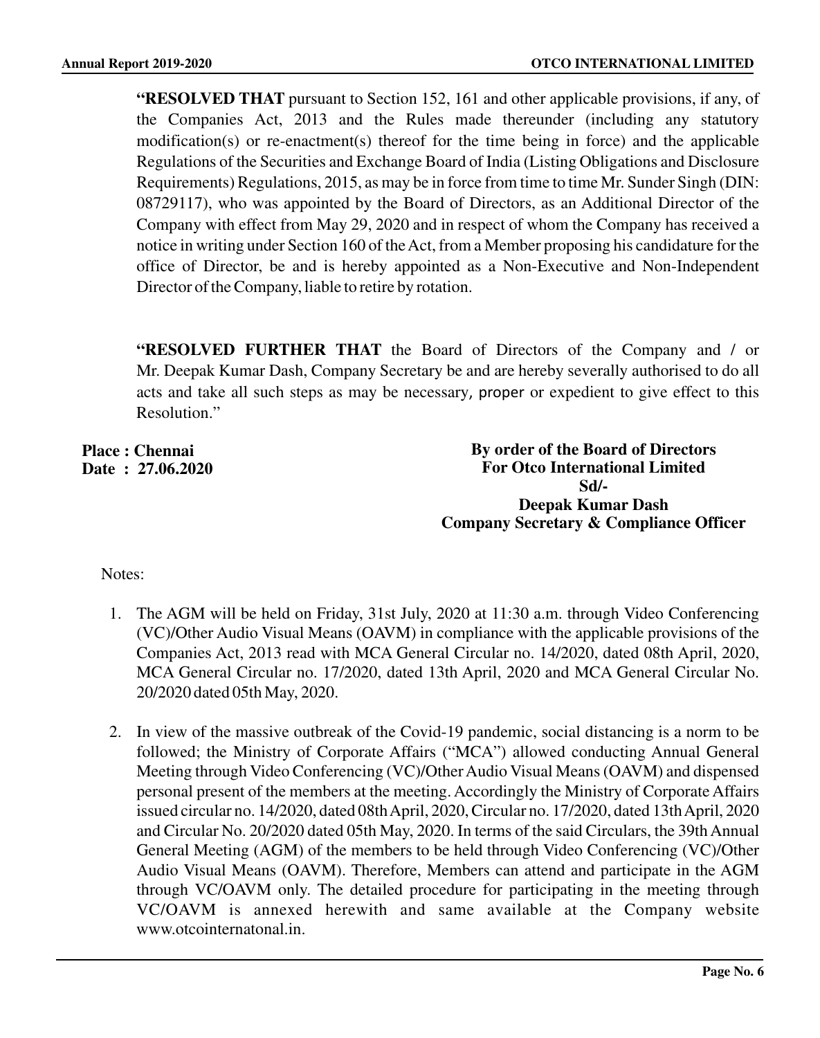**"RESOLVED THAT** pursuant to Section 152, 161 and other applicable provisions, if any, of the Companies Act, 2013 and the Rules made thereunder (including any statutory modification(s) or re-enactment(s) thereof for the time being in force) and the applicable Regulations of the Securities and Exchange Board of India (Listing Obligations and Disclosure Requirements) Regulations, 2015, as may be in force from time to time Mr. Sunder Singh (DIN: 08729117), who was appointed by the Board of Directors, as an Additional Director of the Company with effect from May 29, 2020 and in respect of whom the Company has received a notice in writing under Section 160 of the Act, from a Member proposing his candidature for the office of Director, be and is hereby appointed as a Non-Executive and Non-Independent Director of the Company, liable to retire by rotation.

**"RESOLVED FURTHER THAT** the Board of Directors of the Company and / or Mr. Deepak Kumar Dash, Company Secretary be and are hereby severally authorised to do all acts and take all such steps as may be necessary, proper or expedient to give effect to this Resolution."

**Place : Chennai**
**Date : 27.06.2020**

**By order of the Board of Directors**
**For Otco International Limited**
**Sd/-**
**Deepak Kumar Dash**
**Company Secretary & Compliance Officer**

Notes:

1. The AGM will be held on Friday, 31st July, 2020 at 11:30 a.m. through Video Conferencing (VC)/Other Audio Visual Means (OAVM) in compliance with the applicable provisions of the Companies Act, 2013 read with MCA General Circular no. 14/2020, dated 08th April, 2020, MCA General Circular no. 17/2020, dated 13th April, 2020 and MCA General Circular No. 20/2020 dated 05th May, 2020.

2. In view of the massive outbreak of the Covid-19 pandemic, social distancing is a norm to be followed; the Ministry of Corporate Affairs ("MCA") allowed conducting Annual General Meeting through Video Conferencing (VC)/Other Audio Visual Means (OAVM) and dispensed personal present of the members at the meeting. Accordingly the Ministry of Corporate Affairs issued circular no. 14/2020, dated 08th April, 2020, Circular no. 17/2020, dated 13th April, 2020 and Circular No. 20/2020 dated 05th May, 2020. In terms of the said Circulars, the 39th Annual General Meeting (AGM) of the members to be held through Video Conferencing (VC)/Other Audio Visual Means (OAVM). Therefore, Members can attend and participate in the AGM through VC/OAVM only. The detailed procedure for participating in the meeting through VC/OAVM is annexed herewith and same available at the Company website www.otcointernatonal.in.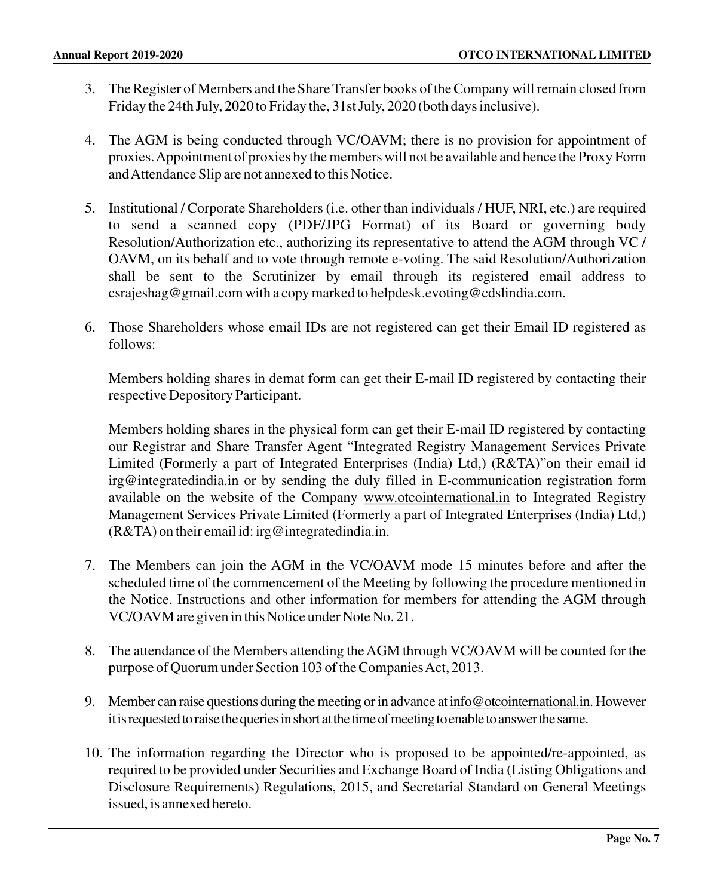3. The Register of Members and the Share Transfer books of the Company will remain closed from Friday the 24th July, 2020 to Friday the, 31st July, 2020 (both days inclusive).

4. The AGM is being conducted through VC/OAVM; there is no provision for appointment of proxies. Appointment of proxies by the members will not be available and hence the Proxy Form and Attendance Slip are not annexed to this Notice.

5. Institutional / Corporate Shareholders (i.e. other than individuals / HUF, NRI, etc.) are required to send a scanned copy (PDF/JPG Format) of its Board or governing body Resolution/Authorization etc., authorizing its representative to attend the AGM through VC / OAVM, on its behalf and to vote through remote e-voting. The said Resolution/Authorization shall be sent to the Scrutinizer by email through its registered email address to csrajeshag@gmail.com with a copy marked to helpdesk.evoting@cdslindia.com.

6. Those Shareholders whose email IDs are not registered can get their Email ID registered as follows:

   Members holding shares in demat form can get their E-mail ID registered by contacting their respective Depository Participant.

   Members holding shares in the physical form can get their E-mail ID registered by contacting our Registrar and Share Transfer Agent "Integrated Registry Management Services Private Limited (Formerly a part of Integrated Enterprises (India) Ltd,) (R&TA)"on their email id irg@integratedindia.in or by sending the duly filled in E-communication registration form available on the website of the Company www.otcointernational.in to Integrated Registry Management Services Private Limited (Formerly a part of Integrated Enterprises (India) Ltd,) (R&TA) on their email id: irg@integratedindia.in.

7. The Members can join the AGM in the VC/OAVM mode 15 minutes before and after the scheduled time of the commencement of the Meeting by following the procedure mentioned in the Notice. Instructions and other information for members for attending the AGM through VC/OAVM are given in this Notice under Note No. 21.

8. The attendance of the Members attending the AGM through VC/OAVM will be counted for the purpose of Quorum under Section 103 of the Companies Act, 2013.

9. Member can raise questions during the meeting or in advance at info@otcointernational.in. However it is requested to raise the queries in short at the time of meeting to enable to answer the same.

10. The information regarding the Director who is proposed to be appointed/re-appointed, as required to be provided under Securities and Exchange Board of India (Listing Obligations and Disclosure Requirements) Regulations, 2015, and Secretarial Standard on General Meetings issued, is annexed hereto.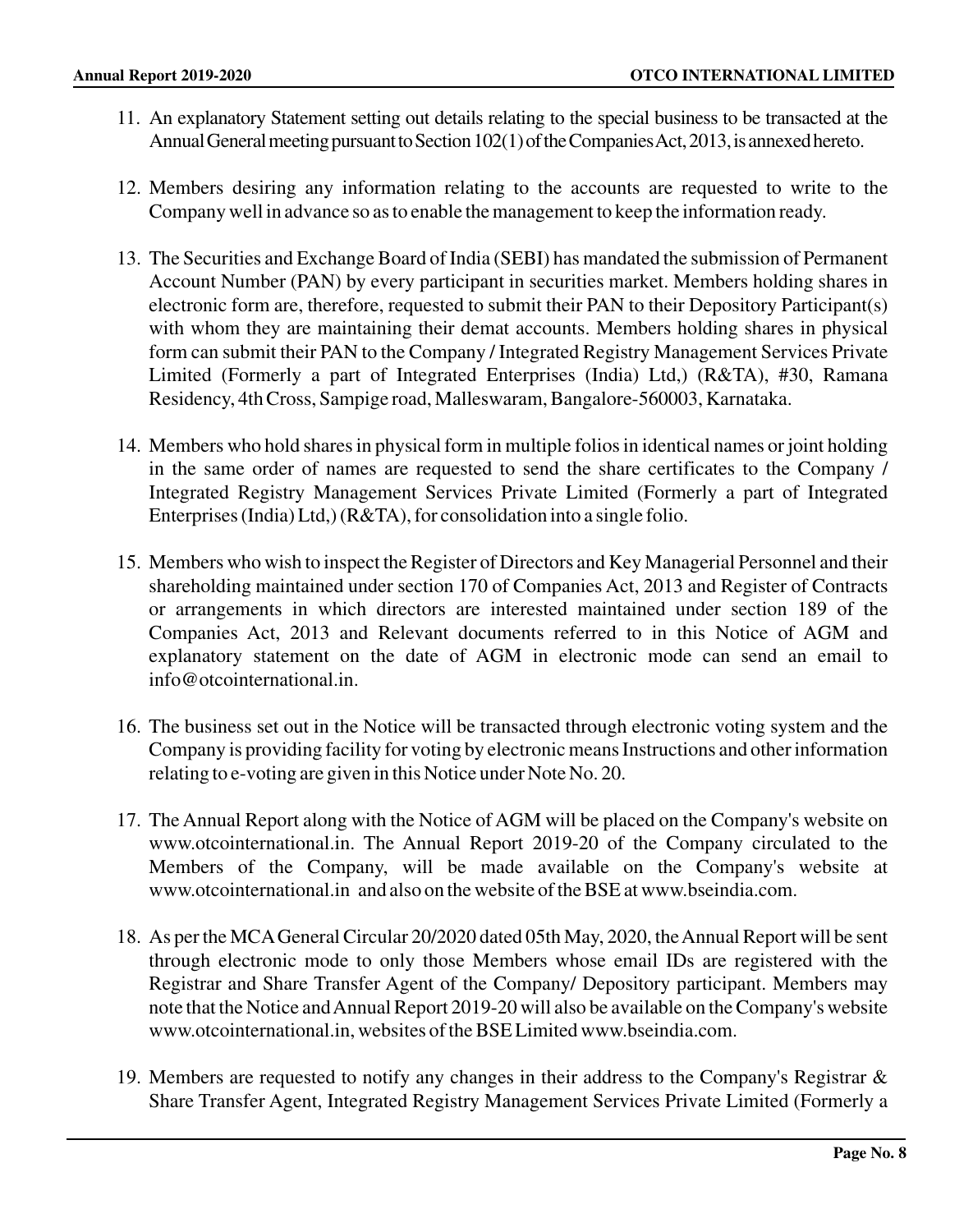11. An explanatory Statement setting out details relating to the special business to be transacted at the Annual General meeting pursuant to Section 102(1) of the Companies Act, 2013, is annexed hereto.

12. Members desiring any information relating to the accounts are requested to write to the Company well in advance so as to enable the management to keep the information ready.

13. The Securities and Exchange Board of India (SEBI) has mandated the submission of Permanent Account Number (PAN) by every participant in securities market. Members holding shares in electronic form are, therefore, requested to submit their PAN to their Depository Participant(s) with whom they are maintaining their demat accounts. Members holding shares in physical form can submit their PAN to the Company / Integrated Registry Management Services Private Limited (Formerly a part of Integrated Enterprises (India) Ltd,) (R&TA), #30, Ramana Residency, 4th Cross, Sampige road, Malleswaram, Bangalore-560003, Karnataka.

14. Members who hold shares in physical form in multiple folios in identical names or joint holding in the same order of names are requested to send the share certificates to the Company / Integrated Registry Management Services Private Limited (Formerly a part of Integrated Enterprises (India) Ltd,) (R&TA), for consolidation into a single folio.

15. Members who wish to inspect the Register of Directors and Key Managerial Personnel and their shareholding maintained under section 170 of Companies Act, 2013 and Register of Contracts or arrangements in which directors are interested maintained under section 189 of the Companies Act, 2013 and Relevant documents referred to in this Notice of AGM and explanatory statement on the date of AGM in electronic mode can send an email to info@otcointernational.in.

16. The business set out in the Notice will be transacted through electronic voting system and the Company is providing facility for voting by electronic means Instructions and other information relating to e-voting are given in this Notice under Note No. 20.

17. The Annual Report along with the Notice of AGM will be placed on the Company's website on www.otcointernational.in. The Annual Report 2019-20 of the Company circulated to the Members of the Company, will be made available on the Company's website at www.otcointernational.in and also on the website of the BSE at www.bseindia.com.

18. As per the MCA General Circular 20/2020 dated 05th May, 2020, the Annual Report will be sent through electronic mode to only those Members whose email IDs are registered with the Registrar and Share Transfer Agent of the Company/ Depository participant. Members may note that the Notice and Annual Report 2019-20 will also be available on the Company's website www.otcointernational.in, websites of the BSE Limited www.bseindia.com.

19. Members are requested to notify any changes in their address to the Company's Registrar & Share Transfer Agent, Integrated Registry Management Services Private Limited (Formerly a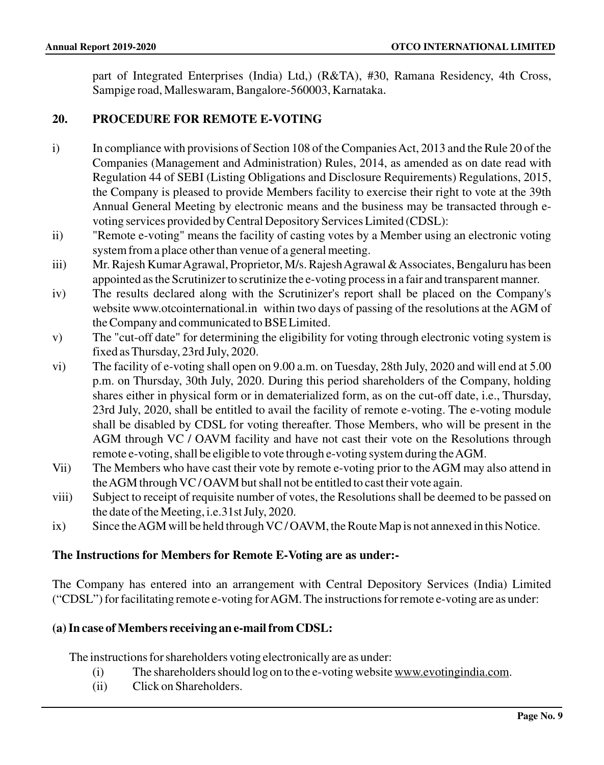part of Integrated Enterprises (India) Ltd,) (R&TA), #30, Ramana Residency, 4th Cross, Sampige road, Malleswaram, Bangalore-560003, Karnataka.

## 20. PROCEDURE FOR REMOTE E-VOTING

i) In compliance with provisions of Section 108 of the Companies Act, 2013 and the Rule 20 of the Companies (Management and Administration) Rules, 2014, as amended as on date read with Regulation 44 of SEBI (Listing Obligations and Disclosure Requirements) Regulations, 2015, the Company is pleased to provide Members facility to exercise their right to vote at the 39th Annual General Meeting by electronic means and the business may be transacted through e-voting services provided by Central Depository Services Limited (CDSL):

ii) "Remote e-voting" means the facility of casting votes by a Member using an electronic voting system from a place other than venue of a general meeting.

iii) Mr. Rajesh Kumar Agrawal, Proprietor, M/s. Rajesh Agrawal & Associates, Bengaluru has been appointed as the Scrutinizer to scrutinize the e-voting process in a fair and transparent manner.

iv) The results declared along with the Scrutinizer's report shall be placed on the Company's website www.otcointernational.in within two days of passing of the resolutions at the AGM of the Company and communicated to BSE Limited.

v) The "cut-off date" for determining the eligibility for voting through electronic voting system is fixed as Thursday, 23rd July, 2020.

vi) The facility of e-voting shall open on 9.00 a.m. on Tuesday, 28th July, 2020 and will end at 5.00 p.m. on Thursday, 30th July, 2020. During this period shareholders of the Company, holding shares either in physical form or in dematerialized form, as on the cut-off date, i.e., Thursday, 23rd July, 2020, shall be entitled to avail the facility of remote e-voting. The e-voting module shall be disabled by CDSL for voting thereafter. Those Members, who will be present in the AGM through VC / OAVM facility and have not cast their vote on the Resolutions through remote e-voting, shall be eligible to vote through e-voting system during the AGM.

Vii) The Members who have cast their vote by remote e-voting prior to the AGM may also attend in the AGM through VC / OAVM but shall not be entitled to cast their vote again.

viii) Subject to receipt of requisite number of votes, the Resolutions shall be deemed to be passed on the date of the Meeting, i.e.31st July, 2020.

ix) Since the AGM will be held through VC / OAVM, the Route Map is not annexed in this Notice.

**The Instructions for Members for Remote E-Voting are as under:-**

The Company has entered into an arrangement with Central Depository Services (India) Limited ("CDSL") for facilitating remote e-voting for AGM. The instructions for remote e-voting are as under:

**(a) In case of Members receiving an e-mail from CDSL:**

The instructions for shareholders voting electronically are as under:

(i) The shareholders should log on to the e-voting website www.evotingindia.com.

(ii) Click on Shareholders.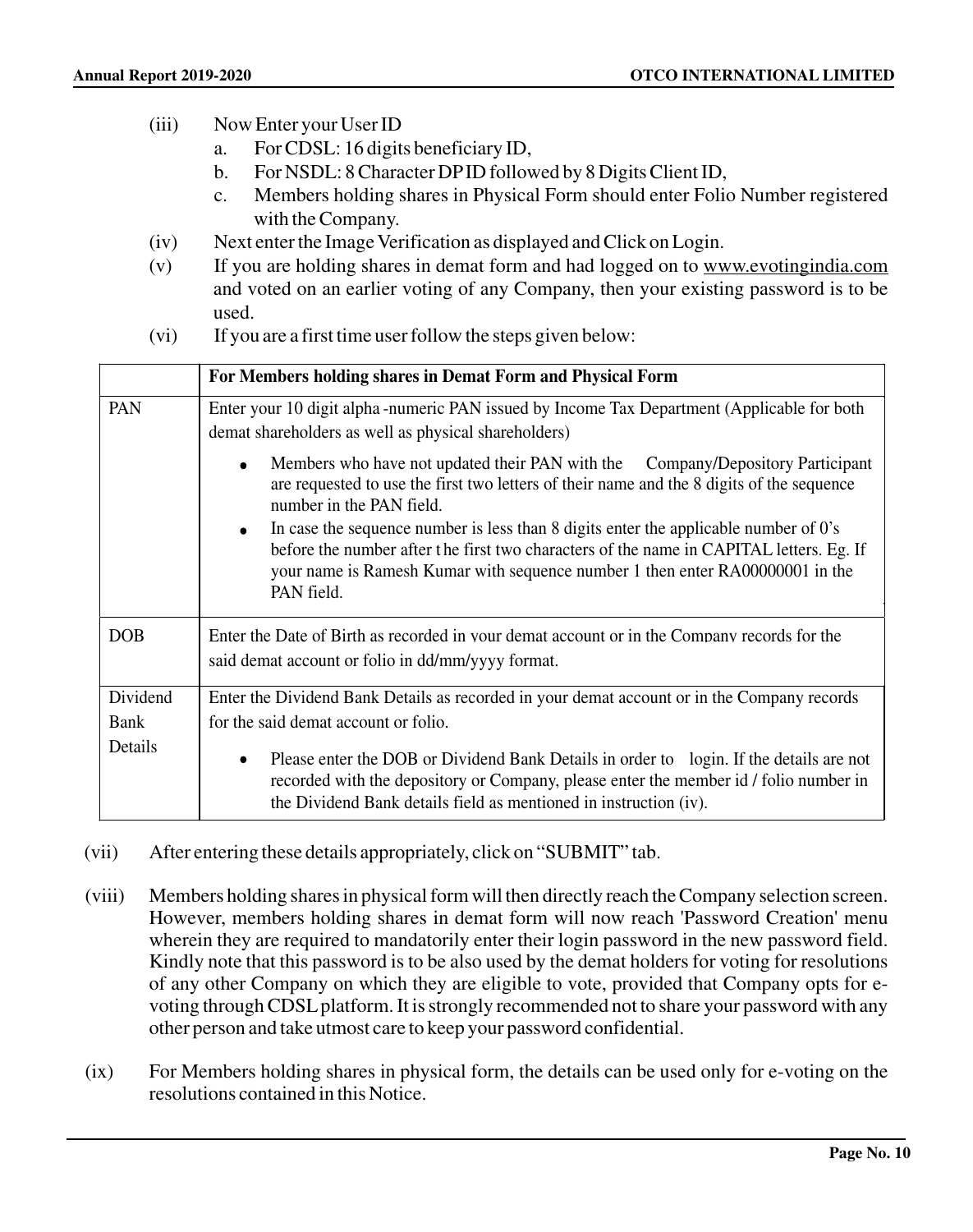(iii) Now Enter your User ID

   a. For CDSL: 16 digits beneficiary ID,
   b. For NSDL: 8 Character DP ID followed by 8 Digits Client ID,
   c. Members holding shares in Physical Form should enter Folio Number registered with the Company.

(iv) Next enter the Image Verification as displayed and Click on Login.

(v) If you are holding shares in demat form and had logged on to www.evotingindia.com and voted on an earlier voting of any Company, then your existing password is to be used.

(vi) If you are a first time user follow the steps given below:

| | **For Members holding shares in Demat Form and Physical Form** |
|---|---|
| PAN | Enter your 10 digit alpha -numeric PAN issued by Income Tax Department (Applicable for both demat shareholders as well as physical shareholders)<br>• Members who have not updated their PAN with the Company/Depository Participant are requested to use the first two letters of their name and the 8 digits of the sequence number in the PAN field.<br>• In case the sequence number is less than 8 digits enter the applicable number of 0's before the number after the first two characters of the name in CAPITAL letters. Eg. If your name is Ramesh Kumar with sequence number 1 then enter RA00000001 in the PAN field. |
| DOB | Enter the Date of Birth as recorded in your demat account or in the Company records for the said demat account or folio in dd/mm/yyyy format. |
| Dividend Bank Details | Enter the Dividend Bank Details as recorded in your demat account or in the Company records for the said demat account or folio.<br>• Please enter the DOB or Dividend Bank Details in order to login. If the details are not recorded with the depository or Company, please enter the member id / folio number in the Dividend Bank details field as mentioned in instruction (iv). |

(vii) After entering these details appropriately, click on "SUBMIT" tab.

(viii) Members holding shares in physical form will then directly reach the Company selection screen. However, members holding shares in demat form will now reach 'Password Creation' menu wherein they are required to mandatorily enter their login password in the new password field. Kindly note that this password is to be also used by the demat holders for voting for resolutions of any other Company on which they are eligible to vote, provided that Company opts for e-voting through CDSL platform. It is strongly recommended not to share your password with any other person and take utmost care to keep your password confidential.

(ix) For Members holding shares in physical form, the details can be used only for e-voting on the resolutions contained in this Notice.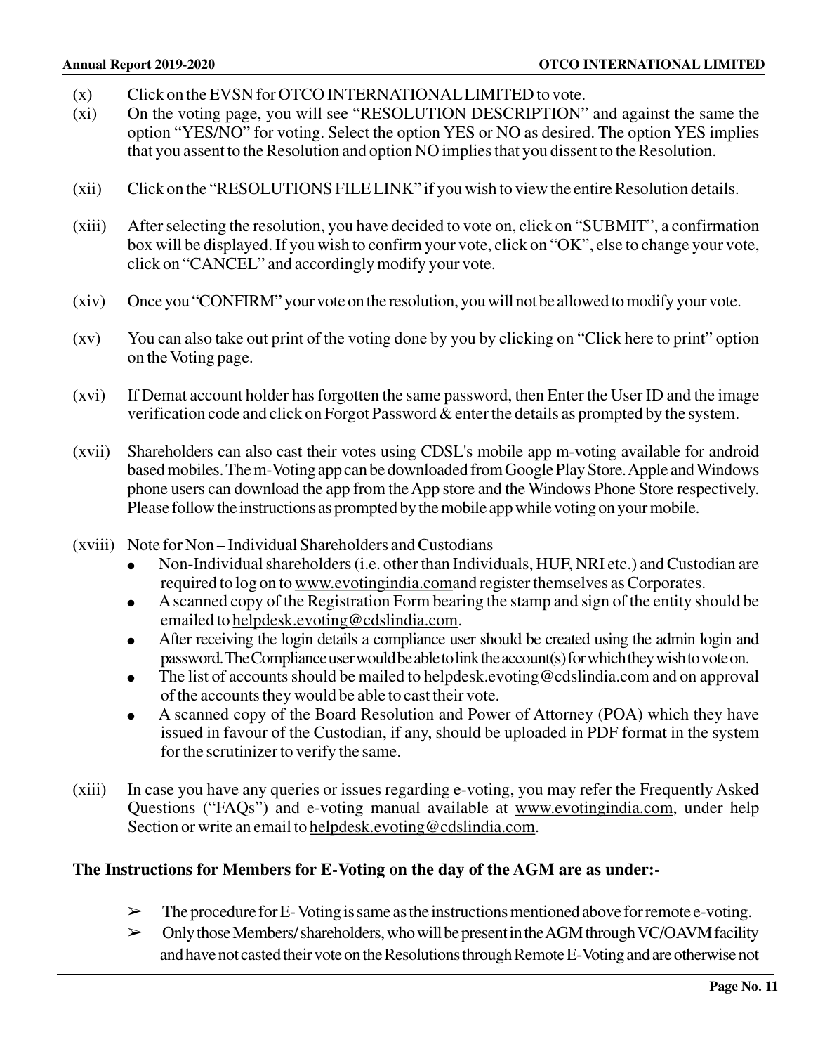(x) Click on the EVSN for OTCO INTERNATIONAL LIMITED to vote.

(xi) On the voting page, you will see "RESOLUTION DESCRIPTION" and against the same the option "YES/NO" for voting. Select the option YES or NO as desired. The option YES implies that you assent to the Resolution and option NO implies that you dissent to the Resolution.

(xii) Click on the "RESOLUTIONS FILE LINK" if you wish to view the entire Resolution details.

(xiii) After selecting the resolution, you have decided to vote on, click on "SUBMIT", a confirmation box will be displayed. If you wish to confirm your vote, click on "OK", else to change your vote, click on "CANCEL" and accordingly modify your vote.

(xiv) Once you "CONFIRM" your vote on the resolution, you will not be allowed to modify your vote.

(xv) You can also take out print of the voting done by you by clicking on "Click here to print" option on the Voting page.

(xvi) If Demat account holder has forgotten the same password, then Enter the User ID and the image verification code and click on Forgot Password & enter the details as prompted by the system.

(xvii) Shareholders can also cast their votes using CDSL's mobile app m-voting available for android based mobiles. The m-Voting app can be downloaded from Google Play Store. Apple and Windows phone users can download the app from the App store and the Windows Phone Store respectively. Please follow the instructions as prompted by the mobile app while voting on your mobile.

(xviii) Note for Non – Individual Shareholders and Custodians

- Non-Individual shareholders (i.e. other than Individuals, HUF, NRI etc.) and Custodian are required to log on to www.evotingindia.comand register themselves as Corporates.
- A scanned copy of the Registration Form bearing the stamp and sign of the entity should be emailed to helpdesk.evoting@cdslindia.com.
- After receiving the login details a compliance user should be created using the admin login and password. The Compliance user would be able to link the account(s) for which they wish to vote on.
- The list of accounts should be mailed to helpdesk.evoting@cdslindia.com and on approval of the accounts they would be able to cast their vote.
- A scanned copy of the Board Resolution and Power of Attorney (POA) which they have issued in favour of the Custodian, if any, should be uploaded in PDF format in the system for the scrutinizer to verify the same.

(xiii) In case you have any queries or issues regarding e-voting, you may refer the Frequently Asked Questions ("FAQs") and e-voting manual available at www.evotingindia.com, under help Section or write an email to helpdesk.evoting@cdslindia.com.

**The Instructions for Members for E-Voting on the day of the AGM are as under:-**

- ➢ The procedure for E- Voting is same as the instructions mentioned above for remote e-voting.
- ➢ Only those Members/ shareholders, who will be present in the AGM through VC/OAVM facility and have not casted their vote on the Resolutions through Remote E-Voting and are otherwise not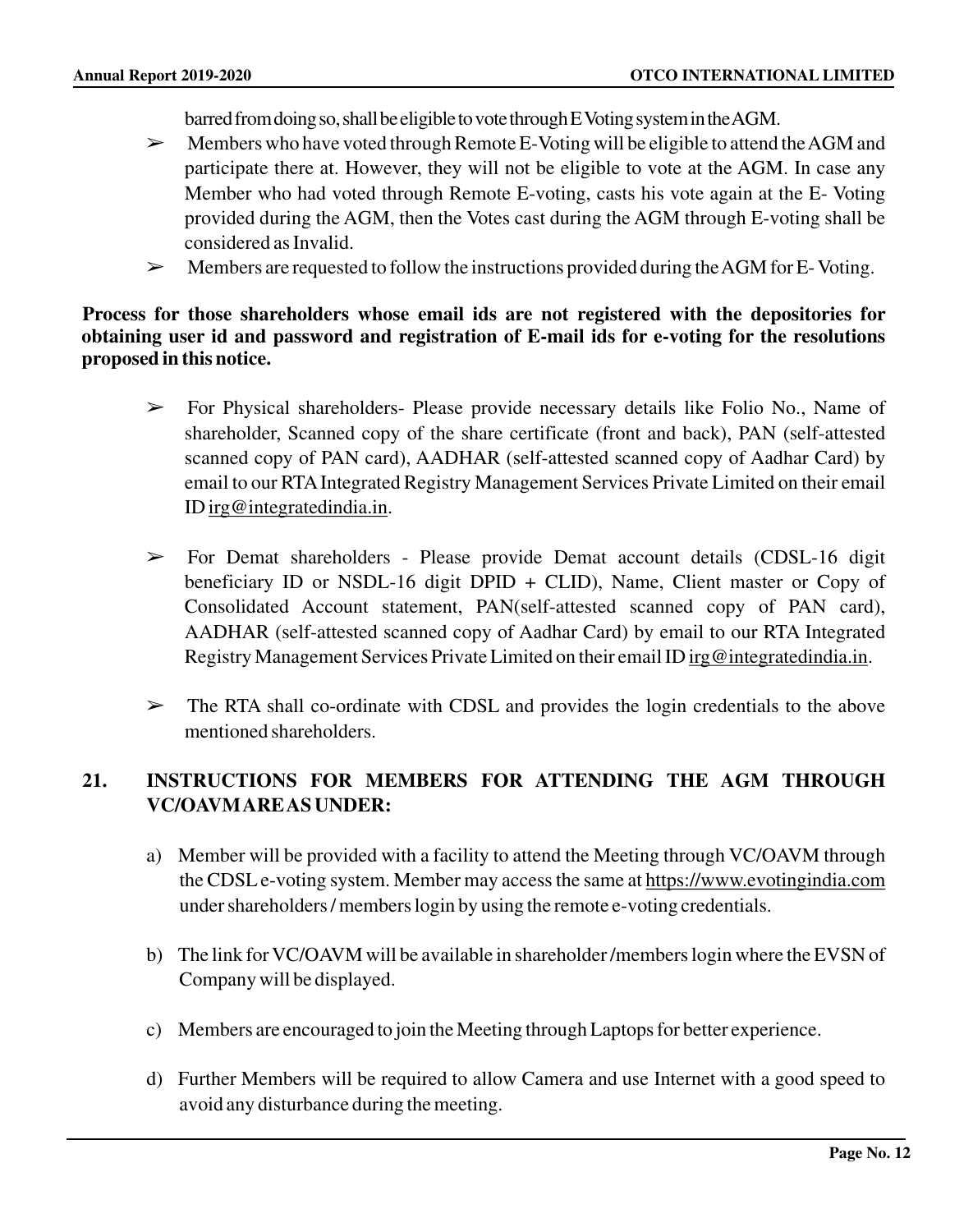barred from doing so, shall be eligible to vote through E Voting system in the AGM.

- ➢ Members who have voted through Remote E-Voting will be eligible to attend the AGM and participate there at. However, they will not be eligible to vote at the AGM. In case any Member who had voted through Remote E-voting, casts his vote again at the E- Voting provided during the AGM, then the Votes cast during the AGM through E-voting shall be considered as Invalid.
- ➢ Members are requested to follow the instructions provided during the AGM for E- Voting.

**Process for those shareholders whose email ids are not registered with the depositories for obtaining user id and password and registration of E-mail ids for e-voting for the resolutions proposed in this notice.**

- ➢ For Physical shareholders- Please provide necessary details like Folio No., Name of shareholder, Scanned copy of the share certificate (front and back), PAN (self-attested scanned copy of PAN card), AADHAR (self-attested scanned copy of Aadhar Card) by email to our RTA Integrated Registry Management Services Private Limited on their email ID irg@integratedindia.in.

- ➢ For Demat shareholders - Please provide Demat account details (CDSL-16 digit beneficiary ID or NSDL-16 digit DPID + CLID), Name, Client master or Copy of Consolidated Account statement, PAN(self-attested scanned copy of PAN card), AADHAR (self-attested scanned copy of Aadhar Card) by email to our RTA Integrated Registry Management Services Private Limited on their email ID irg@integratedindia.in.

- ➢ The RTA shall co-ordinate with CDSL and provides the login credentials to the above mentioned shareholders.

## 21. INSTRUCTIONS FOR MEMBERS FOR ATTENDING THE AGM THROUGH VC/OAVM ARE AS UNDER:

a) Member will be provided with a facility to attend the Meeting through VC/OAVM through the CDSL e-voting system. Member may access the same at https://www.evotingindia.com under shareholders / members login by using the remote e-voting credentials.

b) The link for VC/OAVM will be available in shareholder /members login where the EVSN of Company will be displayed.

c) Members are encouraged to join the Meeting through Laptops for better experience.

d) Further Members will be required to allow Camera and use Internet with a good speed to avoid any disturbance during the meeting.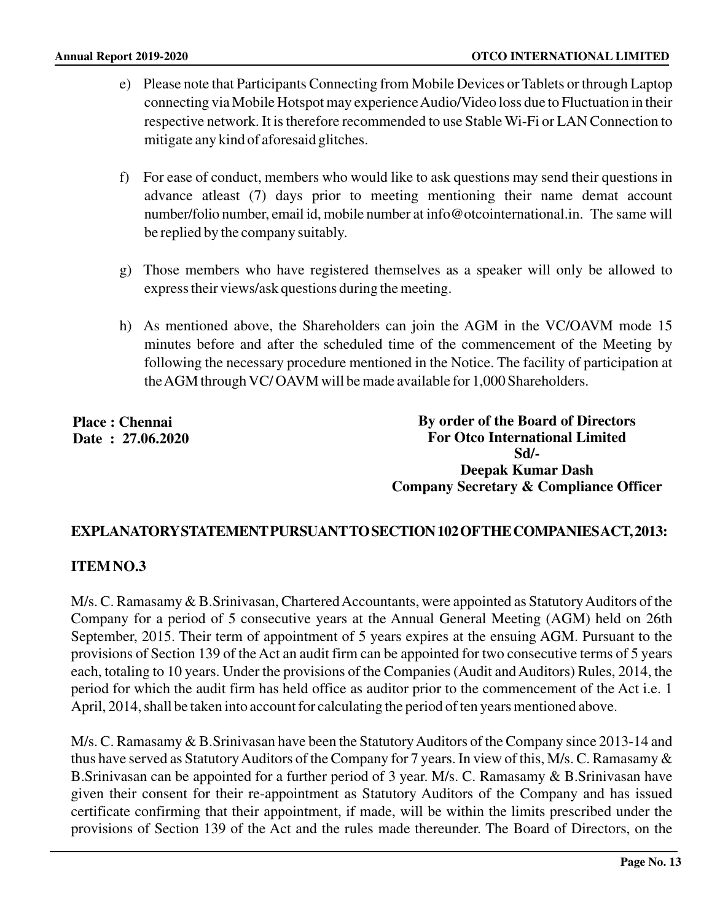e) Please note that Participants Connecting from Mobile Devices or Tablets or through Laptop connecting via Mobile Hotspot may experience Audio/Video loss due to Fluctuation in their respective network. It is therefore recommended to use Stable Wi-Fi or LAN Connection to mitigate any kind of aforesaid glitches.

f) For ease of conduct, members who would like to ask questions may send their questions in advance atleast (7) days prior to meeting mentioning their name demat account number/folio number, email id, mobile number at info@otcointernational.in. The same will be replied by the company suitably.

g) Those members who have registered themselves as a speaker will only be allowed to express their views/ask questions during the meeting.

h) As mentioned above, the Shareholders can join the AGM in the VC/OAVM mode 15 minutes before and after the scheduled time of the commencement of the Meeting by following the necessary procedure mentioned in the Notice. The facility of participation at the AGM through VC/ OAVM will be made available for 1,000 Shareholders.

**Place : Chennai**
**Date : 27.06.2020**

**By order of the Board of Directors**
**For Otco International Limited**
**Sd/-**
**Deepak Kumar Dash**
**Company Secretary & Compliance Officer**

## EXPLANATORY STATEMENT PURSUANT TO SECTION 102 OF THE COMPANIES ACT, 2013:

### ITEM NO.3

M/s. C. Ramasamy & B.Srinivasan, Chartered Accountants, were appointed as Statutory Auditors of the Company for a period of 5 consecutive years at the Annual General Meeting (AGM) held on 26th September, 2015. Their term of appointment of 5 years expires at the ensuing AGM. Pursuant to the provisions of Section 139 of the Act an audit firm can be appointed for two consecutive terms of 5 years each, totaling to 10 years. Under the provisions of the Companies (Audit and Auditors) Rules, 2014, the period for which the audit firm has held office as auditor prior to the commencement of the Act i.e. 1 April, 2014, shall be taken into account for calculating the period of ten years mentioned above.

M/s. C. Ramasamy & B.Srinivasan have been the Statutory Auditors of the Company since 2013-14 and thus have served as Statutory Auditors of the Company for 7 years. In view of this, M/s. C. Ramasamy & B.Srinivasan can be appointed for a further period of 3 year. M/s. C. Ramasamy & B.Srinivasan have given their consent for their re-appointment as Statutory Auditors of the Company and has issued certificate confirming that their appointment, if made, will be within the limits prescribed under the provisions of Section 139 of the Act and the rules made thereunder. The Board of Directors, on the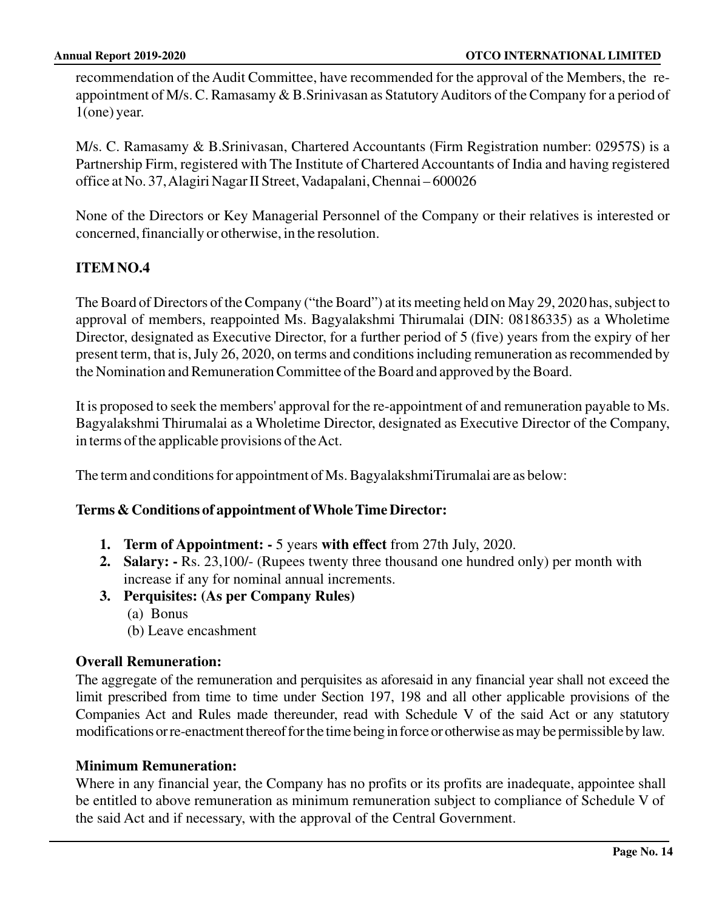recommendation of the Audit Committee, have recommended for the approval of the Members, the re-appointment of M/s. C. Ramasamy & B.Srinivasan as Statutory Auditors of the Company for a period of 1(one) year.

M/s. C. Ramasamy & B.Srinivasan, Chartered Accountants (Firm Registration number: 02957S) is a Partnership Firm, registered with The Institute of Chartered Accountants of India and having registered office at No. 37, Alagiri Nagar II Street, Vadapalani, Chennai – 600026

None of the Directors or Key Managerial Personnel of the Company or their relatives is interested or concerned, financially or otherwise, in the resolution.

**ITEM NO.4**

The Board of Directors of the Company ("the Board") at its meeting held on May 29, 2020 has, subject to approval of members, reappointed Ms. Bagyalakshmi Thirumalai (DIN: 08186335) as a Wholetime Director, designated as Executive Director, for a further period of 5 (five) years from the expiry of her present term, that is, July 26, 2020, on terms and conditions including remuneration as recommended by the Nomination and Remuneration Committee of the Board and approved by the Board.

It is proposed to seek the members' approval for the re-appointment of and remuneration payable to Ms. Bagyalakshmi Thirumalai as a Wholetime Director, designated as Executive Director of the Company, in terms of the applicable provisions of the Act.

The term and conditions for appointment of Ms. BagyalakshmiTirumalai are as below:

**Terms & Conditions of appointment of Whole Time Director:**

1. **Term of Appointment: -** 5 years **with effect** from 27th July, 2020.
2. **Salary: -** Rs. 23,100/- (Rupees twenty three thousand one hundred only) per month with increase if any for nominal annual increments.
3. **Perquisites: (As per Company Rules)**
   (a) Bonus
   (b) Leave encashment

**Overall Remuneration:**
The aggregate of the remuneration and perquisites as aforesaid in any financial year shall not exceed the limit prescribed from time to time under Section 197, 198 and all other applicable provisions of the Companies Act and Rules made thereunder, read with Schedule V of the said Act or any statutory modifications or re-enactment thereof for the time being in force or otherwise as may be permissible by law.

**Minimum Remuneration:**
Where in any financial year, the Company has no profits or its profits are inadequate, appointee shall be entitled to above remuneration as minimum remuneration subject to compliance of Schedule V of the said Act and if necessary, with the approval of the Central Government.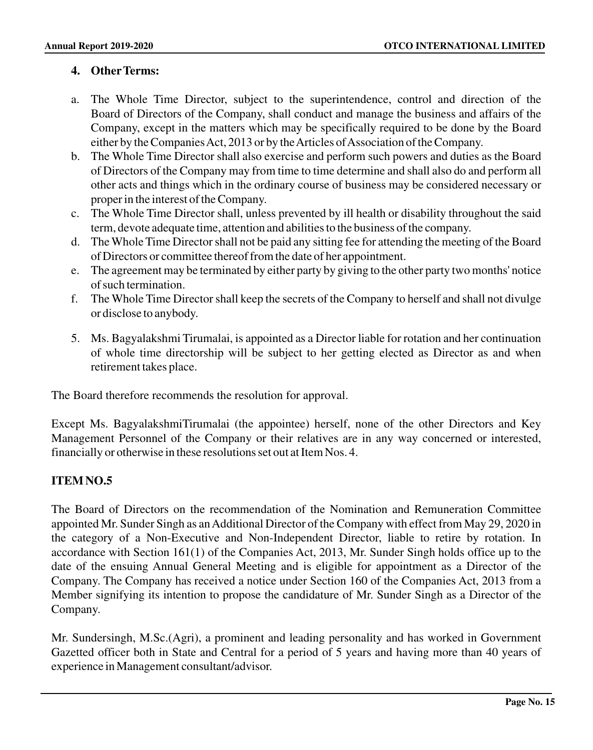**4. Other Terms:**

a. The Whole Time Director, subject to the superintendence, control and direction of the Board of Directors of the Company, shall conduct and manage the business and affairs of the Company, except in the matters which may be specifically required to be done by the Board either by the Companies Act, 2013 or by the Articles of Association of the Company.

b. The Whole Time Director shall also exercise and perform such powers and duties as the Board of Directors of the Company may from time to time determine and shall also do and perform all other acts and things which in the ordinary course of business may be considered necessary or proper in the interest of the Company.

c. The Whole Time Director shall, unless prevented by ill health or disability throughout the said term, devote adequate time, attention and abilities to the business of the company.

d. The Whole Time Director shall not be paid any sitting fee for attending the meeting of the Board of Directors or committee thereof from the date of her appointment.

e. The agreement may be terminated by either party by giving to the other party two months' notice of such termination.

f. The Whole Time Director shall keep the secrets of the Company to herself and shall not divulge or disclose to anybody.

5. Ms. Bagyalakshmi Tirumalai, is appointed as a Director liable for rotation and her continuation of whole time directorship will be subject to her getting elected as Director as and when retirement takes place.

The Board therefore recommends the resolution for approval.

Except Ms. BagyalakshmiTirumalai (the appointee) herself, none of the other Directors and Key Management Personnel of the Company or their relatives are in any way concerned or interested, financially or otherwise in these resolutions set out at Item Nos. 4.

**ITEM NO.5**

The Board of Directors on the recommendation of the Nomination and Remuneration Committee appointed Mr. Sunder Singh as an Additional Director of the Company with effect from May 29, 2020 in the category of a Non-Executive and Non-Independent Director, liable to retire by rotation. In accordance with Section 161(1) of the Companies Act, 2013, Mr. Sunder Singh holds office up to the date of the ensuing Annual General Meeting and is eligible for appointment as a Director of the Company. The Company has received a notice under Section 160 of the Companies Act, 2013 from a Member signifying its intention to propose the candidature of Mr. Sunder Singh as a Director of the Company.

Mr. Sundersingh, M.Sc.(Agri), a prominent and leading personality and has worked in Government Gazetted officer both in State and Central for a period of 5 years and having more than 40 years of experience in Management consultant/advisor.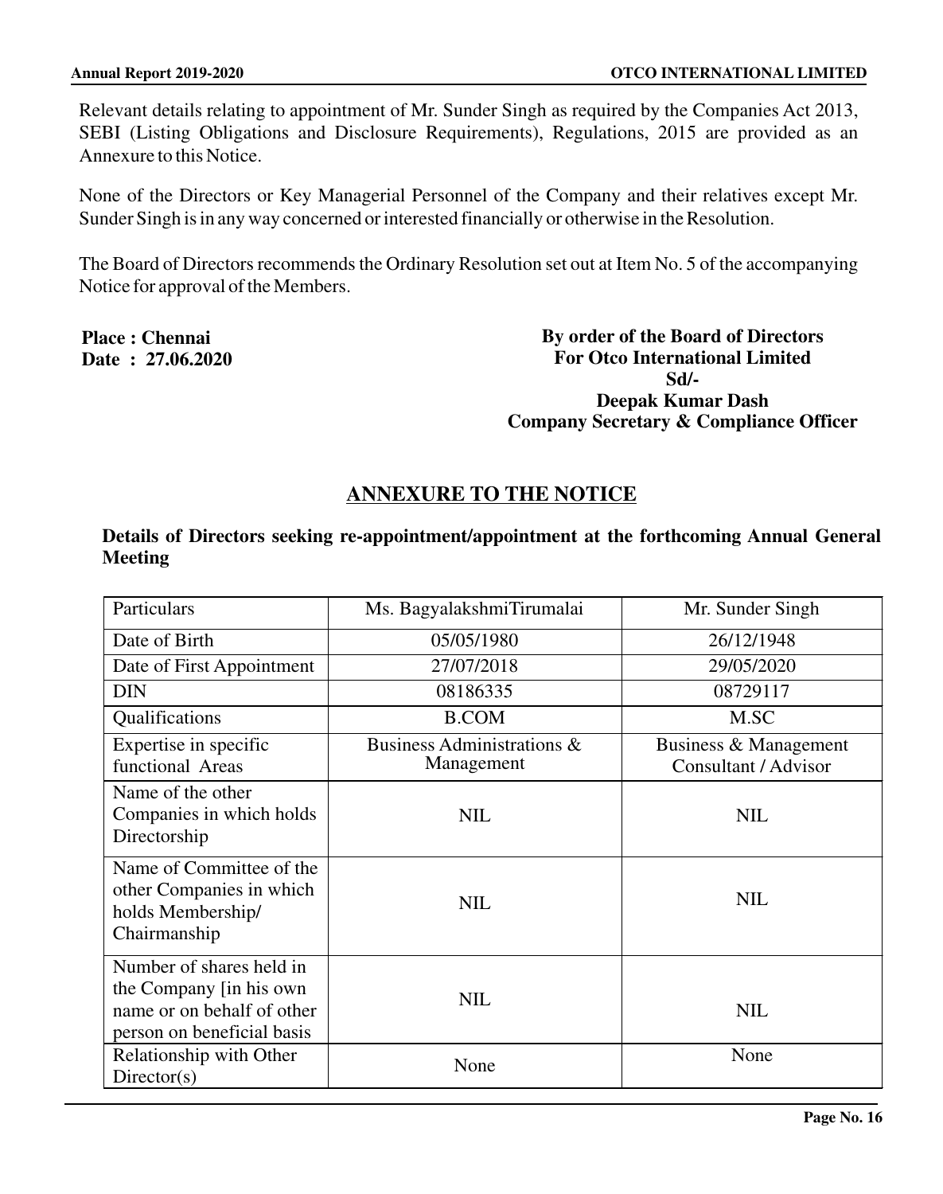Relevant details relating to appointment of Mr. Sunder Singh as required by the Companies Act 2013, SEBI (Listing Obligations and Disclosure Requirements), Regulations, 2015 are provided as an Annexure to this Notice.

None of the Directors or Key Managerial Personnel of the Company and their relatives except Mr. Sunder Singh is in any way concerned or interested financially or otherwise in the Resolution.

The Board of Directors recommends the Ordinary Resolution set out at Item No. 5 of the accompanying Notice for approval of the Members.

**Place : Chennai**
**Date : 27.06.2020**

**By order of the Board of Directors**
**For Otco International Limited**
**Sd/-**
**Deepak Kumar Dash**
**Company Secretary & Compliance Officer**

## ANNEXURE TO THE NOTICE

**Details of Directors seeking re-appointment/appointment at the forthcoming Annual General Meeting**

| Particulars | Ms. BagyalakshmiTirumalai | Mr. Sunder Singh |
|---|---|---|
| Date of Birth | 05/05/1980 | 26/12/1948 |
| Date of First Appointment | 27/07/2018 | 29/05/2020 |
| DIN | 08186335 | 08729117 |
| Qualifications | B.COM | M.SC |
| Expertise in specific functional Areas | Business Administrations & Management | Business & Management Consultant / Advisor |
| Name of the other Companies in which holds Directorship | NIL | NIL |
| Name of Committee of the other Companies in which holds Membership/ Chairmanship | NIL | NIL |
| Number of shares held in the Company [in his own name or on behalf of other person on beneficial basis | NIL | NIL |
| Relationship with Other Director(s) | None | None |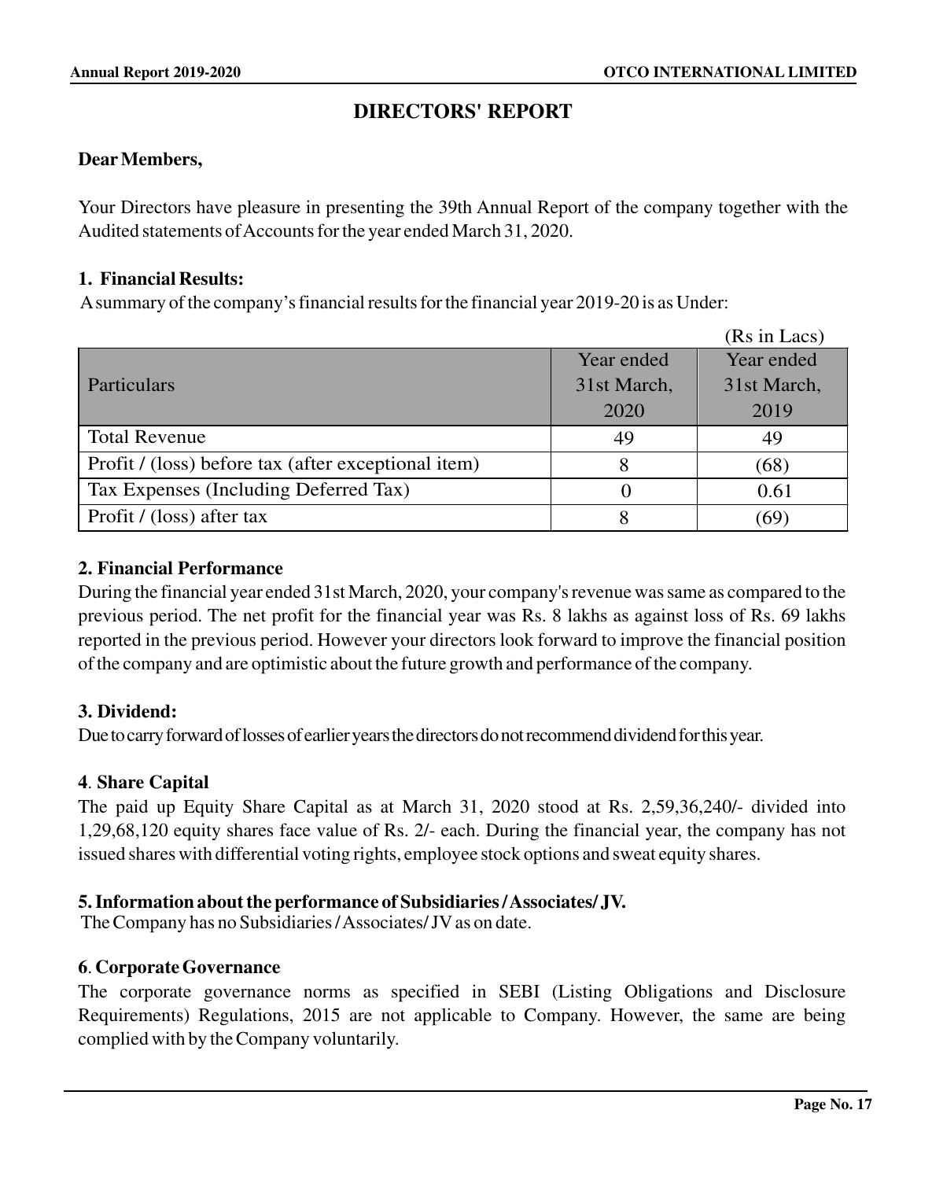# DIRECTORS' REPORT

**Dear Members,**

Your Directors have pleasure in presenting the 39th Annual Report of the company together with the Audited statements of Accounts for the year ended March 31, 2020.

## 1. Financial Results:

A summary of the company's financial results for the financial year 2019-20 is as Under:

(Rs in Lacs)

| Particulars | Year ended 31st March, 2020 | Year ended 31st March, 2019 |
|---|---|---|
| Total Revenue | 49 | 49 |
| Profit / (loss) before tax (after exceptional item) | 8 | (68) |
| Tax Expenses (Including Deferred Tax) | 0 | 0.61 |
| Profit / (loss) after tax | 8 | (69) |

## 2. Financial Performance

During the financial year ended 31st March, 2020, your company's revenue was same as compared to the previous period. The net profit for the financial year was Rs. 8 lakhs as against loss of Rs. 69 lakhs reported in the previous period. However your directors look forward to improve the financial position of the company and are optimistic about the future growth and performance of the company.

## 3. Dividend:

Due to carry forward of losses of earlier years the directors do not recommend dividend for this year.

## 4. Share Capital

The paid up Equity Share Capital as at March 31, 2020 stood at Rs. 2,59,36,240/- divided into 1,29,68,120 equity shares face value of Rs. 2/- each. During the financial year, the company has not issued shares with differential voting rights, employee stock options and sweat equity shares.

## 5. Information about the performance of Subsidiaries / Associates/ JV.

The Company has no Subsidiaries / Associates/ JV as on date.

## 6. Corporate Governance

The corporate governance norms as specified in SEBI (Listing Obligations and Disclosure Requirements) Regulations, 2015 are not applicable to Company. However, the same are being complied with by the Company voluntarily.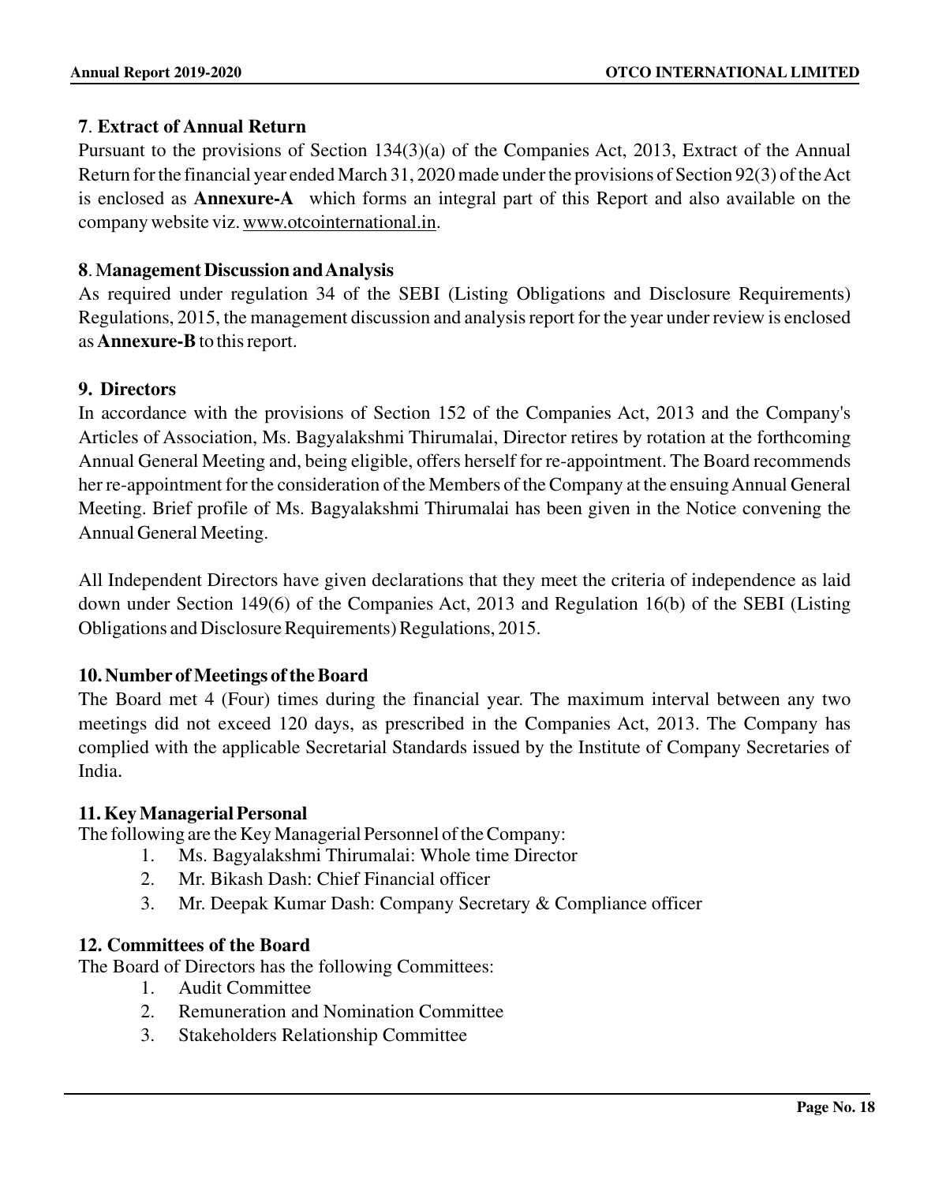### 7. Extract of Annual Return

Pursuant to the provisions of Section 134(3)(a) of the Companies Act, 2013, Extract of the Annual Return for the financial year ended March 31, 2020 made under the provisions of Section 92(3) of the Act is enclosed as **Annexure-A** which forms an integral part of this Report and also available on the company website viz. www.otcointernational.in.

### 8. Management Discussion and Analysis

As required under regulation 34 of the SEBI (Listing Obligations and Disclosure Requirements) Regulations, 2015, the management discussion and analysis report for the year under review is enclosed as **Annexure-B** to this report.

### 9. Directors

In accordance with the provisions of Section 152 of the Companies Act, 2013 and the Company's Articles of Association, Ms. Bagyalakshmi Thirumalai, Director retires by rotation at the forthcoming Annual General Meeting and, being eligible, offers herself for re-appointment. The Board recommends her re-appointment for the consideration of the Members of the Company at the ensuing Annual General Meeting. Brief profile of Ms. Bagyalakshmi Thirumalai has been given in the Notice convening the Annual General Meeting.

All Independent Directors have given declarations that they meet the criteria of independence as laid down under Section 149(6) of the Companies Act, 2013 and Regulation 16(b) of the SEBI (Listing Obligations and Disclosure Requirements) Regulations, 2015.

### 10. Number of Meetings of the Board

The Board met 4 (Four) times during the financial year. The maximum interval between any two meetings did not exceed 120 days, as prescribed in the Companies Act, 2013. The Company has complied with the applicable Secretarial Standards issued by the Institute of Company Secretaries of India.

### 11. Key Managerial Personal

The following are the Key Managerial Personnel of the Company:

1. Ms. Bagyalakshmi Thirumalai: Whole time Director
2. Mr. Bikash Dash: Chief Financial officer
3. Mr. Deepak Kumar Dash: Company Secretary & Compliance officer

### 12. Committees of the Board

The Board of Directors has the following Committees:

1. Audit Committee
2. Remuneration and Nomination Committee
3. Stakeholders Relationship Committee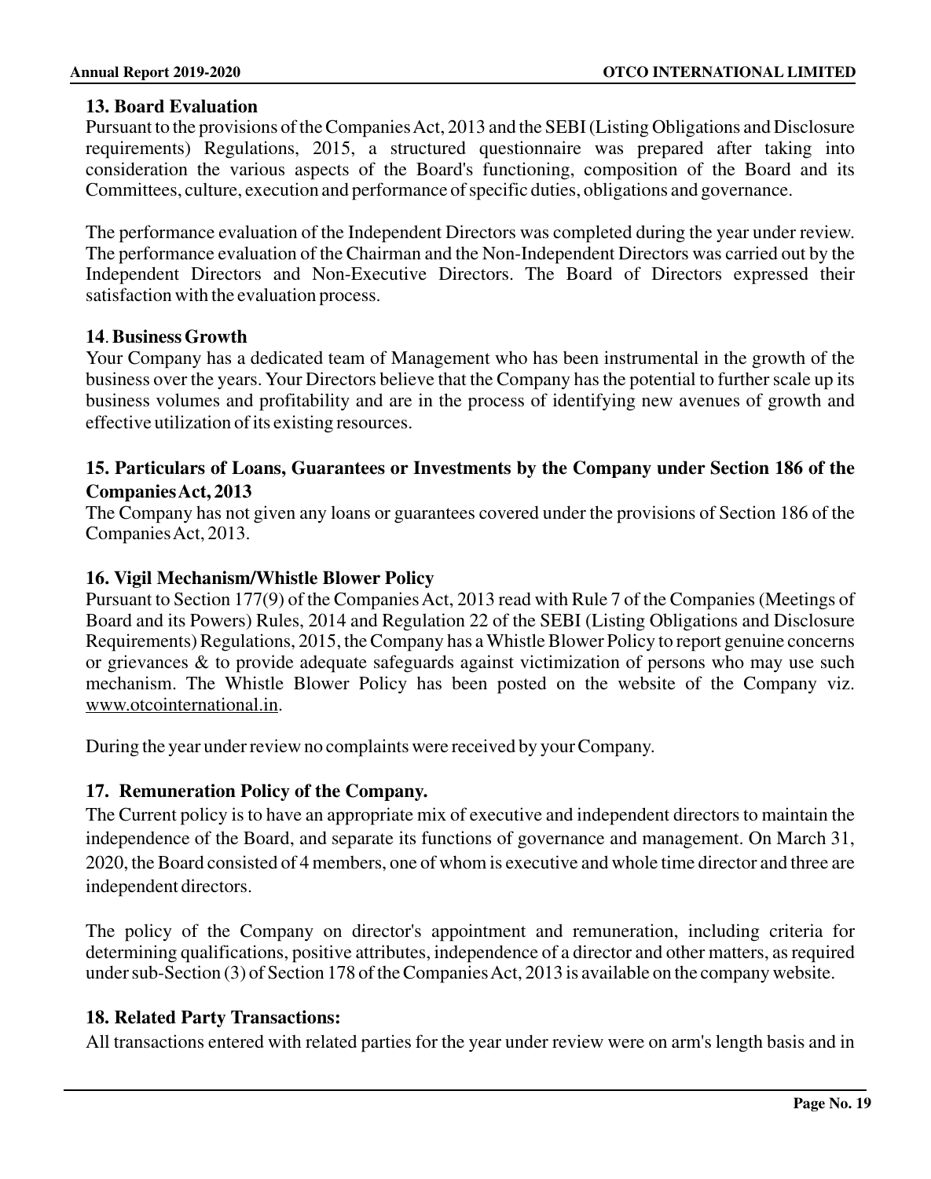### 13. Board Evaluation

Pursuant to the provisions of the Companies Act, 2013 and the SEBI (Listing Obligations and Disclosure requirements) Regulations, 2015, a structured questionnaire was prepared after taking into consideration the various aspects of the Board's functioning, composition of the Board and its Committees, culture, execution and performance of specific duties, obligations and governance.

The performance evaluation of the Independent Directors was completed during the year under review. The performance evaluation of the Chairman and the Non-Independent Directors was carried out by the Independent Directors and Non-Executive Directors. The Board of Directors expressed their satisfaction with the evaluation process.

### 14. Business Growth

Your Company has a dedicated team of Management who has been instrumental in the growth of the business over the years. Your Directors believe that the Company has the potential to further scale up its business volumes and profitability and are in the process of identifying new avenues of growth and effective utilization of its existing resources.

### 15. Particulars of Loans, Guarantees or Investments by the Company under Section 186 of the Companies Act, 2013

The Company has not given any loans or guarantees covered under the provisions of Section 186 of the Companies Act, 2013.

### 16. Vigil Mechanism/Whistle Blower Policy

Pursuant to Section 177(9) of the Companies Act, 2013 read with Rule 7 of the Companies (Meetings of Board and its Powers) Rules, 2014 and Regulation 22 of the SEBI (Listing Obligations and Disclosure Requirements) Regulations, 2015, the Company has a Whistle Blower Policy to report genuine concerns or grievances & to provide adequate safeguards against victimization of persons who may use such mechanism. The Whistle Blower Policy has been posted on the website of the Company viz. www.otcointernational.in.

During the year under review no complaints were received by your Company.

### 17. Remuneration Policy of the Company.

The Current policy is to have an appropriate mix of executive and independent directors to maintain the independence of the Board, and separate its functions of governance and management. On March 31, 2020, the Board consisted of 4 members, one of whom is executive and whole time director and three are independent directors.

The policy of the Company on director's appointment and remuneration, including criteria for determining qualifications, positive attributes, independence of a director and other matters, as required under sub-Section (3) of Section 178 of the Companies Act, 2013 is available on the company website.

### 18. Related Party Transactions:

All transactions entered with related parties for the year under review were on arm's length basis and in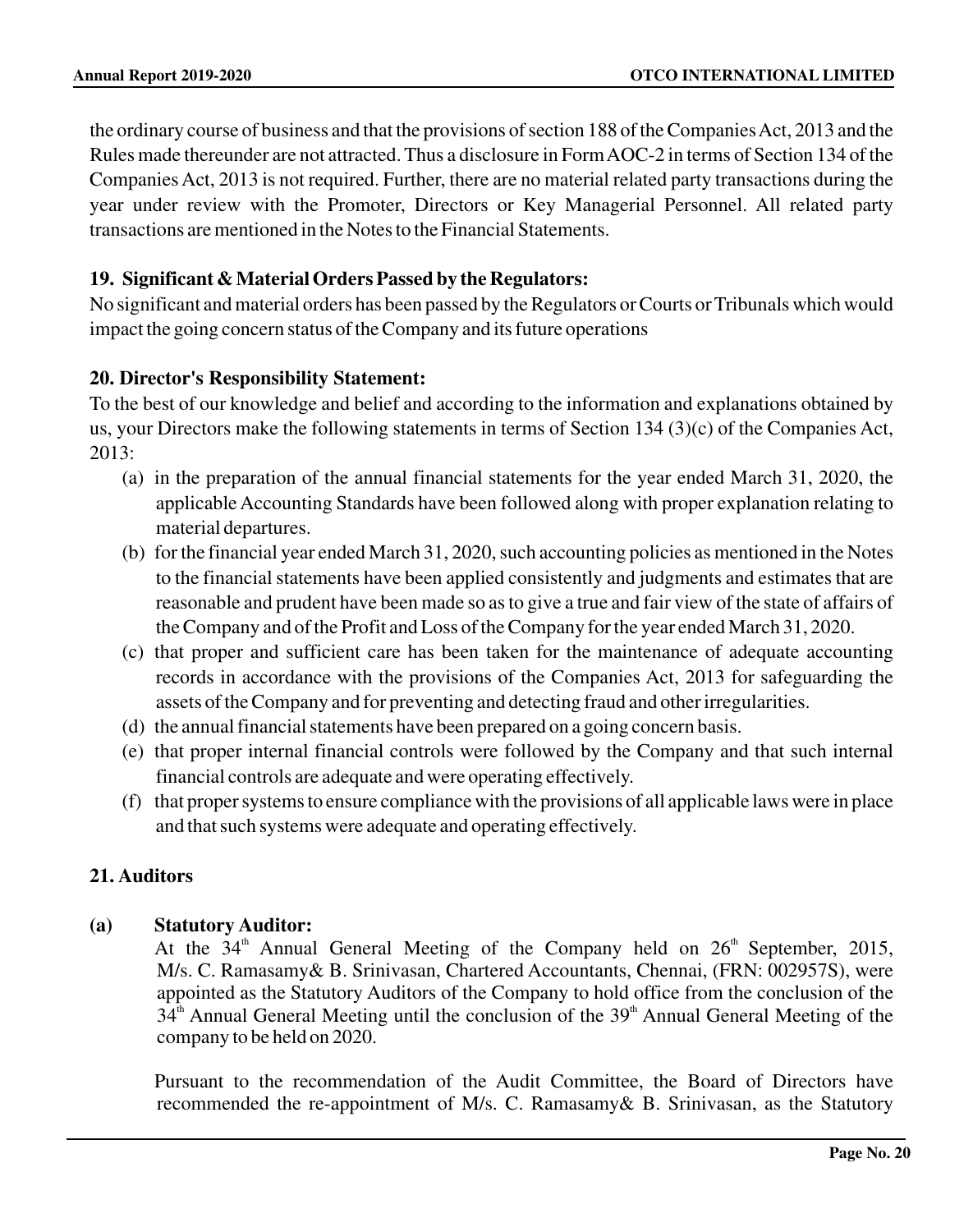the ordinary course of business and that the provisions of section 188 of the Companies Act, 2013 and the Rules made thereunder are not attracted. Thus a disclosure in Form AOC-2 in terms of Section 134 of the Companies Act, 2013 is not required. Further, there are no material related party transactions during the year under review with the Promoter, Directors or Key Managerial Personnel. All related party transactions are mentioned in the Notes to the Financial Statements.

### 19. Significant & Material Orders Passed by the Regulators:

No significant and material orders has been passed by the Regulators or Courts or Tribunals which would impact the going concern status of the Company and its future operations

### 20. Director's Responsibility Statement:

To the best of our knowledge and belief and according to the information and explanations obtained by us, your Directors make the following statements in terms of Section 134 (3)(c) of the Companies Act, 2013:

(a) in the preparation of the annual financial statements for the year ended March 31, 2020, the applicable Accounting Standards have been followed along with proper explanation relating to material departures.

(b) for the financial year ended March 31, 2020, such accounting policies as mentioned in the Notes to the financial statements have been applied consistently and judgments and estimates that are reasonable and prudent have been made so as to give a true and fair view of the state of affairs of the Company and of the Profit and Loss of the Company for the year ended March 31, 2020.

(c) that proper and sufficient care has been taken for the maintenance of adequate accounting records in accordance with the provisions of the Companies Act, 2013 for safeguarding the assets of the Company and for preventing and detecting fraud and other irregularities.

(d) the annual financial statements have been prepared on a going concern basis.

(e) that proper internal financial controls were followed by the Company and that such internal financial controls are adequate and were operating effectively.

(f) that proper systems to ensure compliance with the provisions of all applicable laws were in place and that such systems were adequate and operating effectively.

### 21. Auditors

**(a) Statutory Auditor:**

At the 34th Annual General Meeting of the Company held on 26th September, 2015, M/s. C. Ramasamy& B. Srinivasan, Chartered Accountants, Chennai, (FRN: 002957S), were appointed as the Statutory Auditors of the Company to hold office from the conclusion of the 34th Annual General Meeting until the conclusion of the 39th Annual General Meeting of the company to be held on 2020.

Pursuant to the recommendation of the Audit Committee, the Board of Directors have recommended the re-appointment of M/s. C. Ramasamy& B. Srinivasan, as the Statutory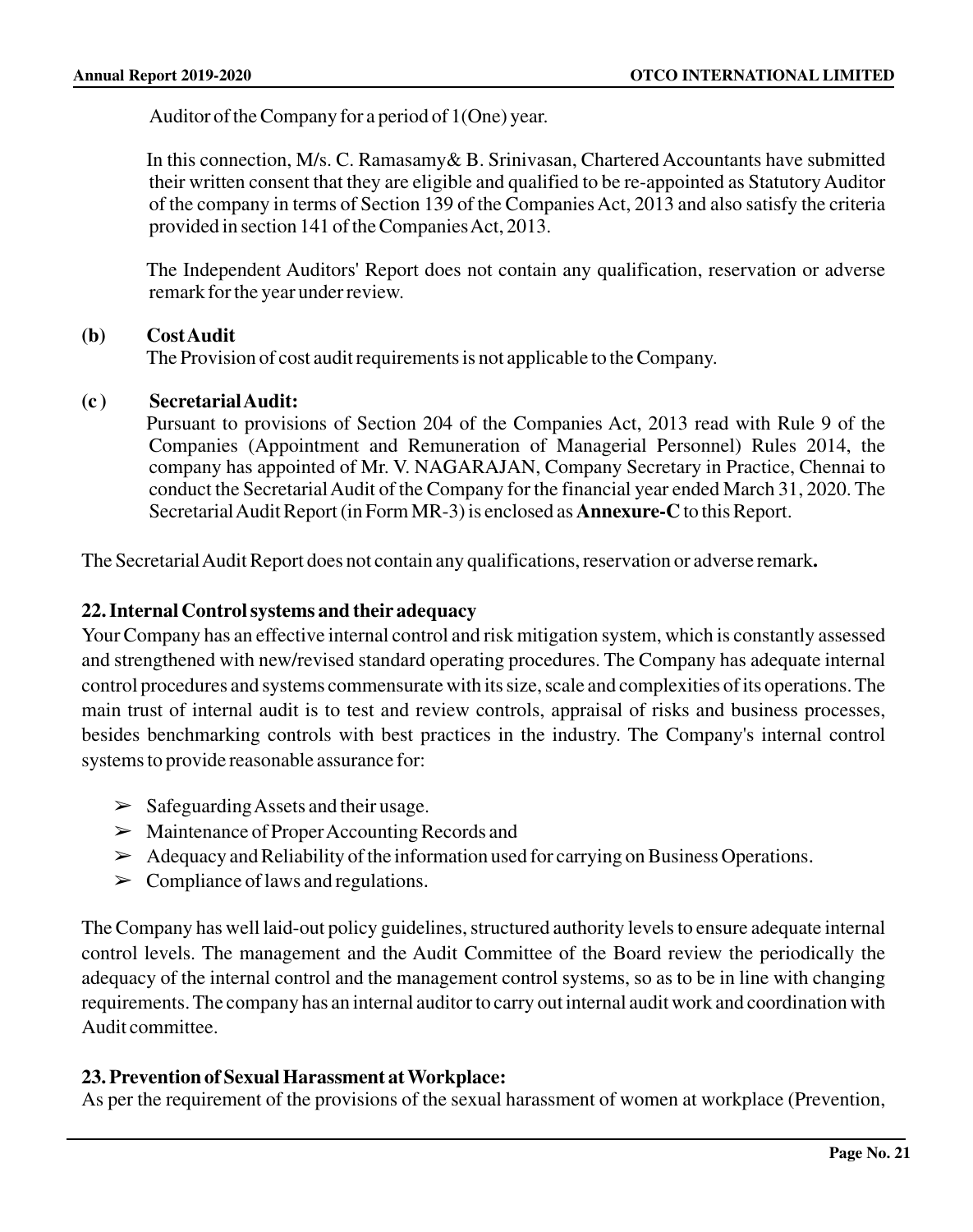Auditor of the Company for a period of 1(One) year.

In this connection, M/s. C. Ramasamy& B. Srinivasan, Chartered Accountants have submitted their written consent that they are eligible and qualified to be re-appointed as Statutory Auditor of the company in terms of Section 139 of the Companies Act, 2013 and also satisfy the criteria provided in section 141 of the Companies Act, 2013.

The Independent Auditors' Report does not contain any qualification, reservation or adverse remark for the year under review.

**(b) Cost Audit**

The Provision of cost audit requirements is not applicable to the Company.

**(c ) Secretarial Audit:**

Pursuant to provisions of Section 204 of the Companies Act, 2013 read with Rule 9 of the Companies (Appointment and Remuneration of Managerial Personnel) Rules 2014, the company has appointed of Mr. V. NAGARAJAN, Company Secretary in Practice, Chennai to conduct the Secretarial Audit of the Company for the financial year ended March 31, 2020. The Secretarial Audit Report (in Form MR-3) is enclosed as **Annexure-C** to this Report.

The Secretarial Audit Report does not contain any qualifications, reservation or adverse remark**.**

## 22. Internal Control systems and their adequacy

Your Company has an effective internal control and risk mitigation system, which is constantly assessed and strengthened with new/revised standard operating procedures. The Company has adequate internal control procedures and systems commensurate with its size, scale and complexities of its operations. The main trust of internal audit is to test and review controls, appraisal of risks and business processes, besides benchmarking controls with best practices in the industry. The Company's internal control systems to provide reasonable assurance for:

- ➢ Safeguarding Assets and their usage.
- ➢ Maintenance of Proper Accounting Records and
- ➢ Adequacy and Reliability of the information used for carrying on Business Operations.
- ➢ Compliance of laws and regulations.

The Company has well laid-out policy guidelines, structured authority levels to ensure adequate internal control levels. The management and the Audit Committee of the Board review the periodically the adequacy of the internal control and the management control systems, so as to be in line with changing requirements. The company has an internal auditor to carry out internal audit work and coordination with Audit committee.

## 23. Prevention of Sexual Harassment at Workplace:

As per the requirement of the provisions of the sexual harassment of women at workplace (Prevention,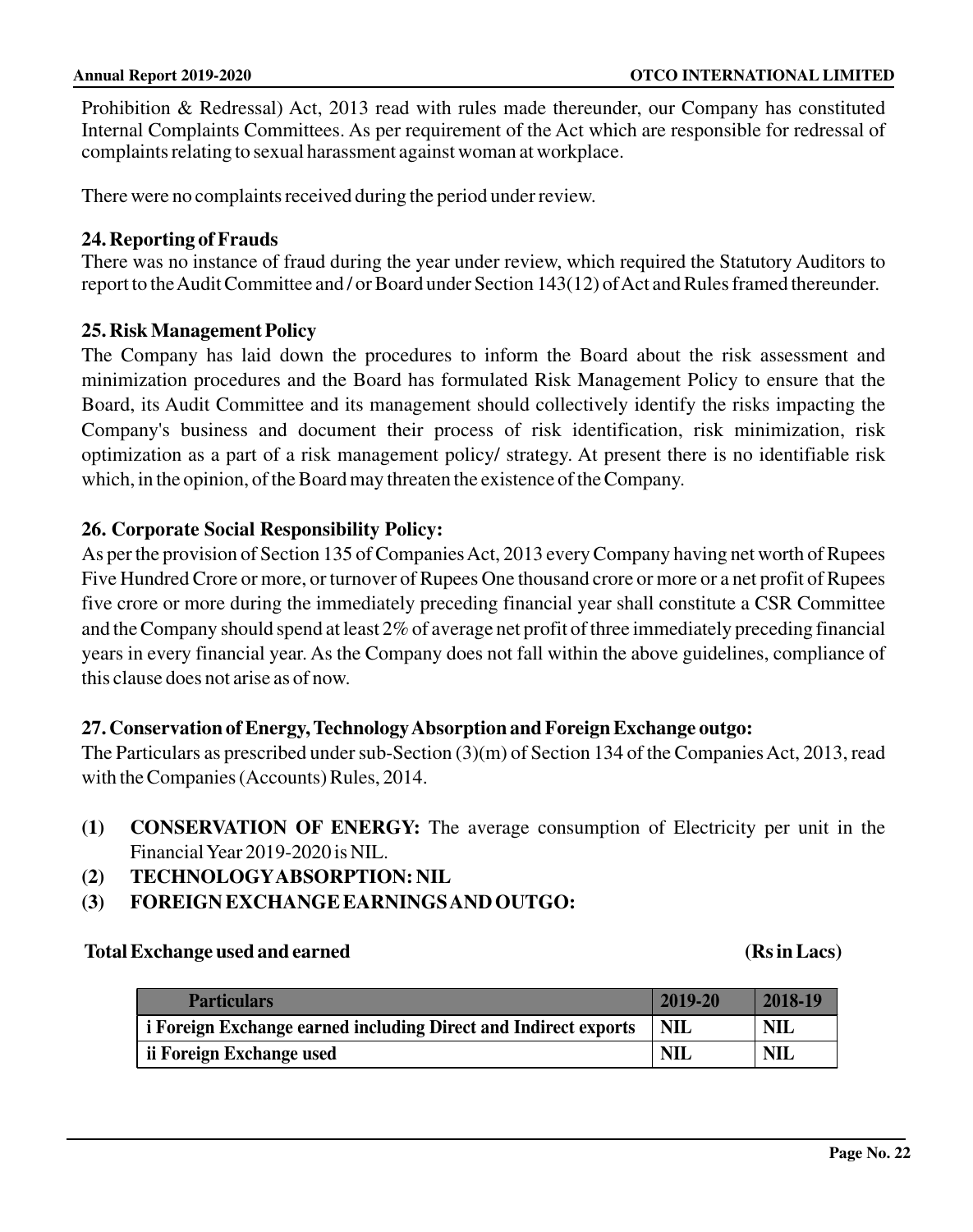Prohibition & Redressal) Act, 2013 read with rules made thereunder, our Company has constituted Internal Complaints Committees. As per requirement of the Act which are responsible for redressal of complaints relating to sexual harassment against woman at workplace.

There were no complaints received during the period under review.

## 24. Reporting of Frauds

There was no instance of fraud during the year under review, which required the Statutory Auditors to report to the Audit Committee and / or Board under Section 143(12) of Act and Rules framed thereunder.

## 25. Risk Management Policy

The Company has laid down the procedures to inform the Board about the risk assessment and minimization procedures and the Board has formulated Risk Management Policy to ensure that the Board, its Audit Committee and its management should collectively identify the risks impacting the Company's business and document their process of risk identification, risk minimization, risk optimization as a part of a risk management policy/ strategy. At present there is no identifiable risk which, in the opinion, of the Board may threaten the existence of the Company.

## 26. Corporate Social Responsibility Policy:

As per the provision of Section 135 of Companies Act, 2013 every Company having net worth of Rupees Five Hundred Crore or more, or turnover of Rupees One thousand crore or more or a net profit of Rupees five crore or more during the immediately preceding financial year shall constitute a CSR Committee and the Company should spend at least 2% of average net profit of three immediately preceding financial years in every financial year. As the Company does not fall within the above guidelines, compliance of this clause does not arise as of now.

## 27. Conservation of Energy, Technology Absorption and Foreign Exchange outgo:

The Particulars as prescribed under sub-Section (3)(m) of Section 134 of the Companies Act, 2013, read with the Companies (Accounts) Rules, 2014.

1. **CONSERVATION OF ENERGY:** The average consumption of Electricity per unit in the Financial Year 2019-2020 is NIL.
2. **TECHNOLOGY ABSORPTION: NIL**
3. **FOREIGN EXCHANGE EARNINGS AND OUTGO:**

**Total Exchange used and earned** **(Rs in Lacs)**

| Particulars | 2019-20 | 2018-19 |
|---|---|---|
| i Foreign Exchange earned including Direct and Indirect exports | NIL | NIL |
| ii Foreign Exchange used | NIL | NIL |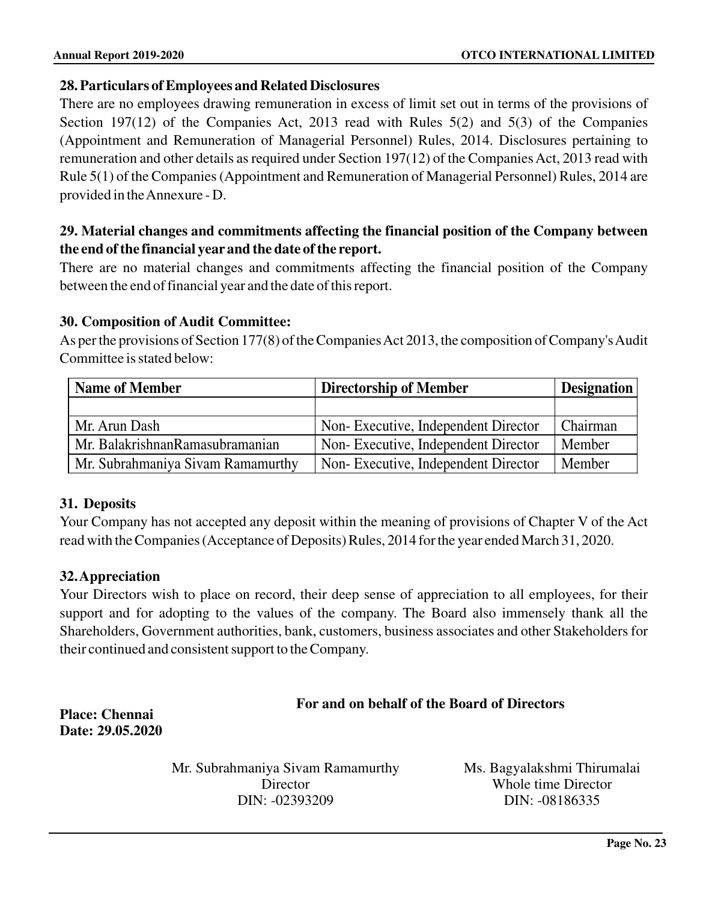## 28. Particulars of Employees and Related Disclosures

There are no employees drawing remuneration in excess of limit set out in terms of the provisions of Section 197(12) of the Companies Act, 2013 read with Rules 5(2) and 5(3) of the Companies (Appointment and Remuneration of Managerial Personnel) Rules, 2014. Disclosures pertaining to remuneration and other details as required under Section 197(12) of the Companies Act, 2013 read with Rule 5(1) of the Companies (Appointment and Remuneration of Managerial Personnel) Rules, 2014 are provided in the Annexure - D.

## 29. Material changes and commitments affecting the financial position of the Company between the end of the financial year and the date of the report.

There are no material changes and commitments affecting the financial position of the Company between the end of financial year and the date of this report.

## 30. Composition of Audit Committee:

As per the provisions of Section 177(8) of the Companies Act 2013, the composition of Company's Audit Committee is stated below:

| Name of Member | Directorship of Member | Designation |
|---|---|---|
| | | |
| Mr. Arun Dash | Non- Executive, Independent Director | Chairman |
| Mr. BalakrishnanRamasubramanian | Non- Executive, Independent Director | Member |
| Mr. Subrahmaniya Sivam Ramamurthy | Non- Executive, Independent Director | Member |

## 31. Deposits

Your Company has not accepted any deposit within the meaning of provisions of Chapter V of the Act read with the Companies (Acceptance of Deposits) Rules, 2014 for the year ended March 31, 2020.

## 32. Appreciation

Your Directors wish to place on record, their deep sense of appreciation to all employees, for their support and for adopting to the values of the company. The Board also immensely thank all the Shareholders, Government authorities, bank, customers, business associates and other Stakeholders for their continued and consistent support to the Company.

**For and on behalf of the Board of Directors**

**Place: Chennai**
**Date: 29.05.2020**

Mr. Subrahmaniya Sivam Ramamurthy
Director
DIN: -02393209

Ms. Bagyalakshmi Thirumalai
Whole time Director
DIN: -08186335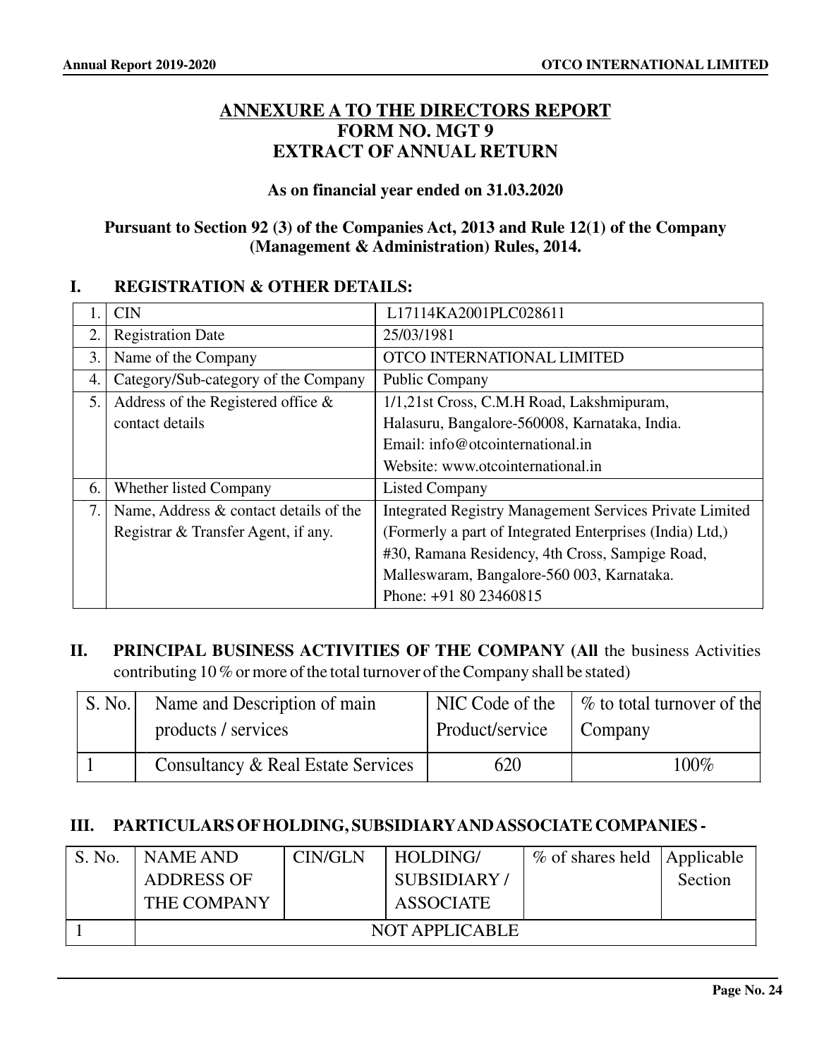# ANNEXURE A TO THE DIRECTORS REPORT

## FORM NO. MGT 9

## EXTRACT OF ANNUAL RETURN

**As on financial year ended on 31.03.2020**

**Pursuant to Section 92 (3) of the Companies Act, 2013 and Rule 12(1) of the Company (Management & Administration) Rules, 2014.**

### I. REGISTRATION & OTHER DETAILS:

| | | |
|---|---|---|
| 1. | CIN | L17114KA2001PLC028611 |
| 2. | Registration Date | 25/03/1981 |
| 3. | Name of the Company | OTCO INTERNATIONAL LIMITED |
| 4. | Category/Sub-category of the Company | Public Company |
| 5. | Address of the Registered office & contact details | 1/1,21st Cross, C.M.H Road, Lakshmipuram, Halasuru, Bangalore-560008, Karnataka, India. Email: info@otcointernational.in Website: www.otcointernational.in |
| 6. | Whether listed Company | Listed Company |
| 7. | Name, Address & contact details of the Registrar & Transfer Agent, if any. | Integrated Registry Management Services Private Limited (Formerly a part of Integrated Enterprises (India) Ltd,) #30, Ramana Residency, 4th Cross, Sampige Road, Malleswaram, Bangalore-560 003, Karnataka. Phone: +91 80 23460815 |

### II. PRINCIPAL BUSINESS ACTIVITIES OF THE COMPANY (All the business Activities contributing 10 % or more of the total turnover of the Company shall be stated)

| S. No. | Name and Description of main products / services | NIC Code of the Product/service | % to total turnover of the Company |
|---|---|---|---|
| 1 | Consultancy & Real Estate Services | 620 | 100% |

### III. PARTICULARS OF HOLDING, SUBSIDIARY AND ASSOCIATE COMPANIES -

| S. No. | NAME AND ADDRESS OF THE COMPANY | CIN/GLN | HOLDING/ SUBSIDIARY / ASSOCIATE | % of shares held | Applicable Section |
|---|---|---|---|---|---|
| 1 | NOT APPLICABLE | | | | |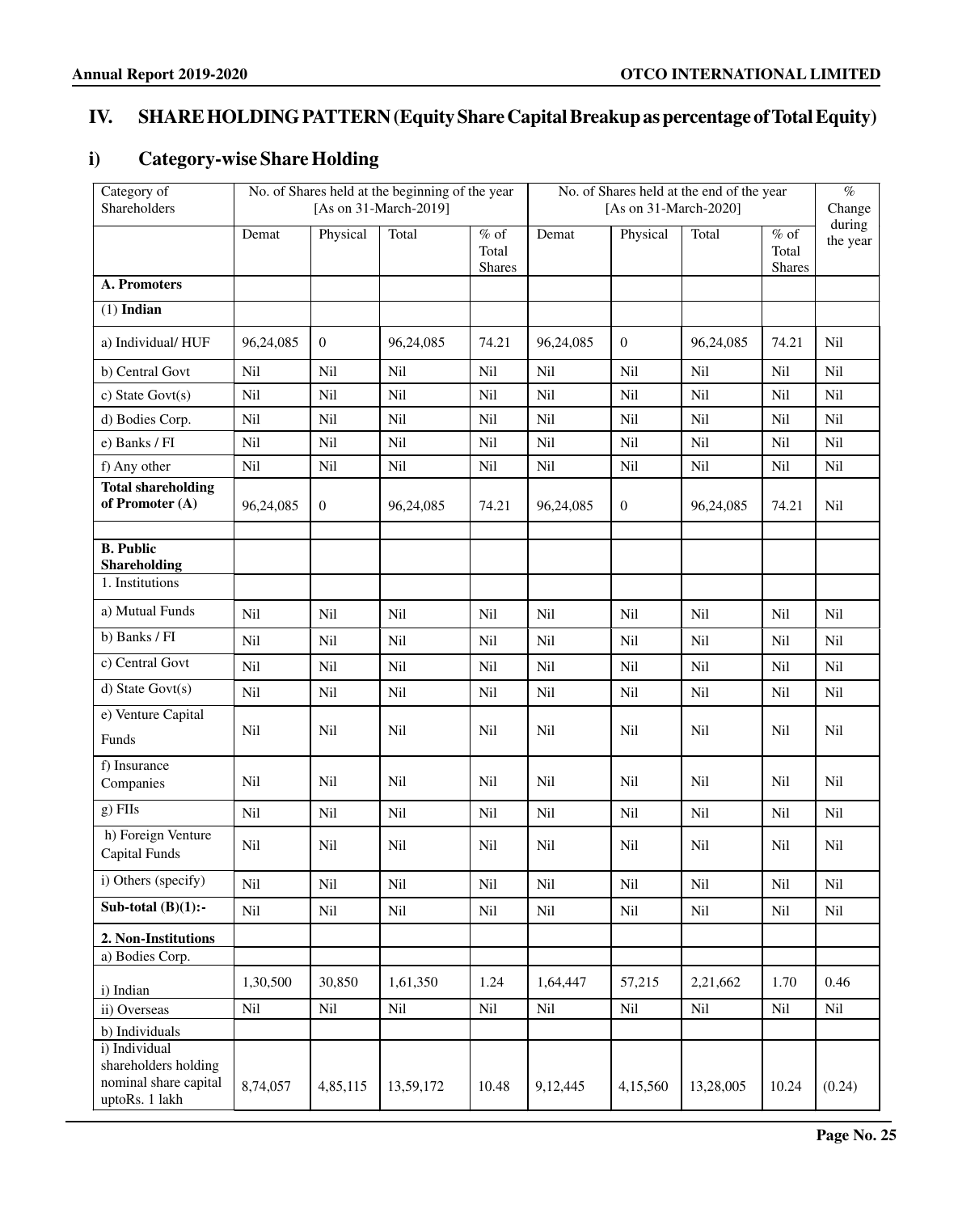## IV. SHARE HOLDING PATTERN (Equity Share Capital Breakup as percentage of Total Equity)

### i) Category-wise Share Holding

| Category of Shareholders | No. of Shares held at the beginning of the year [As on 31-March-2019] | | | | No. of Shares held at the end of the year [As on 31-March-2020] | | | | % Change during the year |
|---|---|---|---|---|---|---|---|---|---|
| | Demat | Physical | Total | % of Total Shares | Demat | Physical | Total | % of Total Shares | |
| **A. Promoters** | | | | | | | | | |
| (1) **Indian** | | | | | | | | | |
| a) Individual/ HUF | 96,24,085 | 0 | 96,24,085 | 74.21 | 96,24,085 | 0 | 96,24,085 | 74.21 | Nil |
| b) Central Govt | Nil | Nil | Nil | Nil | Nil | Nil | Nil | Nil | Nil |
| c) State Govt(s) | Nil | Nil | Nil | Nil | Nil | Nil | Nil | Nil | Nil |
| d) Bodies Corp. | Nil | Nil | Nil | Nil | Nil | Nil | Nil | Nil | Nil |
| e) Banks / FI | Nil | Nil | Nil | Nil | Nil | Nil | Nil | Nil | Nil |
| f) Any other | Nil | Nil | Nil | Nil | Nil | Nil | Nil | Nil | Nil |
| **Total shareholding of Promoter (A)** | 96,24,085 | 0 | 96,24,085 | 74.21 | 96,24,085 | 0 | 96,24,085 | 74.21 | Nil |
| | | | | | | | | | |
| **B. Public Shareholding** | | | | | | | | | |
| 1. Institutions | | | | | | | | | |
| a) Mutual Funds | Nil | Nil | Nil | Nil | Nil | Nil | Nil | Nil | Nil |
| b) Banks / FI | Nil | Nil | Nil | Nil | Nil | Nil | Nil | Nil | Nil |
| c) Central Govt | Nil | Nil | Nil | Nil | Nil | Nil | Nil | Nil | Nil |
| d) State Govt(s) | Nil | Nil | Nil | Nil | Nil | Nil | Nil | Nil | Nil |
| e) Venture Capital Funds | Nil | Nil | Nil | Nil | Nil | Nil | Nil | Nil | Nil |
| f) Insurance Companies | Nil | Nil | Nil | Nil | Nil | Nil | Nil | Nil | Nil |
| g) FIIs | Nil | Nil | Nil | Nil | Nil | Nil | Nil | Nil | Nil |
| h) Foreign Venture Capital Funds | Nil | Nil | Nil | Nil | Nil | Nil | Nil | Nil | Nil |
| i) Others (specify) | Nil | Nil | Nil | Nil | Nil | Nil | Nil | Nil | Nil |
| **Sub-total (B)(1):-** | Nil | Nil | Nil | Nil | Nil | Nil | Nil | Nil | Nil |
| **2. Non-Institutions** | | | | | | | | | |
| a) Bodies Corp. | | | | | | | | | |
| i) Indian | 1,30,500 | 30,850 | 1,61,350 | 1.24 | 1,64,447 | 57,215 | 2,21,662 | 1.70 | 0.46 |
| ii) Overseas | Nil | Nil | Nil | Nil | Nil | Nil | Nil | Nil | Nil |
| b) Individuals | | | | | | | | | |
| i) Individual shareholders holding nominal share capital uptoRs. 1 lakh | 8,74,057 | 4,85,115 | 13,59,172 | 10.48 | 9,12,445 | 4,15,560 | 13,28,005 | 10.24 | (0.24) |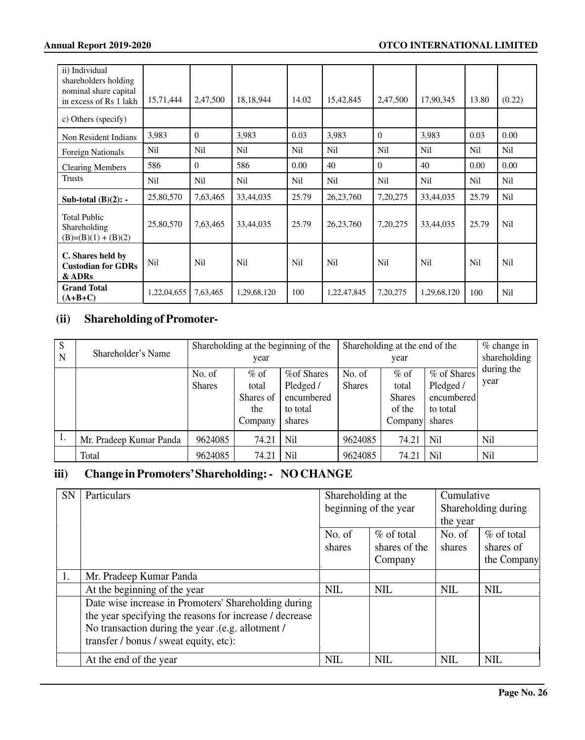| ii) Individual shareholders holding nominal share capital in excess of Rs 1 lakh | 15,71,444 | 2,47,500 | 18,18,944 | 14.02 | 15,42,845 | 2,47,500 | 17,90,345 | 13.80 | (0.22) |
|---|---|---|---|---|---|---|---|---|---|
| c) Others (specify) | | | | | | | | | |
| Non Resident Indians | 3,983 | 0 | 3,983 | 0.03 | 3,983 | 0 | 3,983 | 0.03 | 0.00 |
| Foreign Nationals | Nil | Nil | Nil | Nil | Nil | Nil | Nil | Nil | Nil |
| Clearing Members | 586 | 0 | 586 | 0.00 | 40 | 0 | 40 | 0.00 | 0.00 |
| Trusts | Nil | Nil | Nil | Nil | Nil | Nil | Nil | Nil | Nil |
| **Sub-total (B)(2): -** | 25,80,570 | 7,63,465 | 33,44,035 | 25.79 | 26,23,760 | 7,20,275 | 33,44,035 | 25.79 | Nil |
| Total Public Shareholding (B)=(B)(1) + (B)(2) | 25,80,570 | 7,63,465 | 33,44,035 | 25.79 | 26,23,760 | 7,20,275 | 33,44,035 | 25.79 | Nil |
| **C. Shares held by Custodian for GDRs & ADRs** | Nil | Nil | Nil | Nil | Nil | Nil | Nil | Nil | Nil |
| **Grand Total (A+B+C)** | 1,22,04,655 | 7,63,465 | 1,29,68,120 | 100 | 1,22,47,845 | 7,20,275 | 1,29,68,120 | 100 | Nil |

## (ii) Shareholding of Promoter-

| SN | Shareholder's Name | Shareholding at the beginning of the year | | | Shareholding at the end of the year | | | % change in shareholding during the year |
|---|---|---|---|---|---|---|---|---|
| | | No. of Shares | % of total Shares of the Company | %of Shares Pledged / encumbered to total shares | No. of Shares | % of total Shares of the Company | % of Shares Pledged / encumbered to total shares | |
| 1. | Mr. Pradeep Kumar Panda | 9624085 | 74.21 | Nil | 9624085 | 74.21 | Nil | Nil |
| | Total | 9624085 | 74.21 | Nil | 9624085 | 74.21 | Nil | Nil |

## iii) Change in Promoters' Shareholding: - NO CHANGE

| SN | Particulars | Shareholding at the beginning of the year | | Cumulative Shareholding during the year | |
|---|---|---|---|---|---|
| | | No. of shares | % of total shares of the Company | No. of shares | % of total shares of the Company |
| 1. | Mr. Pradeep Kumar Panda | | | | |
| | At the beginning of the year | NIL | NIL | NIL | NIL |
| | Date wise increase in Promoters' Shareholding during the year specifying the reasons for increase / decrease No transaction during the year .(e.g. allotment / transfer / bonus / sweat equity, etc): | | | | |
| | At the end of the year | NIL | NIL | NIL | NIL |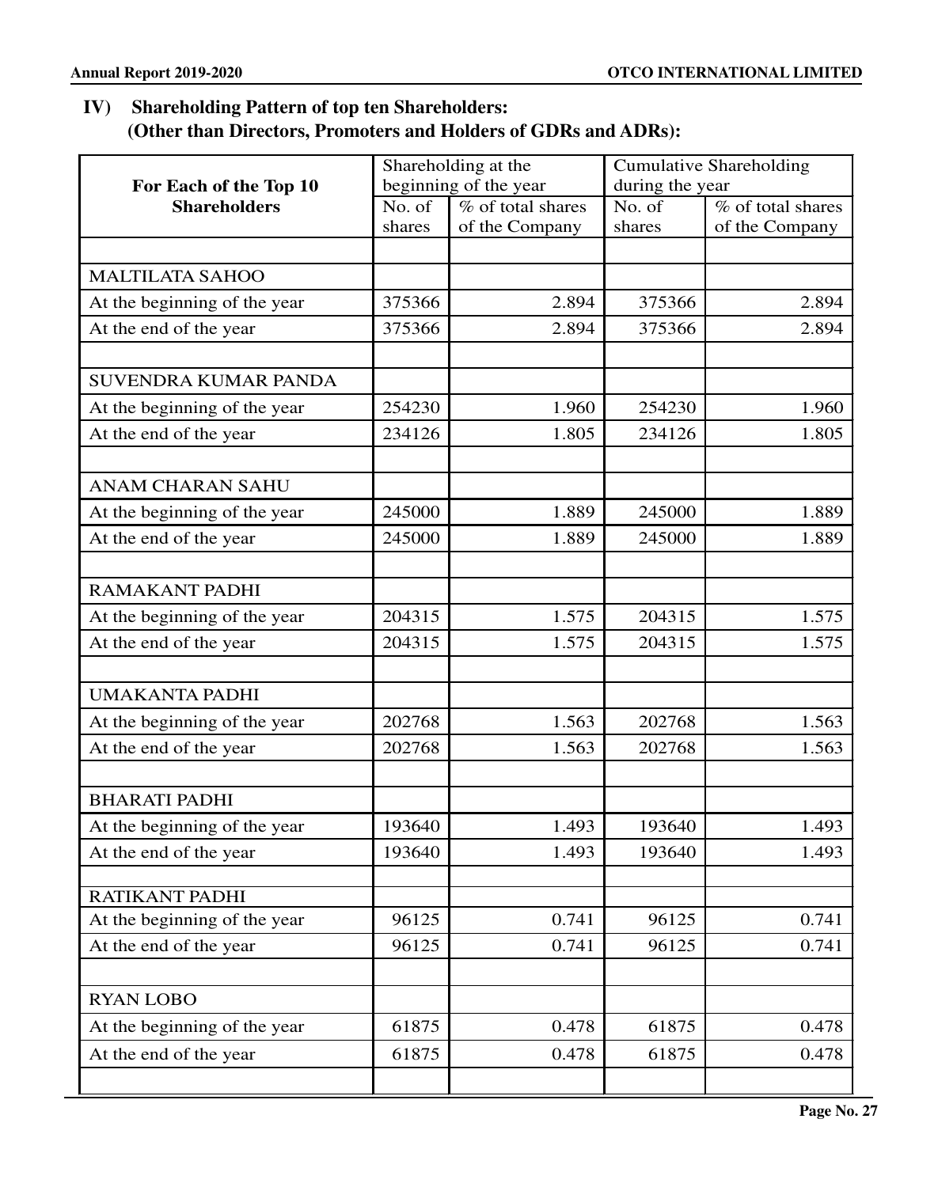## IV) Shareholding Pattern of top ten Shareholders: (Other than Directors, Promoters and Holders of GDRs and ADRs):

| For Each of the Top 10 Shareholders | Shareholding at the beginning of the year | | Cumulative Shareholding during the year | |
|---|---|---|---|---|
| | No. of shares | % of total shares of the Company | No. of shares | % of total shares of the Company |
| | | | | |
| MALTILATA SAHOO | | | | |
| At the beginning of the year | 375366 | 2.894 | 375366 | 2.894 |
| At the end of the year | 375366 | 2.894 | 375366 | 2.894 |
| | | | | |
| SUVENDRA KUMAR PANDA | | | | |
| At the beginning of the year | 254230 | 1.960 | 254230 | 1.960 |
| At the end of the year | 234126 | 1.805 | 234126 | 1.805 |
| | | | | |
| ANAM CHARAN SAHU | | | | |
| At the beginning of the year | 245000 | 1.889 | 245000 | 1.889 |
| At the end of the year | 245000 | 1.889 | 245000 | 1.889 |
| | | | | |
| RAMAKANT PADHI | | | | |
| At the beginning of the year | 204315 | 1.575 | 204315 | 1.575 |
| At the end of the year | 204315 | 1.575 | 204315 | 1.575 |
| | | | | |
| UMAKANTA PADHI | | | | |
| At the beginning of the year | 202768 | 1.563 | 202768 | 1.563 |
| At the end of the year | 202768 | 1.563 | 202768 | 1.563 |
| | | | | |
| BHARATI PADHI | | | | |
| At the beginning of the year | 193640 | 1.493 | 193640 | 1.493 |
| At the end of the year | 193640 | 1.493 | 193640 | 1.493 |
| | | | | |
| RATIKANT PADHI | | | | |
| At the beginning of the year | 96125 | 0.741 | 96125 | 0.741 |
| At the end of the year | 96125 | 0.741 | 96125 | 0.741 |
| | | | | |
| RYAN LOBO | | | | |
| At the beginning of the year | 61875 | 0.478 | 61875 | 0.478 |
| At the end of the year | 61875 | 0.478 | 61875 | 0.478 |
| | | | | |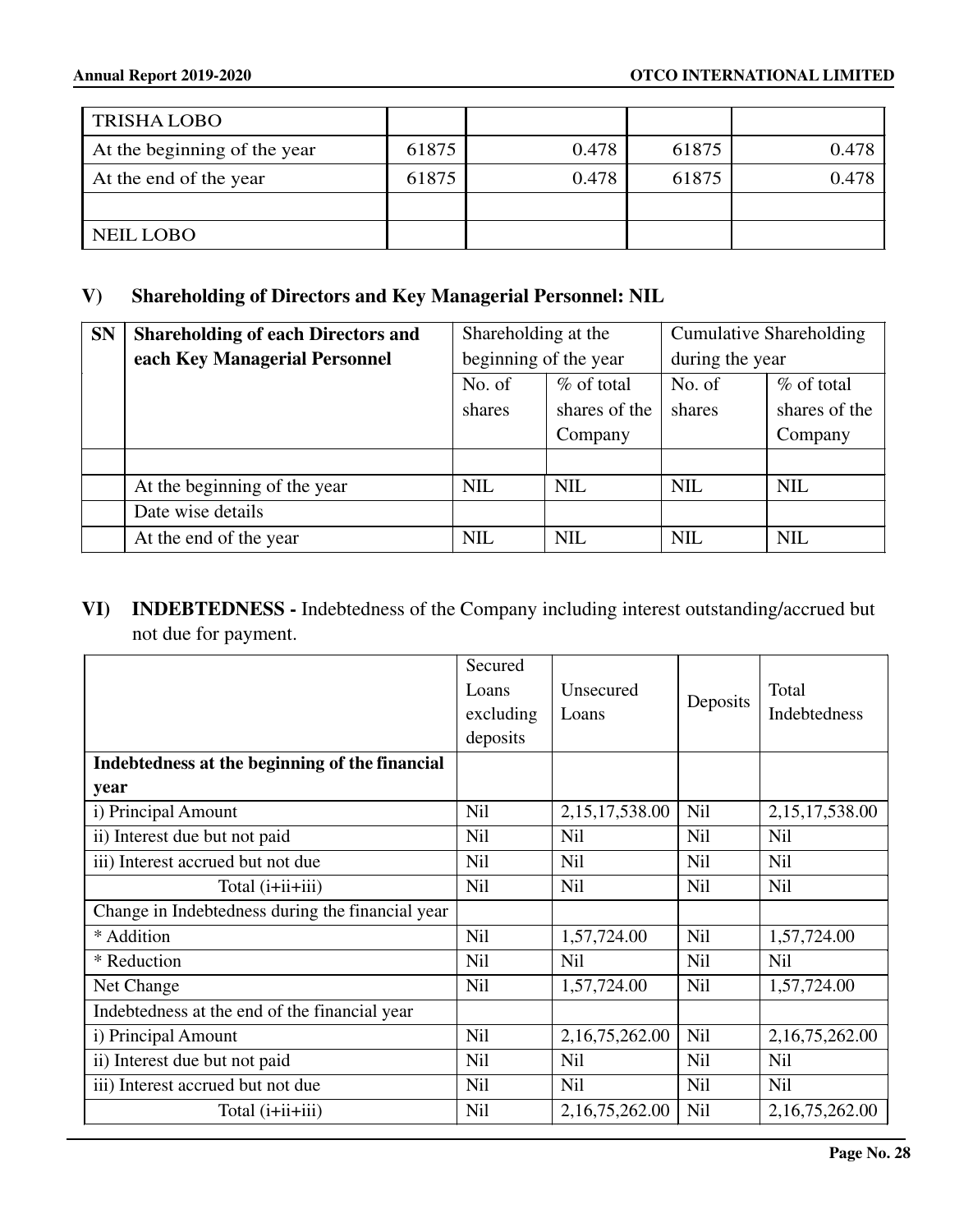| TRISHA LOBO | | | | |
|---|---|---|---|---|
| At the beginning of the year | 61875 | 0.478 | 61875 | 0.478 |
| At the end of the year | 61875 | 0.478 | 61875 | 0.478 |
| | | | | |
| NEIL LOBO | | | | |

## V) Shareholding of Directors and Key Managerial Personnel: NIL

| SN | Shareholding of each Directors and each Key Managerial Personnel | Shareholding at the beginning of the year | | Cumulative Shareholding during the year | |
|---|---|---|---|---|---|
| | | No. of shares | % of total shares of the Company | No. of shares | % of total shares of the Company |
| | | | | | |
| | At the beginning of the year | NIL | NIL | NIL | NIL |
| | Date wise details | | | | |
| | At the end of the year | NIL | NIL | NIL | NIL |

## VI) INDEBTEDNESS - Indebtedness of the Company including interest outstanding/accrued but not due for payment.

| | Secured Loans excluding deposits | Unsecured Loans | Deposits | Total Indebtedness |
|---|---|---|---|---|
| **Indebtedness at the beginning of the financial year** | | | | |
| i) Principal Amount | Nil | 2,15,17,538.00 | Nil | 2,15,17,538.00 |
| ii) Interest due but not paid | Nil | Nil | Nil | Nil |
| iii) Interest accrued but not due | Nil | Nil | Nil | Nil |
| Total (i+ii+iii) | Nil | Nil | Nil | Nil |
| Change in Indebtedness during the financial year | | | | |
| * Addition | Nil | 1,57,724.00 | Nil | 1,57,724.00 |
| * Reduction | Nil | Nil | Nil | Nil |
| Net Change | Nil | 1,57,724.00 | Nil | 1,57,724.00 |
| Indebtedness at the end of the financial year | | | | |
| i) Principal Amount | Nil | 2,16,75,262.00 | Nil | 2,16,75,262.00 |
| ii) Interest due but not paid | Nil | Nil | Nil | Nil |
| iii) Interest accrued but not due | Nil | Nil | Nil | Nil |
| Total (i+ii+iii) | Nil | 2,16,75,262.00 | Nil | 2,16,75,262.00 |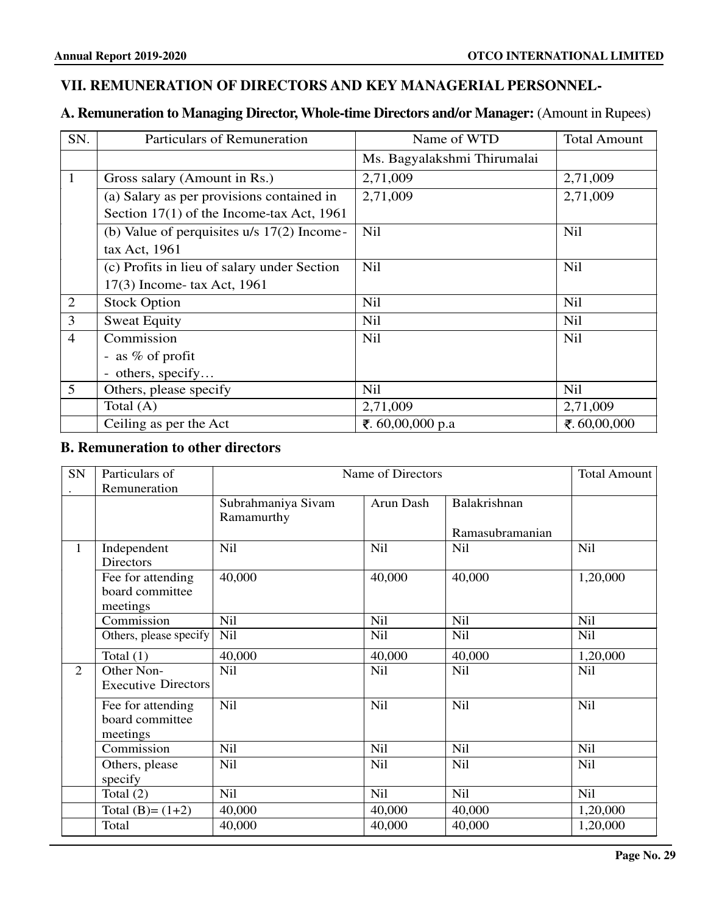## VII. REMUNERATION OF DIRECTORS AND KEY MANAGERIAL PERSONNEL-

### A. Remuneration to Managing Director, Whole-time Directors and/or Manager: (Amount in Rupees)

| SN. | Particulars of Remuneration | Name of WTD | Total Amount |
|---|---|---|---|
| | | Ms. Bagyalakshmi Thirumalai | |
| 1 | Gross salary (Amount in Rs.) | 2,71,009 | 2,71,009 |
| | (a) Salary as per provisions contained in Section 17(1) of the Income-tax Act, 1961 | 2,71,009 | 2,71,009 |
| | (b) Value of perquisites u/s 17(2) Income-tax Act, 1961 | Nil | Nil |
| | (c) Profits in lieu of salary under Section 17(3) Income- tax Act, 1961 | Nil | Nil |
| 2 | Stock Option | Nil | Nil |
| 3 | Sweat Equity | Nil | Nil |
| 4 | Commission<br>- as % of profit<br>- others, specify… | Nil | Nil |
| 5 | Others, please specify | Nil | Nil |
| | Total (A) | 2,71,009 | 2,71,009 |
| | Ceiling as per the Act | ₹. 60,00,000 p.a | ₹. 60,00,000 |

### B. Remuneration to other directors

| SN. | Particulars of Remuneration | Name of Directors | | | Total Amount |
|---|---|---|---|---|---|
| | | Subrahmaniya Sivam Ramamurthy | Arun Dash | Balakrishnan Ramasubramanian | |
| 1 | Independent Directors | Nil | Nil | Nil | Nil |
| | Fee for attending board committee meetings | 40,000 | 40,000 | 40,000 | 1,20,000 |
| | Commission | Nil | Nil | Nil | Nil |
| | Others, please specify | Nil | Nil | Nil | Nil |
| | Total (1) | 40,000 | 40,000 | 40,000 | 1,20,000 |
| 2 | Other Non-Executive Directors | Nil | Nil | Nil | Nil |
| | Fee for attending board committee meetings | Nil | Nil | Nil | Nil |
| | Commission | Nil | Nil | Nil | Nil |
| | Others, please specify | Nil | Nil | Nil | Nil |
| | Total (2) | Nil | Nil | Nil | Nil |
| | Total (B)= (1+2) | 40,000 | 40,000 | 40,000 | 1,20,000 |
| | Total | 40,000 | 40,000 | 40,000 | 1,20,000 |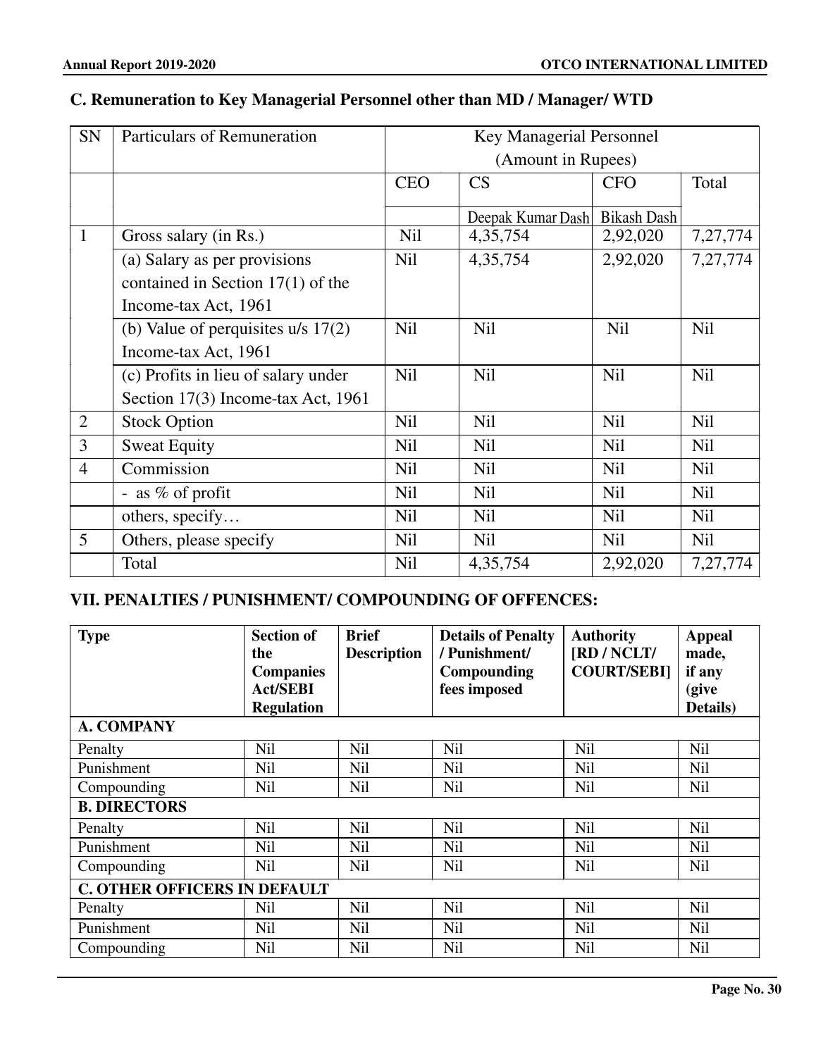## C. Remuneration to Key Managerial Personnel other than MD / Manager/ WTD

| SN | Particulars of Remuneration | Key Managerial Personnel (Amount in Rupees) | | | |
|---|---|---|---|---|---|
| | | CEO | CS | CFO | Total |
| | | | Deepak Kumar Dash | Bikash Dash | |
| 1 | Gross salary (in Rs.) | Nil | 4,35,754 | 2,92,020 | 7,27,774 |
| | (a) Salary as per provisions contained in Section 17(1) of the Income-tax Act, 1961 | Nil | 4,35,754 | 2,92,020 | 7,27,774 |
| | (b) Value of perquisites u/s 17(2) Income-tax Act, 1961 | Nil | Nil | Nil | Nil |
| | (c) Profits in lieu of salary under Section 17(3) Income-tax Act, 1961 | Nil | Nil | Nil | Nil |
| 2 | Stock Option | Nil | Nil | Nil | Nil |
| 3 | Sweat Equity | Nil | Nil | Nil | Nil |
| 4 | Commission | Nil | Nil | Nil | Nil |
| | - as % of profit | Nil | Nil | Nil | Nil |
| | others, specify… | Nil | Nil | Nil | Nil |
| 5 | Others, please specify | Nil | Nil | Nil | Nil |
| | Total | Nil | 4,35,754 | 2,92,020 | 7,27,774 |

## VII. PENALTIES / PUNISHMENT/ COMPOUNDING OF OFFENCES:

| Type | Section of the Companies Act/SEBI Regulation | Brief Description | Details of Penalty / Punishment/ Compounding fees imposed | Authority [RD / NCLT/ COURT/SEBI] | Appeal made, if any (give Details) |
|---|---|---|---|---|---|
| **A. COMPANY** | | | | | |
| Penalty | Nil | Nil | Nil | Nil | Nil |
| Punishment | Nil | Nil | Nil | Nil | Nil |
| Compounding | Nil | Nil | Nil | Nil | Nil |
| **B. DIRECTORS** | | | | | |
| Penalty | Nil | Nil | Nil | Nil | Nil |
| Punishment | Nil | Nil | Nil | Nil | Nil |
| Compounding | Nil | Nil | Nil | Nil | Nil |
| **C. OTHER OFFICERS IN DEFAULT** | | | | | |
| Penalty | Nil | Nil | Nil | Nil | Nil |
| Punishment | Nil | Nil | Nil | Nil | Nil |
| Compounding | Nil | Nil | Nil | Nil | Nil |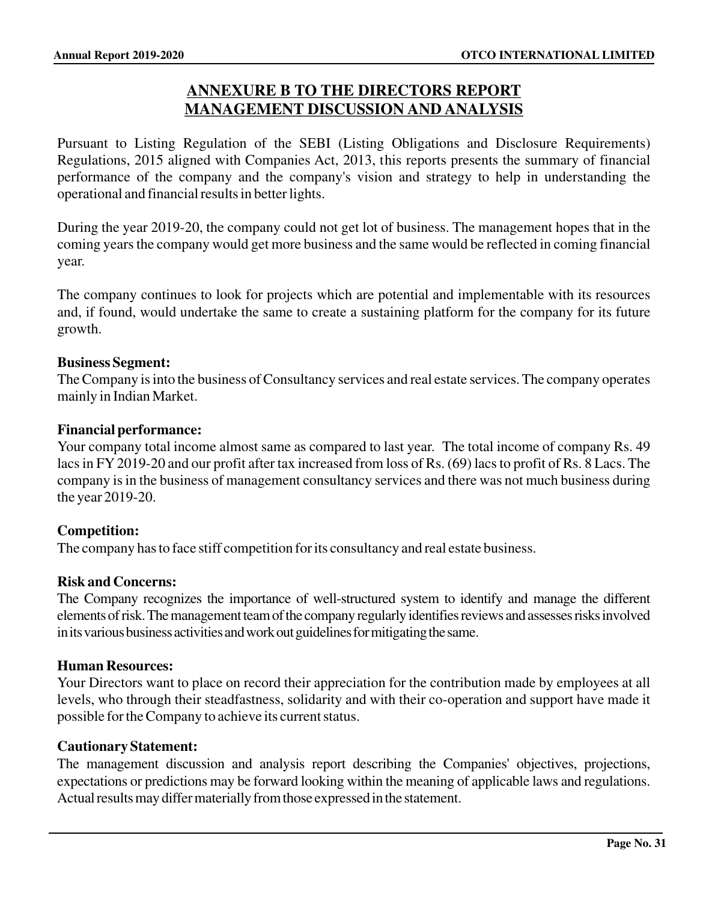# ANNEXURE B TO THE DIRECTORS REPORT
# MANAGEMENT DISCUSSION AND ANALYSIS

Pursuant to Listing Regulation of the SEBI (Listing Obligations and Disclosure Requirements) Regulations, 2015 aligned with Companies Act, 2013, this reports presents the summary of financial performance of the company and the company's vision and strategy to help in understanding the operational and financial results in better lights.

During the year 2019-20, the company could not get lot of business. The management hopes that in the coming years the company would get more business and the same would be reflected in coming financial year.

The company continues to look for projects which are potential and implementable with its resources and, if found, would undertake the same to create a sustaining platform for the company for its future growth.

**Business Segment:**
The Company is into the business of Consultancy services and real estate services. The company operates mainly in Indian Market.

**Financial performance:**
Your company total income almost same as compared to last year. The total income of company Rs. 49 lacs in FY 2019-20 and our profit after tax increased from loss of Rs. (69) lacs to profit of Rs. 8 Lacs. The company is in the business of management consultancy services and there was not much business during the year 2019-20.

**Competition:**
The company has to face stiff competition for its consultancy and real estate business.

**Risk and Concerns:**
The Company recognizes the importance of well-structured system to identify and manage the different elements of risk. The management team of the company regularly identifies reviews and assesses risks involved in its various business activities and work out guidelines for mitigating the same.

**Human Resources:**
Your Directors want to place on record their appreciation for the contribution made by employees at all levels, who through their steadfastness, solidarity and with their co-operation and support have made it possible for the Company to achieve its current status.

**Cautionary Statement:**
The management discussion and analysis report describing the Companies' objectives, projections, expectations or predictions may be forward looking within the meaning of applicable laws and regulations. Actual results may differ materially from those expressed in the statement.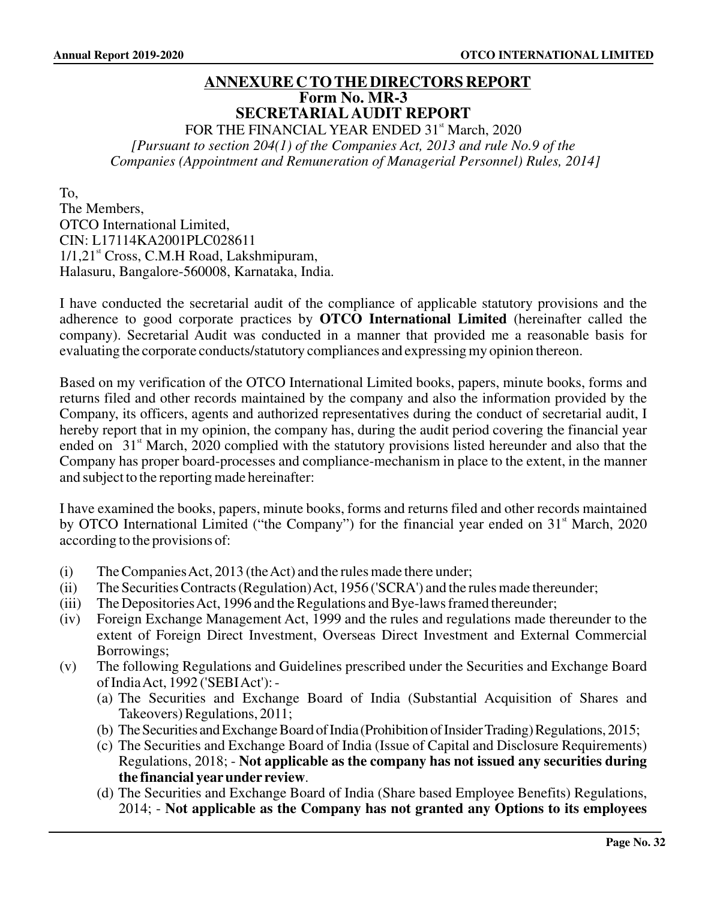## ANNEXURE C TO THE DIRECTORS REPORT

## Form No. MR-3

## SECRETARIAL AUDIT REPORT

FOR THE FINANCIAL YEAR ENDED 31st March, 2020

*[Pursuant to section 204(1) of the Companies Act, 2013 and rule No.9 of the Companies (Appointment and Remuneration of Managerial Personnel) Rules, 2014]*

To,
The Members,
OTCO International Limited,
CIN: L17114KA2001PLC028611
1/1,21st Cross, C.M.H Road, Lakshmipuram,
Halasuru, Bangalore-560008, Karnataka, India.

I have conducted the secretarial audit of the compliance of applicable statutory provisions and the adherence to good corporate practices by **OTCO International Limited** (hereinafter called the company). Secretarial Audit was conducted in a manner that provided me a reasonable basis for evaluating the corporate conducts/statutory compliances and expressing my opinion thereon.

Based on my verification of the OTCO International Limited books, papers, minute books, forms and returns filed and other records maintained by the company and also the information provided by the Company, its officers, agents and authorized representatives during the conduct of secretarial audit, I hereby report that in my opinion, the company has, during the audit period covering the financial year ended on 31st March, 2020 complied with the statutory provisions listed hereunder and also that the Company has proper board-processes and compliance-mechanism in place to the extent, in the manner and subject to the reporting made hereinafter:

I have examined the books, papers, minute books, forms and returns filed and other records maintained by OTCO International Limited ("the Company") for the financial year ended on 31st March, 2020 according to the provisions of:

(i) The Companies Act, 2013 (the Act) and the rules made there under;

(ii) The Securities Contracts (Regulation) Act, 1956 ('SCRA') and the rules made thereunder;

(iii) The Depositories Act, 1996 and the Regulations and Bye-laws framed thereunder;

(iv) Foreign Exchange Management Act, 1999 and the rules and regulations made thereunder to the extent of Foreign Direct Investment, Overseas Direct Investment and External Commercial Borrowings;

(v) The following Regulations and Guidelines prescribed under the Securities and Exchange Board of India Act, 1992 ('SEBI Act'): -

(a) The Securities and Exchange Board of India (Substantial Acquisition of Shares and Takeovers) Regulations, 2011;

(b) The Securities and Exchange Board of India (Prohibition of Insider Trading) Regulations, 2015;

(c) The Securities and Exchange Board of India (Issue of Capital and Disclosure Requirements) Regulations, 2018; - **Not applicable as the company has not issued any securities during the financial year under review**.

(d) The Securities and Exchange Board of India (Share based Employee Benefits) Regulations, 2014; - **Not applicable as the Company has not granted any Options to its employees**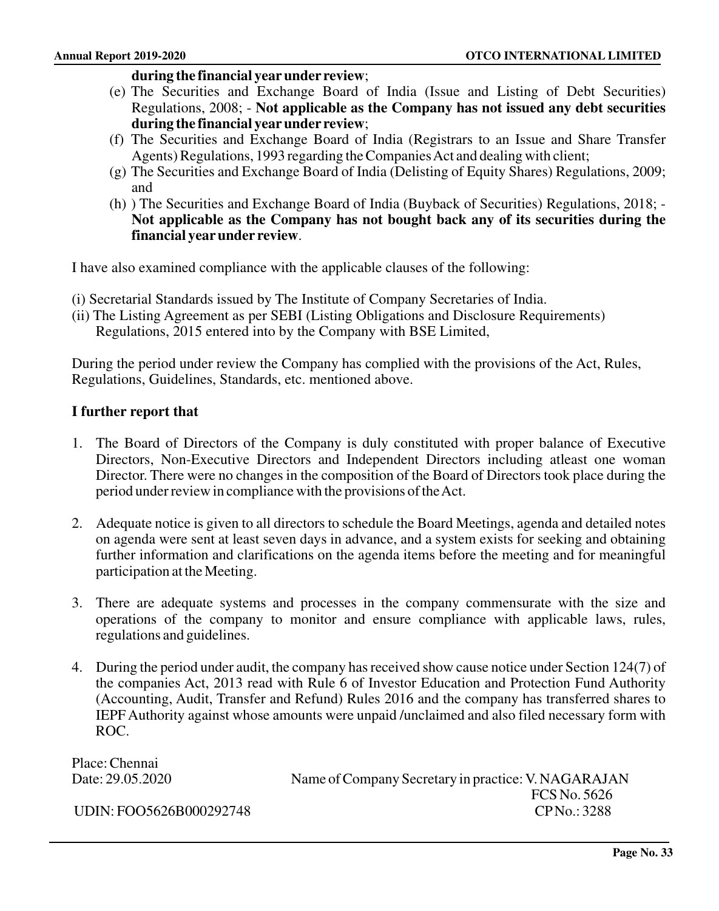**during the financial year under review**;

(e) The Securities and Exchange Board of India (Issue and Listing of Debt Securities) Regulations, 2008; - **Not applicable as the Company has not issued any debt securities during the financial year under review**;

(f) The Securities and Exchange Board of India (Registrars to an Issue and Share Transfer Agents) Regulations, 1993 regarding the Companies Act and dealing with client;

(g) The Securities and Exchange Board of India (Delisting of Equity Shares) Regulations, 2009; and

(h) ) The Securities and Exchange Board of India (Buyback of Securities) Regulations, 2018; - **Not applicable as the Company has not bought back any of its securities during the financial year under review**.

I have also examined compliance with the applicable clauses of the following:

(i) Secretarial Standards issued by The Institute of Company Secretaries of India.

(ii) The Listing Agreement as per SEBI (Listing Obligations and Disclosure Requirements) Regulations, 2015 entered into by the Company with BSE Limited,

During the period under review the Company has complied with the provisions of the Act, Rules, Regulations, Guidelines, Standards, etc. mentioned above.

**I further report that**

1. The Board of Directors of the Company is duly constituted with proper balance of Executive Directors, Non-Executive Directors and Independent Directors including atleast one woman Director. There were no changes in the composition of the Board of Directors took place during the period under review in compliance with the provisions of the Act.

2. Adequate notice is given to all directors to schedule the Board Meetings, agenda and detailed notes on agenda were sent at least seven days in advance, and a system exists for seeking and obtaining further information and clarifications on the agenda items before the meeting and for meaningful participation at the Meeting.

3. There are adequate systems and processes in the company commensurate with the size and operations of the company to monitor and ensure compliance with applicable laws, rules, regulations and guidelines.

4. During the period under audit, the company has received show cause notice under Section 124(7) of the companies Act, 2013 read with Rule 6 of Investor Education and Protection Fund Authority (Accounting, Audit, Transfer and Refund) Rules 2016 and the company has transferred shares to IEPF Authority against whose amounts were unpaid /unclaimed and also filed necessary form with ROC.

Place: Chennai
Date: 29.05.2020

Name of Company Secretary in practice: V. NAGARAJAN
FCS No. 5626
CP No.: 3288

UDIN: FOO5626B000292748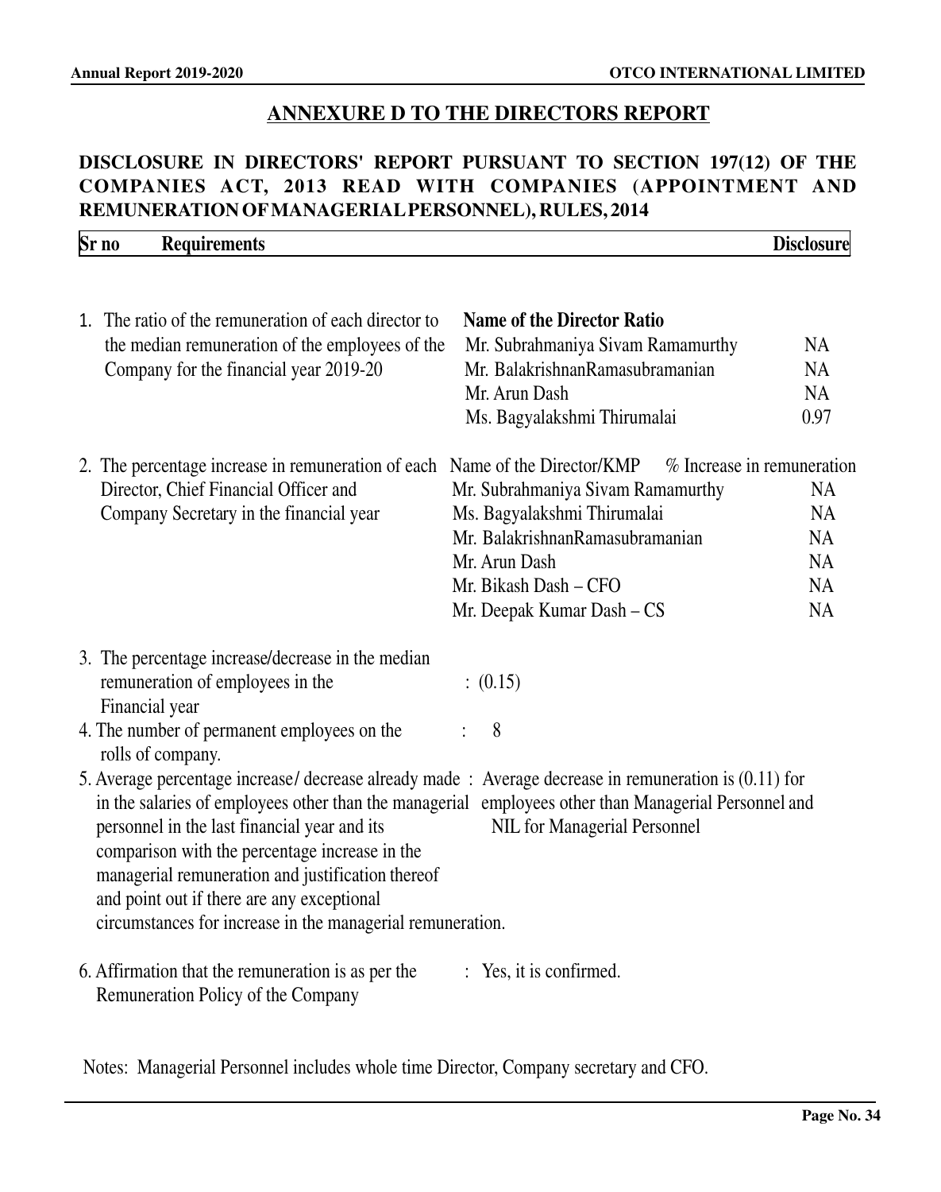## ANNEXURE D TO THE DIRECTORS REPORT

### DISCLOSURE IN DIRECTORS' REPORT PURSUANT TO SECTION 197(12) OF THE COMPANIES ACT, 2013 READ WITH COMPANIES (APPOINTMENT AND REMUNERATION OF MANAGERIAL PERSONNEL), RULES, 2014

| Sr no | Requirements | Disclosure |
|---|---|---|
| 1. | The ratio of the remuneration of each director to the median remuneration of the employees of the Company for the financial year 2019-20 | **Name of the Director Ratio**<br>Mr. Subrahmaniya Sivam Ramamurthy — NA<br>Mr. BalakrishnanRamasubramanian — NA<br>Mr. Arun Dash — NA<br>Ms. Bagyalakshmi Thirumalai — 0.97 |
| 2. | The percentage increase in remuneration of each Director, Chief Financial Officer and Company Secretary in the financial year | Name of the Director/KMP — % Increase in remuneration<br>Mr. Subrahmaniya Sivam Ramamurthy — NA<br>Ms. Bagyalakshmi Thirumalai — NA<br>Mr. BalakrishnanRamasubramanian — NA<br>Mr. Arun Dash — NA<br>Mr. Bikash Dash – CFO — NA<br>Mr. Deepak Kumar Dash – CS — NA |
| 3. | The percentage increase/decrease in the median remuneration of employees in the Financial year | (0.15) |
| 4. | The number of permanent employees on the rolls of company. | 8 |
| 5. | Average percentage increase/ decrease already made in the salaries of employees other than the managerial personnel in the last financial year and its comparison with the percentage increase in the managerial remuneration and justification thereof and point out if there are any exceptional circumstances for increase in the managerial remuneration. | Average decrease in remuneration is (0.11) for employees other than Managerial Personnel and NIL for Managerial Personnel |
| 6. | Affirmation that the remuneration is as per the Remuneration Policy of the Company | Yes, it is confirmed. |

Notes: Managerial Personnel includes whole time Director, Company secretary and CFO.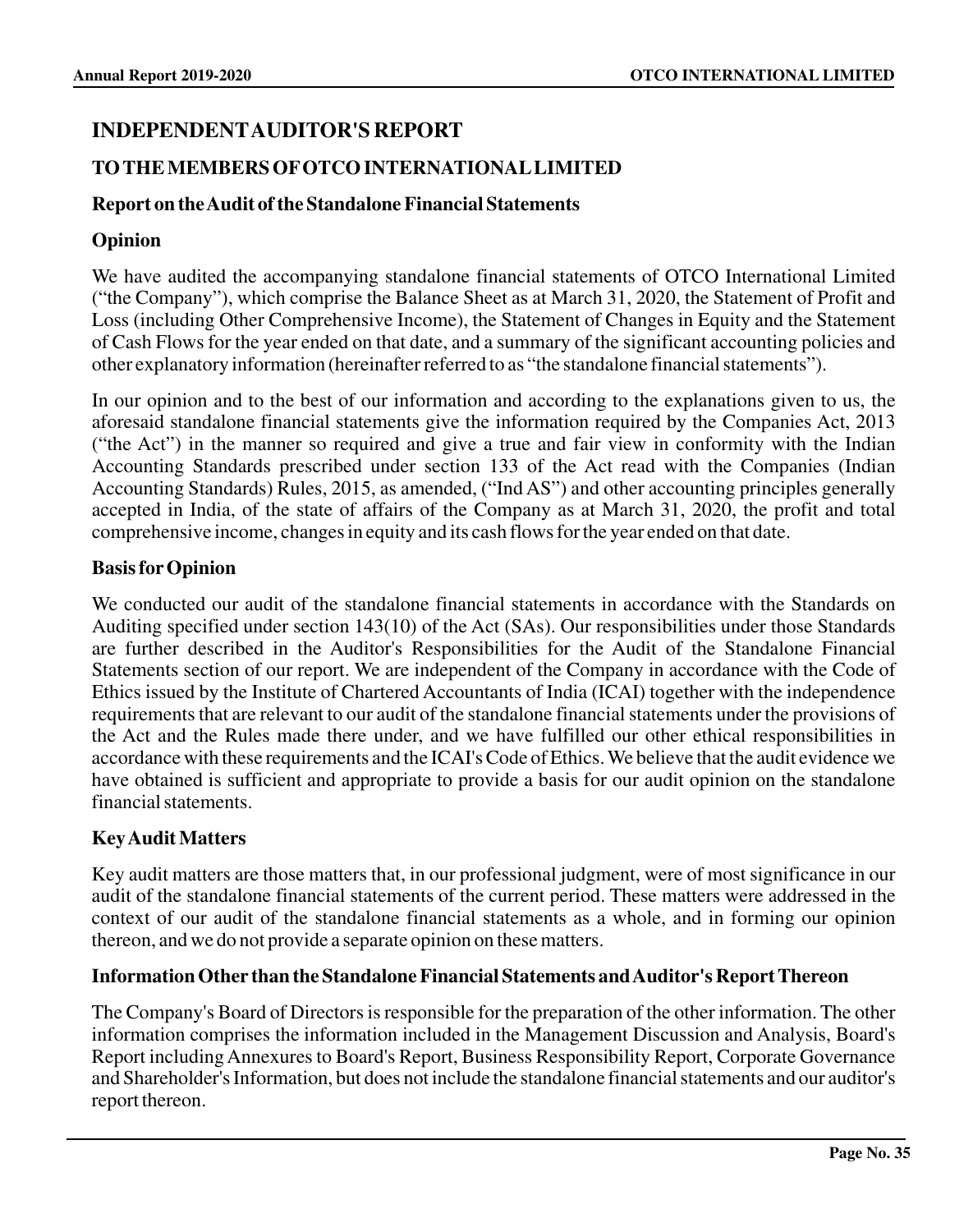# INDEPENDENT AUDITOR'S REPORT

## TO THE MEMBERS OF OTCO INTERNATIONAL LIMITED

### Report on the Audit of the Standalone Financial Statements

### Opinion

We have audited the accompanying standalone financial statements of OTCO International Limited ("the Company"), which comprise the Balance Sheet as at March 31, 2020, the Statement of Profit and Loss (including Other Comprehensive Income), the Statement of Changes in Equity and the Statement of Cash Flows for the year ended on that date, and a summary of the significant accounting policies and other explanatory information (hereinafter referred to as "the standalone financial statements").

In our opinion and to the best of our information and according to the explanations given to us, the aforesaid standalone financial statements give the information required by the Companies Act, 2013 ("the Act") in the manner so required and give a true and fair view in conformity with the Indian Accounting Standards prescribed under section 133 of the Act read with the Companies (Indian Accounting Standards) Rules, 2015, as amended, ("Ind AS") and other accounting principles generally accepted in India, of the state of affairs of the Company as at March 31, 2020, the profit and total comprehensive income, changes in equity and its cash flows for the year ended on that date.

### Basis for Opinion

We conducted our audit of the standalone financial statements in accordance with the Standards on Auditing specified under section 143(10) of the Act (SAs). Our responsibilities under those Standards are further described in the Auditor's Responsibilities for the Audit of the Standalone Financial Statements section of our report. We are independent of the Company in accordance with the Code of Ethics issued by the Institute of Chartered Accountants of India (ICAI) together with the independence requirements that are relevant to our audit of the standalone financial statements under the provisions of the Act and the Rules made there under, and we have fulfilled our other ethical responsibilities in accordance with these requirements and the ICAI's Code of Ethics. We believe that the audit evidence we have obtained is sufficient and appropriate to provide a basis for our audit opinion on the standalone financial statements.

### Key Audit Matters

Key audit matters are those matters that, in our professional judgment, were of most significance in our audit of the standalone financial statements of the current period. These matters were addressed in the context of our audit of the standalone financial statements as a whole, and in forming our opinion thereon, and we do not provide a separate opinion on these matters.

### Information Other than the Standalone Financial Statements and Auditor's Report Thereon

The Company's Board of Directors is responsible for the preparation of the other information. The other information comprises the information included in the Management Discussion and Analysis, Board's Report including Annexures to Board's Report, Business Responsibility Report, Corporate Governance and Shareholder's Information, but does not include the standalone financial statements and our auditor's report thereon.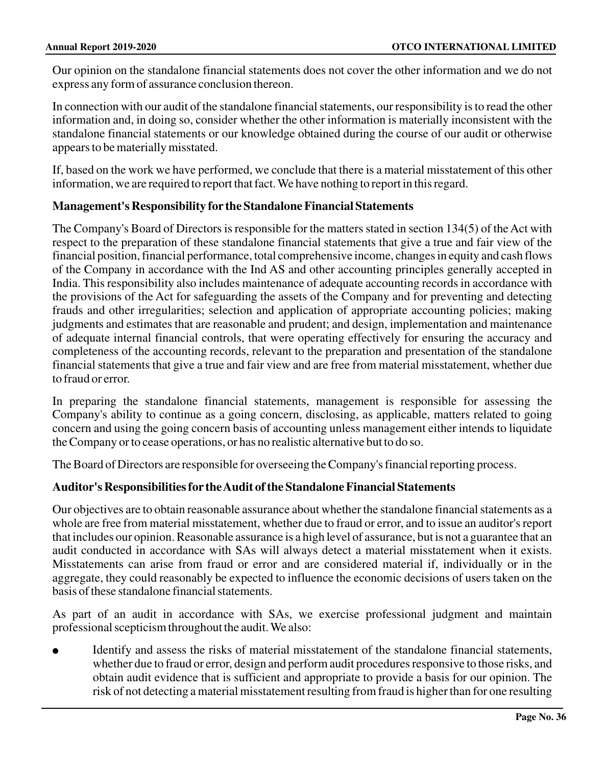Our opinion on the standalone financial statements does not cover the other information and we do not express any form of assurance conclusion thereon.

In connection with our audit of the standalone financial statements, our responsibility is to read the other information and, in doing so, consider whether the other information is materially inconsistent with the standalone financial statements or our knowledge obtained during the course of our audit or otherwise appears to be materially misstated.

If, based on the work we have performed, we conclude that there is a material misstatement of this other information, we are required to report that fact. We have nothing to report in this regard.

**Management's Responsibility for the Standalone Financial Statements**

The Company's Board of Directors is responsible for the matters stated in section 134(5) of the Act with respect to the preparation of these standalone financial statements that give a true and fair view of the financial position, financial performance, total comprehensive income, changes in equity and cash flows of the Company in accordance with the Ind AS and other accounting principles generally accepted in India. This responsibility also includes maintenance of adequate accounting records in accordance with the provisions of the Act for safeguarding the assets of the Company and for preventing and detecting frauds and other irregularities; selection and application of appropriate accounting policies; making judgments and estimates that are reasonable and prudent; and design, implementation and maintenance of adequate internal financial controls, that were operating effectively for ensuring the accuracy and completeness of the accounting records, relevant to the preparation and presentation of the standalone financial statements that give a true and fair view and are free from material misstatement, whether due to fraud or error.

In preparing the standalone financial statements, management is responsible for assessing the Company's ability to continue as a going concern, disclosing, as applicable, matters related to going concern and using the going concern basis of accounting unless management either intends to liquidate the Company or to cease operations, or has no realistic alternative but to do so.

The Board of Directors are responsible for overseeing the Company's financial reporting process.

**Auditor's Responsibilities for the Audit of the Standalone Financial Statements**

Our objectives are to obtain reasonable assurance about whether the standalone financial statements as a whole are free from material misstatement, whether due to fraud or error, and to issue an auditor's report that includes our opinion. Reasonable assurance is a high level of assurance, but is not a guarantee that an audit conducted in accordance with SAs will always detect a material misstatement when it exists. Misstatements can arise from fraud or error and are considered material if, individually or in the aggregate, they could reasonably be expected to influence the economic decisions of users taken on the basis of these standalone financial statements.

As part of an audit in accordance with SAs, we exercise professional judgment and maintain professional scepticism throughout the audit. We also:

- Identify and assess the risks of material misstatement of the standalone financial statements, whether due to fraud or error, design and perform audit procedures responsive to those risks, and obtain audit evidence that is sufficient and appropriate to provide a basis for our opinion. The risk of not detecting a material misstatement resulting from fraud is higher than for one resulting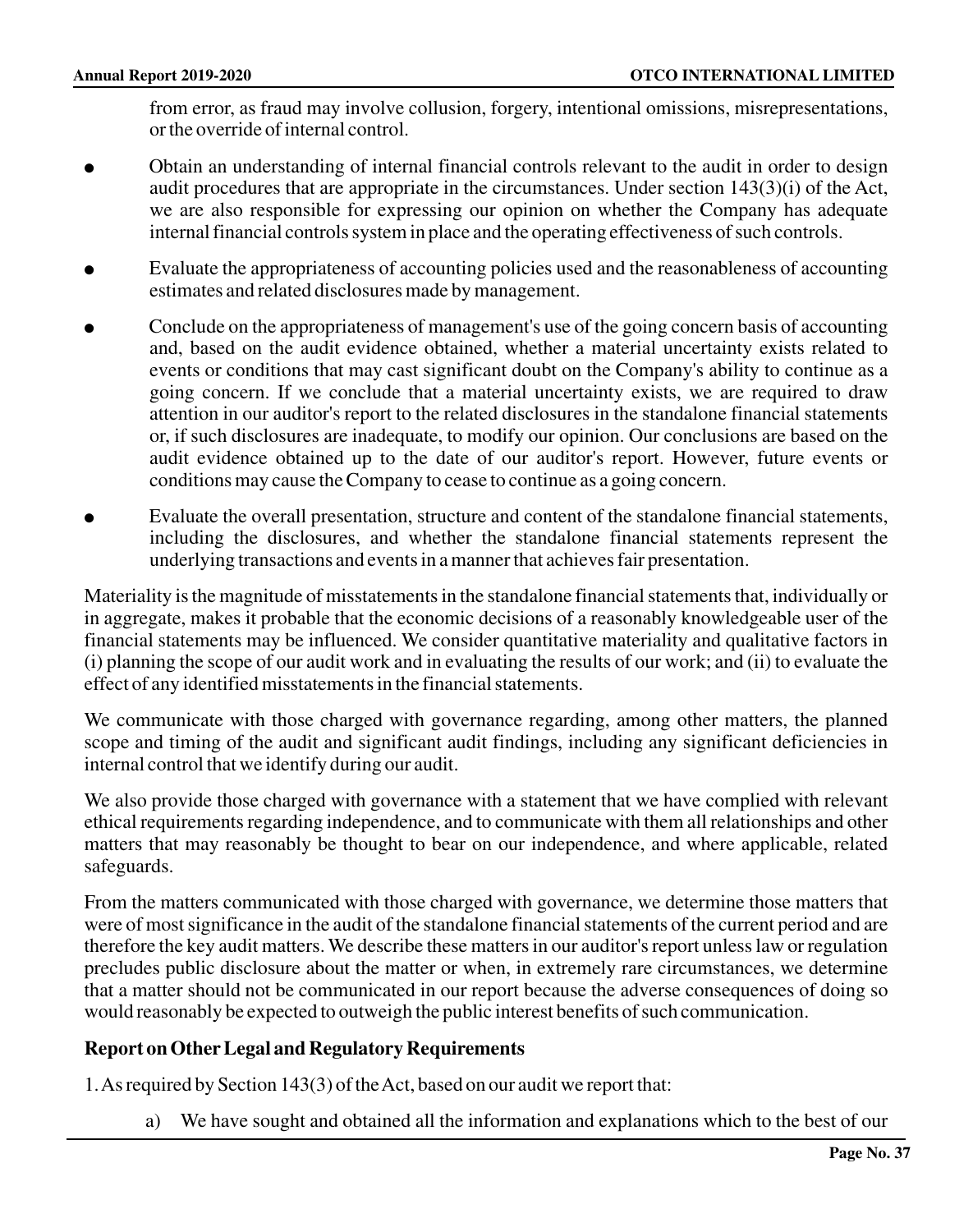from error, as fraud may involve collusion, forgery, intentional omissions, misrepresentations, or the override of internal control.

- Obtain an understanding of internal financial controls relevant to the audit in order to design audit procedures that are appropriate in the circumstances. Under section 143(3)(i) of the Act, we are also responsible for expressing our opinion on whether the Company has adequate internal financial controls system in place and the operating effectiveness of such controls.
- Evaluate the appropriateness of accounting policies used and the reasonableness of accounting estimates and related disclosures made by management.
- Conclude on the appropriateness of management's use of the going concern basis of accounting and, based on the audit evidence obtained, whether a material uncertainty exists related to events or conditions that may cast significant doubt on the Company's ability to continue as a going concern. If we conclude that a material uncertainty exists, we are required to draw attention in our auditor's report to the related disclosures in the standalone financial statements or, if such disclosures are inadequate, to modify our opinion. Our conclusions are based on the audit evidence obtained up to the date of our auditor's report. However, future events or conditions may cause the Company to cease to continue as a going concern.
- Evaluate the overall presentation, structure and content of the standalone financial statements, including the disclosures, and whether the standalone financial statements represent the underlying transactions and events in a manner that achieves fair presentation.

Materiality is the magnitude of misstatements in the standalone financial statements that, individually or in aggregate, makes it probable that the economic decisions of a reasonably knowledgeable user of the financial statements may be influenced. We consider quantitative materiality and qualitative factors in (i) planning the scope of our audit work and in evaluating the results of our work; and (ii) to evaluate the effect of any identified misstatements in the financial statements.

We communicate with those charged with governance regarding, among other matters, the planned scope and timing of the audit and significant audit findings, including any significant deficiencies in internal control that we identify during our audit.

We also provide those charged with governance with a statement that we have complied with relevant ethical requirements regarding independence, and to communicate with them all relationships and other matters that may reasonably be thought to bear on our independence, and where applicable, related safeguards.

From the matters communicated with those charged with governance, we determine those matters that were of most significance in the audit of the standalone financial statements of the current period and are therefore the key audit matters. We describe these matters in our auditor's report unless law or regulation precludes public disclosure about the matter or when, in extremely rare circumstances, we determine that a matter should not be communicated in our report because the adverse consequences of doing so would reasonably be expected to outweigh the public interest benefits of such communication.

## Report on Other Legal and Regulatory Requirements

1. As required by Section 143(3) of the Act, based on our audit we report that:

   a) We have sought and obtained all the information and explanations which to the best of our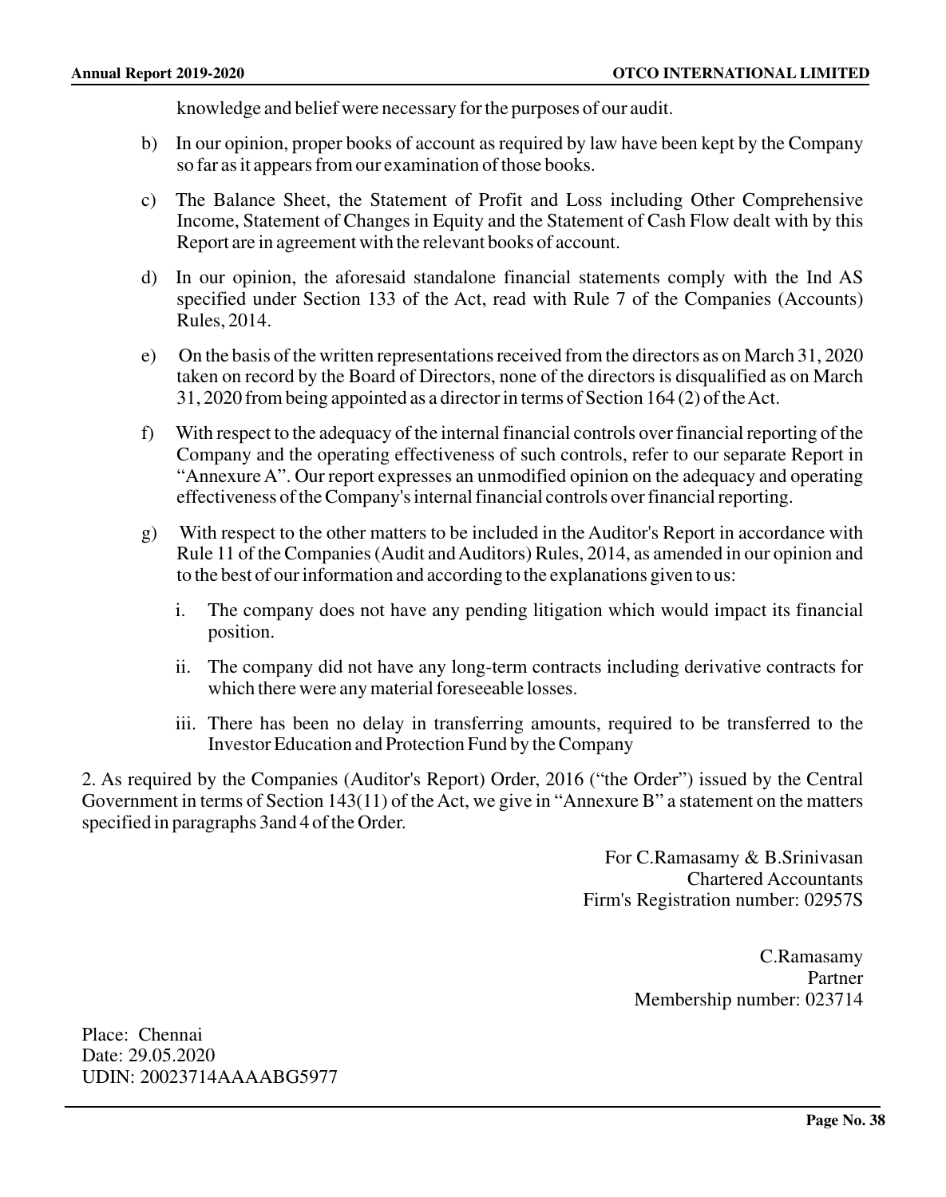knowledge and belief were necessary for the purposes of our audit.

b) In our opinion, proper books of account as required by law have been kept by the Company so far as it appears from our examination of those books.

c) The Balance Sheet, the Statement of Profit and Loss including Other Comprehensive Income, Statement of Changes in Equity and the Statement of Cash Flow dealt with by this Report are in agreement with the relevant books of account.

d) In our opinion, the aforesaid standalone financial statements comply with the Ind AS specified under Section 133 of the Act, read with Rule 7 of the Companies (Accounts) Rules, 2014.

e) On the basis of the written representations received from the directors as on March 31, 2020 taken on record by the Board of Directors, none of the directors is disqualified as on March 31, 2020 from being appointed as a director in terms of Section 164 (2) of the Act.

f) With respect to the adequacy of the internal financial controls over financial reporting of the Company and the operating effectiveness of such controls, refer to our separate Report in "Annexure A". Our report expresses an unmodified opinion on the adequacy and operating effectiveness of the Company's internal financial controls over financial reporting.

g) With respect to the other matters to be included in the Auditor's Report in accordance with Rule 11 of the Companies (Audit and Auditors) Rules, 2014, as amended in our opinion and to the best of our information and according to the explanations given to us:

   i. The company does not have any pending litigation which would impact its financial position.

   ii. The company did not have any long-term contracts including derivative contracts for which there were any material foreseeable losses.

   iii. There has been no delay in transferring amounts, required to be transferred to the Investor Education and Protection Fund by the Company

2. As required by the Companies (Auditor's Report) Order, 2016 ("the Order") issued by the Central Government in terms of Section 143(11) of the Act, we give in "Annexure B" a statement on the matters specified in paragraphs 3and 4 of the Order.

For C.Ramasamy & B.Srinivasan
Chartered Accountants
Firm's Registration number: 02957S

C.Ramasamy
Partner
Membership number: 023714

Place: Chennai
Date: 29.05.2020
UDIN: 20023714AAAABG5977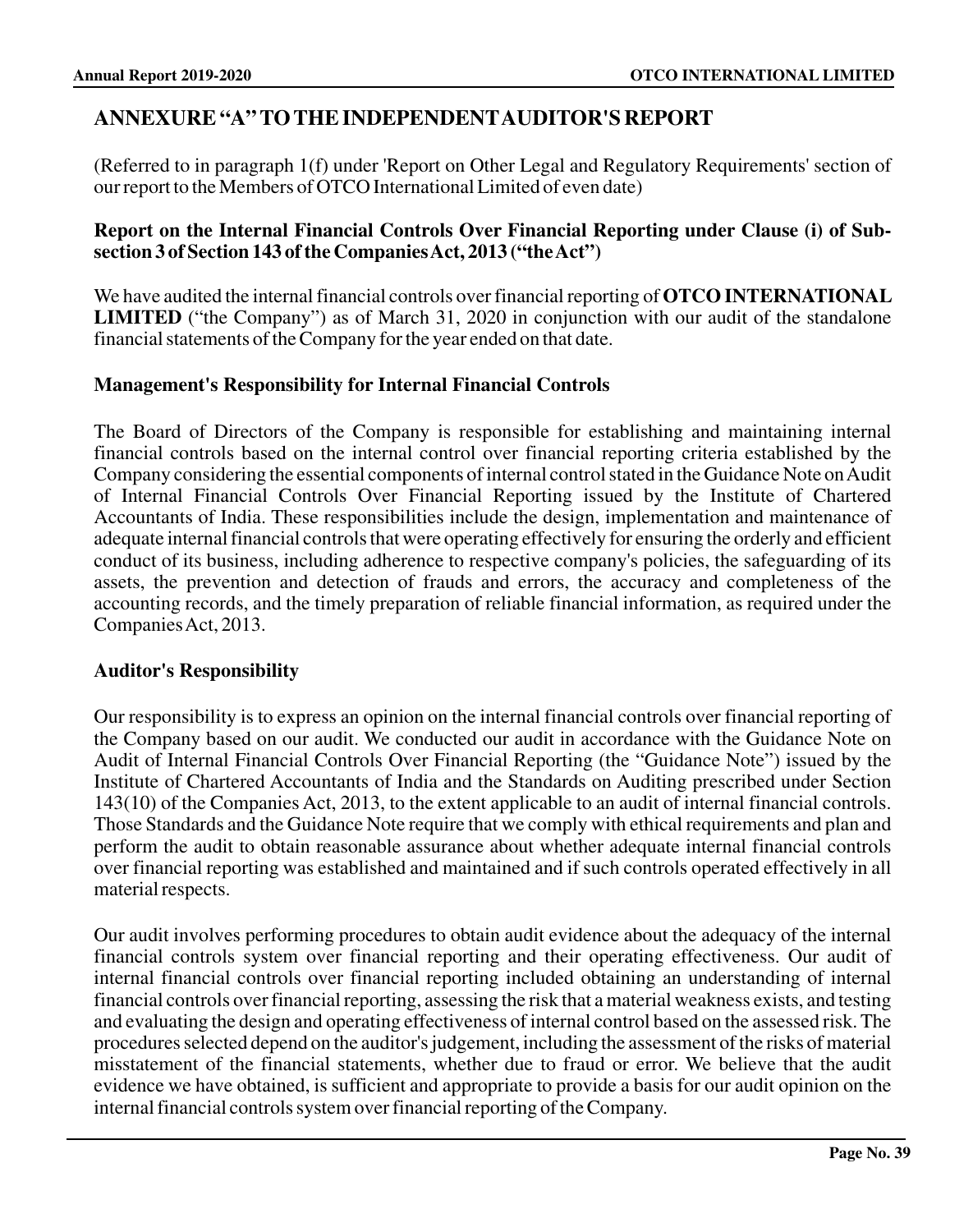## ANNEXURE "A" TO THE INDEPENDENT AUDITOR'S REPORT

(Referred to in paragraph 1(f) under 'Report on Other Legal and Regulatory Requirements' section of our report to the Members of OTCO International Limited of even date)

**Report on the Internal Financial Controls Over Financial Reporting under Clause (i) of Sub-section 3 of Section 143 of the Companies Act, 2013 ("the Act")**

We have audited the internal financial controls over financial reporting of **OTCO INTERNATIONAL LIMITED** ("the Company") as of March 31, 2020 in conjunction with our audit of the standalone financial statements of the Company for the year ended on that date.

### Management's Responsibility for Internal Financial Controls

The Board of Directors of the Company is responsible for establishing and maintaining internal financial controls based on the internal control over financial reporting criteria established by the Company considering the essential components of internal control stated in the Guidance Note on Audit of Internal Financial Controls Over Financial Reporting issued by the Institute of Chartered Accountants of India. These responsibilities include the design, implementation and maintenance of adequate internal financial controls that were operating effectively for ensuring the orderly and efficient conduct of its business, including adherence to respective company's policies, the safeguarding of its assets, the prevention and detection of frauds and errors, the accuracy and completeness of the accounting records, and the timely preparation of reliable financial information, as required under the Companies Act, 2013.

### Auditor's Responsibility

Our responsibility is to express an opinion on the internal financial controls over financial reporting of the Company based on our audit. We conducted our audit in accordance with the Guidance Note on Audit of Internal Financial Controls Over Financial Reporting (the "Guidance Note") issued by the Institute of Chartered Accountants of India and the Standards on Auditing prescribed under Section 143(10) of the Companies Act, 2013, to the extent applicable to an audit of internal financial controls. Those Standards and the Guidance Note require that we comply with ethical requirements and plan and perform the audit to obtain reasonable assurance about whether adequate internal financial controls over financial reporting was established and maintained and if such controls operated effectively in all material respects.

Our audit involves performing procedures to obtain audit evidence about the adequacy of the internal financial controls system over financial reporting and their operating effectiveness. Our audit of internal financial controls over financial reporting included obtaining an understanding of internal financial controls over financial reporting, assessing the risk that a material weakness exists, and testing and evaluating the design and operating effectiveness of internal control based on the assessed risk. The procedures selected depend on the auditor's judgement, including the assessment of the risks of material misstatement of the financial statements, whether due to fraud or error. We believe that the audit evidence we have obtained, is sufficient and appropriate to provide a basis for our audit opinion on the internal financial controls system over financial reporting of the Company.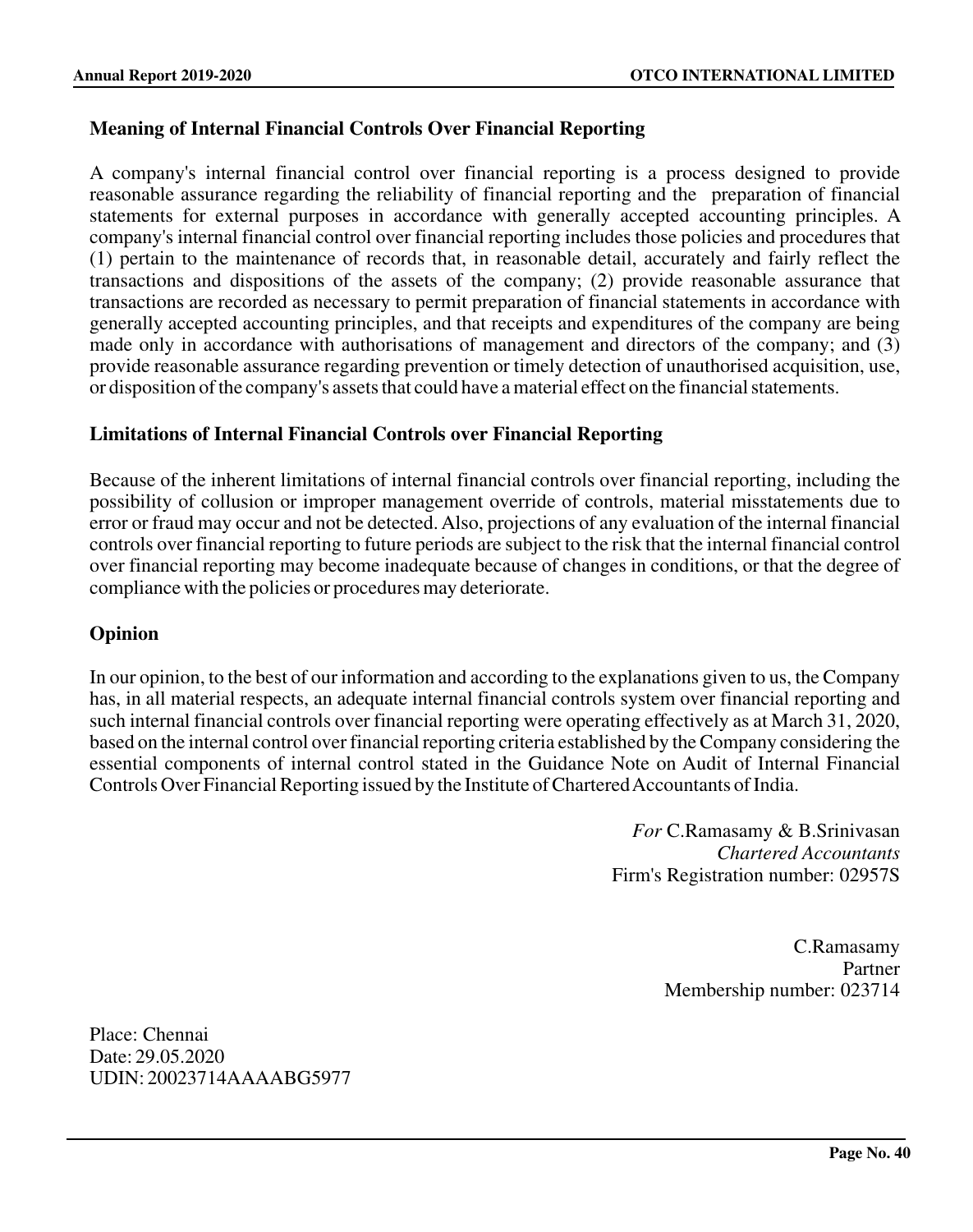## Meaning of Internal Financial Controls Over Financial Reporting

A company's internal financial control over financial reporting is a process designed to provide reasonable assurance regarding the reliability of financial reporting and the preparation of financial statements for external purposes in accordance with generally accepted accounting principles. A company's internal financial control over financial reporting includes those policies and procedures that (1) pertain to the maintenance of records that, in reasonable detail, accurately and fairly reflect the transactions and dispositions of the assets of the company; (2) provide reasonable assurance that transactions are recorded as necessary to permit preparation of financial statements in accordance with generally accepted accounting principles, and that receipts and expenditures of the company are being made only in accordance with authorisations of management and directors of the company; and (3) provide reasonable assurance regarding prevention or timely detection of unauthorised acquisition, use, or disposition of the company's assets that could have a material effect on the financial statements.

## Limitations of Internal Financial Controls over Financial Reporting

Because of the inherent limitations of internal financial controls over financial reporting, including the possibility of collusion or improper management override of controls, material misstatements due to error or fraud may occur and not be detected. Also, projections of any evaluation of the internal financial controls over financial reporting to future periods are subject to the risk that the internal financial control over financial reporting may become inadequate because of changes in conditions, or that the degree of compliance with the policies or procedures may deteriorate.

## Opinion

In our opinion, to the best of our information and according to the explanations given to us, the Company has, in all material respects, an adequate internal financial controls system over financial reporting and such internal financial controls over financial reporting were operating effectively as at March 31, 2020, based on the internal control over financial reporting criteria established by the Company considering the essential components of internal control stated in the Guidance Note on Audit of Internal Financial Controls Over Financial Reporting issued by the Institute of Chartered Accountants of India.

*For* C.Ramasamy & B.Srinivasan
*Chartered Accountants*
Firm's Registration number: 02957S

C.Ramasamy
Partner
Membership number: 023714

Place: Chennai
Date: 29.05.2020
UDIN: 20023714AAAABG5977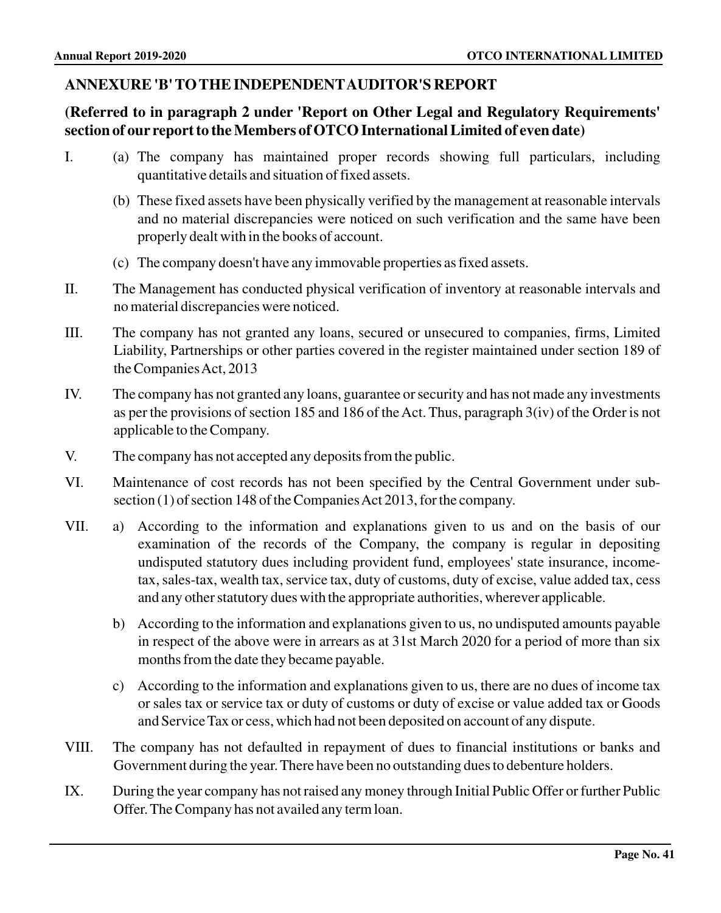## ANNEXURE 'B' TO THE INDEPENDENT AUDITOR'S REPORT

**(Referred to in paragraph 2 under 'Report on Other Legal and Regulatory Requirements' section of our report to the Members of OTCO International Limited of even date)**

I. (a) The company has maintained proper records showing full particulars, including quantitative details and situation of fixed assets.

(b) These fixed assets have been physically verified by the management at reasonable intervals and no material discrepancies were noticed on such verification and the same have been properly dealt with in the books of account.

(c) The company doesn't have any immovable properties as fixed assets.

II. The Management has conducted physical verification of inventory at reasonable intervals and no material discrepancies were noticed.

III. The company has not granted any loans, secured or unsecured to companies, firms, Limited Liability, Partnerships or other parties covered in the register maintained under section 189 of the Companies Act, 2013

IV. The company has not granted any loans, guarantee or security and has not made any investments as per the provisions of section 185 and 186 of the Act. Thus, paragraph 3(iv) of the Order is not applicable to the Company.

V. The company has not accepted any deposits from the public.

VI. Maintenance of cost records has not been specified by the Central Government under sub-section (1) of section 148 of the Companies Act 2013, for the company.

VII. a) According to the information and explanations given to us and on the basis of our examination of the records of the Company, the company is regular in depositing undisputed statutory dues including provident fund, employees' state insurance, income-tax, sales-tax, wealth tax, service tax, duty of customs, duty of excise, value added tax, cess and any other statutory dues with the appropriate authorities, wherever applicable.

b) According to the information and explanations given to us, no undisputed amounts payable in respect of the above were in arrears as at 31st March 2020 for a period of more than six months from the date they became payable.

c) According to the information and explanations given to us, there are no dues of income tax or sales tax or service tax or duty of customs or duty of excise or value added tax or Goods and Service Tax or cess, which had not been deposited on account of any dispute.

VIII. The company has not defaulted in repayment of dues to financial institutions or banks and Government during the year. There have been no outstanding dues to debenture holders.

IX. During the year company has not raised any money through Initial Public Offer or further Public Offer. The Company has not availed any term loan.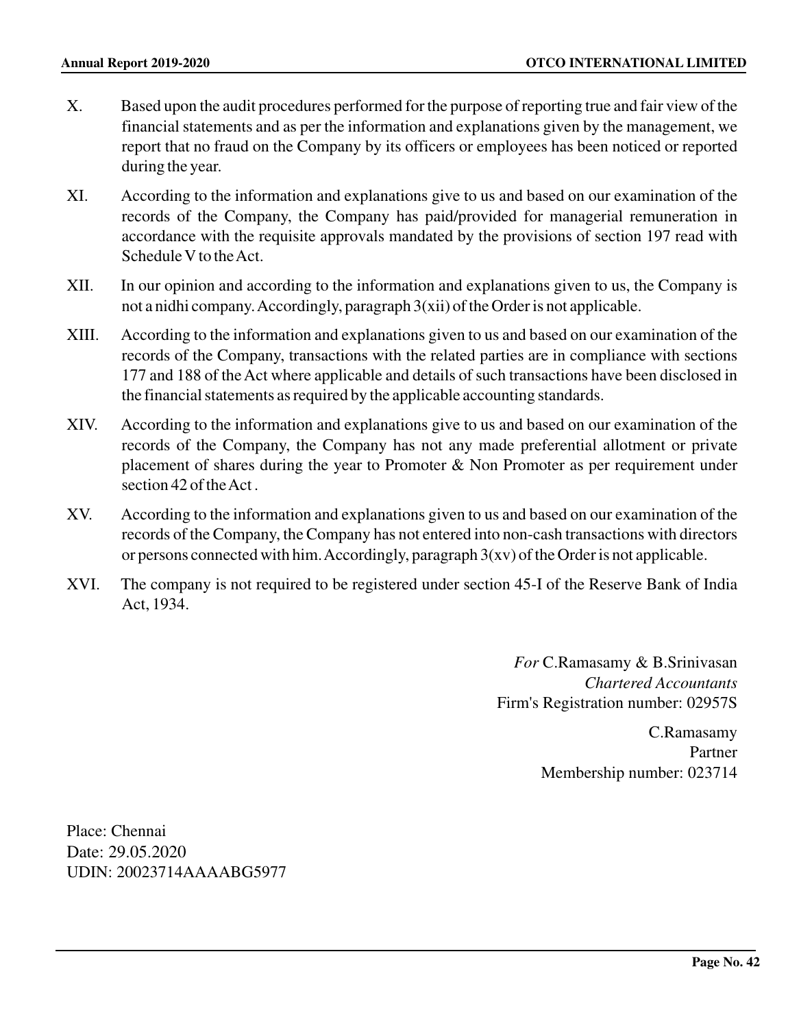X. Based upon the audit procedures performed for the purpose of reporting true and fair view of the financial statements and as per the information and explanations given by the management, we report that no fraud on the Company by its officers or employees has been noticed or reported during the year.

XI. According to the information and explanations give to us and based on our examination of the records of the Company, the Company has paid/provided for managerial remuneration in accordance with the requisite approvals mandated by the provisions of section 197 read with Schedule V to the Act.

XII. In our opinion and according to the information and explanations given to us, the Company is not a nidhi company. Accordingly, paragraph 3(xii) of the Order is not applicable.

XIII. According to the information and explanations given to us and based on our examination of the records of the Company, transactions with the related parties are in compliance with sections 177 and 188 of the Act where applicable and details of such transactions have been disclosed in the financial statements as required by the applicable accounting standards.

XIV. According to the information and explanations give to us and based on our examination of the records of the Company, the Company has not any made preferential allotment or private placement of shares during the year to Promoter & Non Promoter as per requirement under section 42 of the Act .

XV. According to the information and explanations given to us and based on our examination of the records of the Company, the Company has not entered into non-cash transactions with directors or persons connected with him. Accordingly, paragraph 3(xv) of the Order is not applicable.

XVI. The company is not required to be registered under section 45-I of the Reserve Bank of India Act, 1934.

*For* C.Ramasamy & B.Srinivasan
*Chartered Accountants*
Firm's Registration number: 02957S

C.Ramasamy
Partner
Membership number: 023714

Place: Chennai
Date: 29.05.2020
UDIN: 20023714AAAABG5977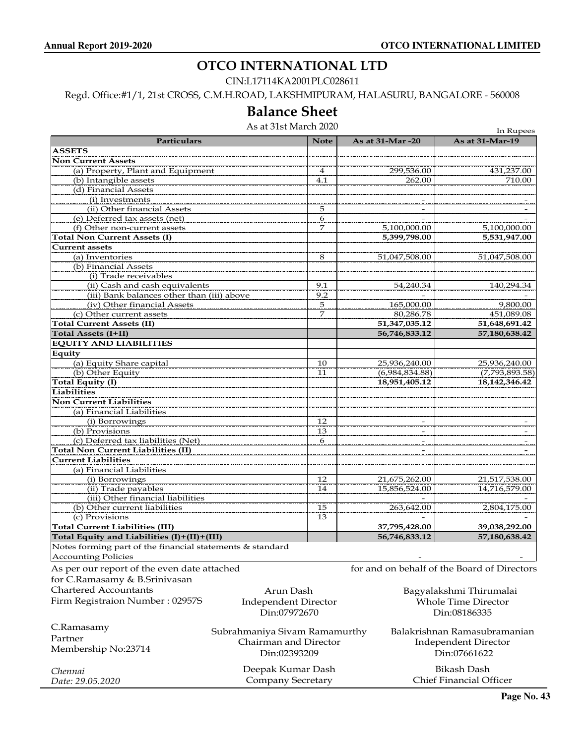# OTCO INTERNATIONAL LTD

CIN:L17114KA2001PLC028611

Regd. Office:#1/1, 21st CROSS, C.M.H.ROAD, LAKSHMIPURAM, HALASURU, BANGALORE - 560008

## Balance Sheet

As at 31st March 2020

In Rupees

| Particulars | Note | As at 31-Mar -20 | As at 31-Mar-19 |
|---|---|---|---|
| **ASSETS** | | | |
| **Non Current Assets** | | | |
| (a) Property, Plant and Equipment | 4 | 299,536.00 | 431,237.00 |
| (b) Intangible assets | 4.1 | 262.00 | 710.00 |
| (d) Financial Assets | | | |
| (i) Investments | | - | - |
| (ii) Other financial Assets | 5 | - | - |
| (e) Deferred tax assets (net) | 6 | - | - |
| (f) Other non-current assets | 7 | 5,100,000.00 | 5,100,000.00 |
| **Total Non Current Assets (I)** | | **5,399,798.00** | **5,531,947.00** |
| **Current assets** | | | |
| (a) Inventories | 8 | 51,047,508.00 | 51,047,508.00 |
| (b) Financial Assets | | | |
| (i) Trade receivables | | | |
| (ii) Cash and cash equivalents | 9.1 | 54,240.34 | 140,294.34 |
| (iii) Bank balances other than (iii) above | 9.2 | - | - |
| (iv) Other financial Assets | 5 | 165,000.00 | 9,800.00 |
| (c) Other current assets | 7 | 80,286.78 | 451,089.08 |
| **Total Current Assets (II)** | | **51,347,035.12** | **51,648,691.42** |
| **Total Assets (I+II)** | | **56,746,833.12** | **57,180,638.42** |
| **EQUITY AND LIABILITIES** | | | |
| **Equity** | | | |
| (a) Equity Share capital | 10 | 25,936,240.00 | 25,936,240.00 |
| (b) Other Equity | 11 | (6,984,834.88) | (7,793,893.58) |
| **Total Equity (I)** | | **18,951,405.12** | **18,142,346.42** |
| **Liabilities** | | | |
| **Non Current Liabilities** | | | |
| (a) Financial Liabilities | | | |
| (i) Borrowings | 12 | - | - |
| (b) Provisions | 13 | - | - |
| (c) Deferred tax liabilities (Net) | 6 | - | - |
| **Total Non Current Liabilities (II)** | | **-** | **-** |
| **Current Liabilities** | | | |
| (a) Financial Liabilities | | | |
| (i) Borrowings | 12 | 21,675,262.00 | 21,517,538.00 |
| (ii) Trade payables | 14 | 15,856,524.00 | 14,716,579.00 |
| (iii) Other financial liabilities | | - | - |
| (b) Other current liabilities | 15 | 263,642.00 | 2,804,175.00 |
| (c) Provisions | 13 | - | - |
| **Total Current Liabilities (III)** | | **37,795,428.00** | **39,038,292.00** |
| **Total Equity and Liabilities (I)+(II)+(III)** | | **56,746,833.12** | **57,180,638.42** |
| Notes forming part of the financial statements & standard Accounting Policies | | - | - |

As per our report of the even date attached
for C.Ramasamy & B.Srinivasan
Chartered Accountants
Firm Registraion Number : 02957S

C.Ramasamy
Partner
Membership No:23714

*Chennai*
*Date: 29.05.2020*

for and on behalf of the Board of Directors

Arun Dash
Independent Director
Din:07972670

Bagyalakshmi Thirumalai
Whole Time Director
Din:08186335

Subrahmaniya Sivam Ramamurthy
Chairman and Director
Din:02393209

Balakrishnan Ramasubramanian
Independent Director
Din:07661622

Deepak Kumar Dash
Company Secretary

Bikash Dash
Chief Financial Officer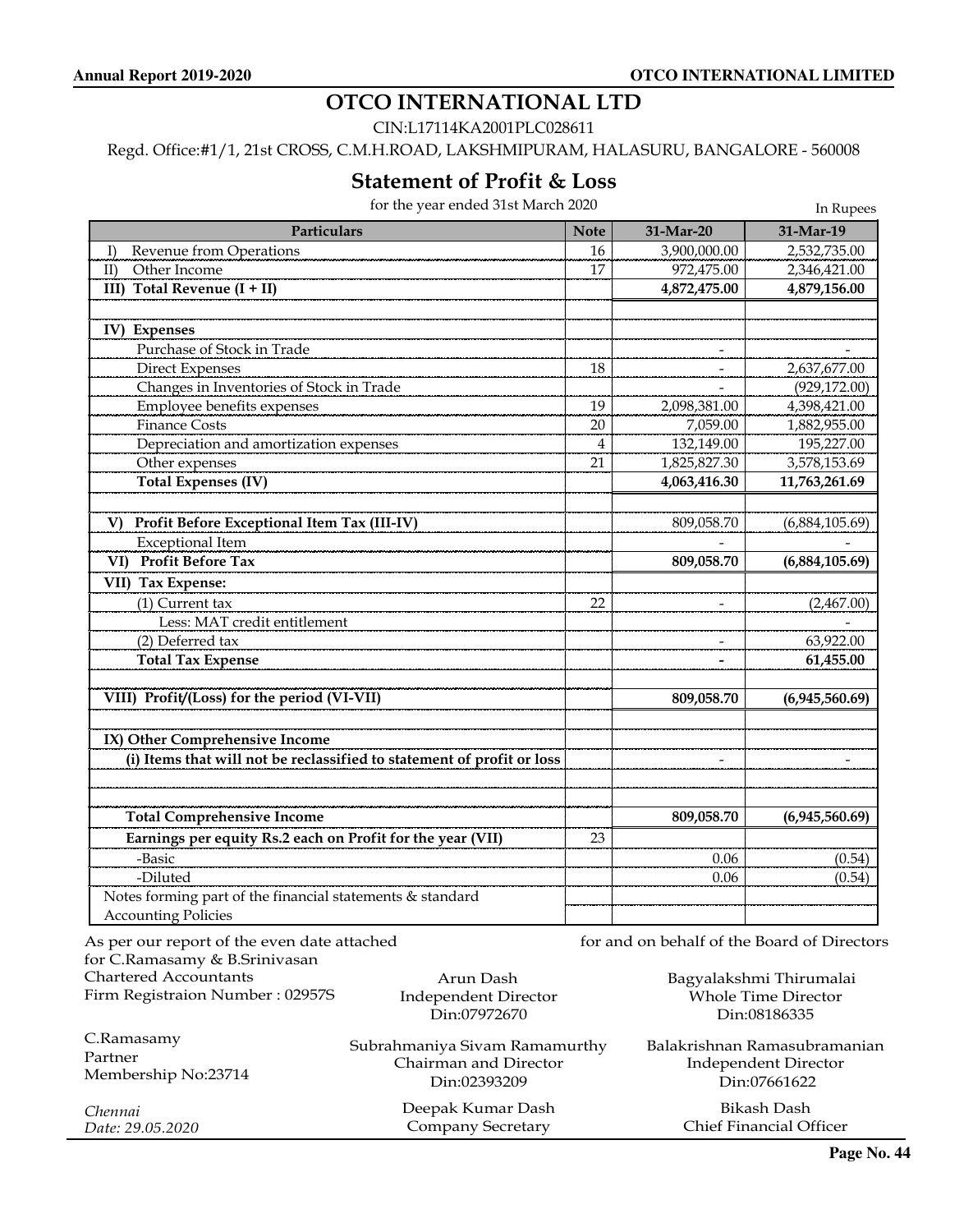# OTCO INTERNATIONAL LTD

CIN:L17114KA2001PLC028611

Regd. Office:#1/1, 21st CROSS, C.M.H.ROAD, LAKSHMIPURAM, HALASURU, BANGALORE - 560008

## Statement of Profit & Loss

for the year ended 31st March 2020

In Rupees

| Particulars | Note | 31-Mar-20 | 31-Mar-19 |
|---|---|---|---|
| I) Revenue from Operations | 16 | 3,900,000.00 | 2,532,735.00 |
| II) Other Income | 17 | 972,475.00 | 2,346,421.00 |
| **III) Total Revenue (I + II)** | | **4,872,475.00** | **4,879,156.00** |
| | | | |
| **IV) Expenses** | | | |
| Purchase of Stock in Trade | | - | - |
| Direct Expenses | 18 | - | 2,637,677.00 |
| Changes in Inventories of Stock in Trade | | - | (929,172.00) |
| Employee benefits expenses | 19 | 2,098,381.00 | 4,398,421.00 |
| Finance Costs | 20 | 7,059.00 | 1,882,955.00 |
| Depreciation and amortization expenses | 4 | 132,149.00 | 195,227.00 |
| Other expenses | 21 | 1,825,827.30 | 3,578,153.69 |
| **Total Expenses (IV)** | | **4,063,416.30** | **11,763,261.69** |
| | | | |
| **V) Profit Before Exceptional Item Tax (III-IV)** | | 809,058.70 | (6,884,105.69) |
| Exceptional Item | | - | - |
| **VI) Profit Before Tax** | | **809,058.70** | **(6,884,105.69)** |
| **VII) Tax Expense:** | | | |
| (1) Current tax | 22 | - | (2,467.00) |
| Less: MAT credit entitlement | | | - |
| (2) Deferred tax | | - | 63,922.00 |
| **Total Tax Expense** | | **-** | **61,455.00** |
| | | | |
| **VIII) Profit/(Loss) for the period (VI-VII)** | | **809,058.70** | **(6,945,560.69)** |
| | | | |
| **IX) Other Comprehensive Income** | | | |
| **(i) Items that will not be reclassified to statement of profit or loss** | | - | - |
| | | | |
| | | | |
| **Total Comprehensive Income** | | **809,058.70** | **(6,945,560.69)** |
| **Earnings per equity Rs.2 each on Profit for the year (VII)** | 23 | | |
| -Basic | | 0.06 | (0.54) |
| -Diluted | | 0.06 | (0.54) |
| Notes forming part of the financial statements & standard Accounting Policies | | | |

As per our report of the even date attached
for C.Ramasamy & B.Srinivasan
Chartered Accountants
Firm Registraion Number : 02957S

C.Ramasamy
Partner
Membership No:23714

*Chennai*
*Date: 29.05.2020*

for and on behalf of the Board of Directors

Arun Dash
Independent Director
Din:07972670

Bagyalakshmi Thirumalai
Whole Time Director
Din:08186335

Subrahmaniya Sivam Ramamurthy
Chairman and Director
Din:02393209

Balakrishnan Ramasubramanian
Independent Director
Din:07661622

Deepak Kumar Dash
Company Secretary

Bikash Dash
Chief Financial Officer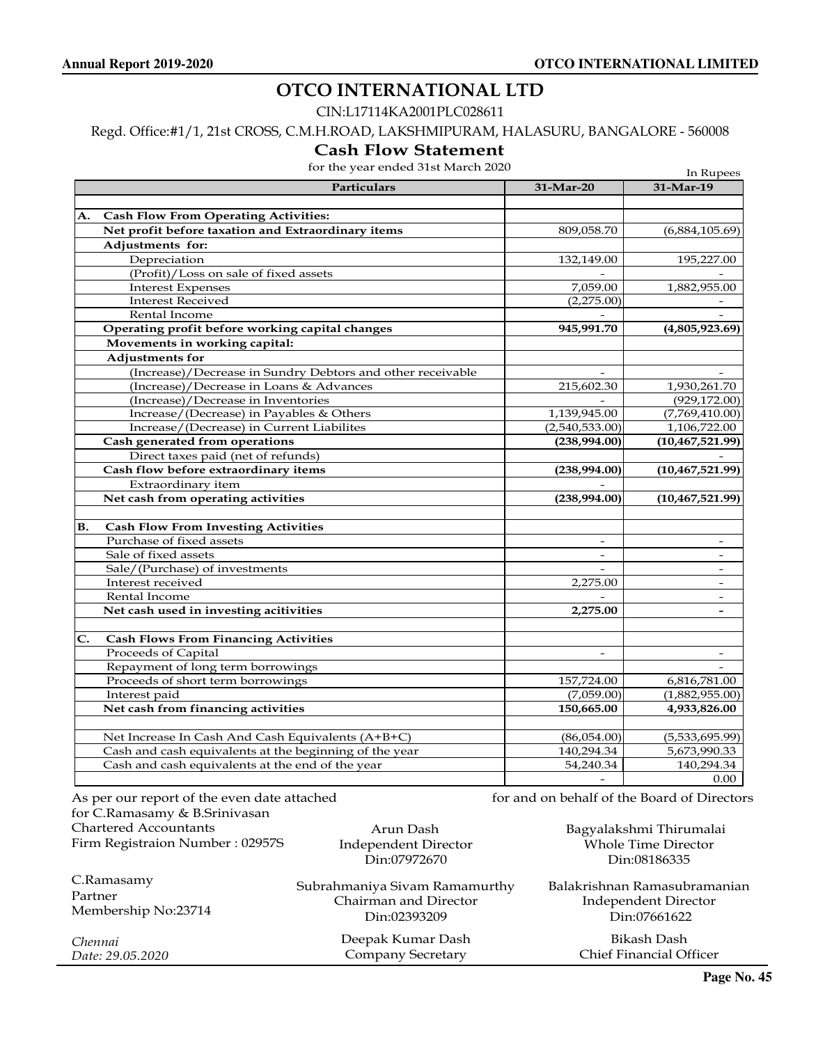# OTCO INTERNATIONAL LTD

CIN:L17114KA2001PLC028611

Regd. Office:#1/1, 21st CROSS, C.M.H.ROAD, LAKSHMIPURAM, HALASURU, BANGALORE - 560008

## Cash Flow Statement

for the year ended 31st March 2020

In Rupees

| Particulars | 31-Mar-20 | 31-Mar-19 |
|---|---|---|
| | | |
| **A. Cash Flow From Operating Activities:** | | |
| **Net profit before taxation and Extraordinary items** | 809,058.70 | (6,884,105.69) |
| **Adjustments for:** | | |
| Depreciation | 132,149.00 | 195,227.00 |
| (Profit)/Loss on sale of fixed assets | - | - |
| Interest Expenses | 7,059.00 | 1,882,955.00 |
| Interest Received | (2,275.00) | - |
| Rental Income | - | - |
| **Operating profit before working capital changes** | **945,991.70** | **(4,805,923.69)** |
| **Movements in working capital:** | | |
| **Adjustments for** | | |
| (Increase)/Decrease in Sundry Debtors and other receivable | - | - |
| (Increase)/Decrease in Loans & Advances | 215,602.30 | 1,930,261.70 |
| (Increase)/Decrease in Inventories | - | (929,172.00) |
| Increase/(Decrease) in Payables & Others | 1,139,945.00 | (7,769,410.00) |
| Increase/(Decrease) in Current Liabilites | (2,540,533.00) | 1,106,722.00 |
| **Cash generated from operations** | **(238,994.00)** | **(10,467,521.99)** |
| Direct taxes paid (net of refunds) | | - |
| **Cash flow before extraordinary items** | **(238,994.00)** | **(10,467,521.99)** |
| Extraordinary item | - | |
| **Net cash from operating activities** | **(238,994.00)** | **(10,467,521.99)** |
| | | |
| **B. Cash Flow From Investing Activities** | | |
| Purchase of fixed assets | - | - |
| Sale of fixed assets | - | - |
| Sale/(Purchase) of investments | - | - |
| Interest received | 2,275.00 | - |
| Rental Income | - | - |
| **Net cash used in investing acitivities** | **2,275.00** | **-** |
| | | |
| **C. Cash Flows From Financing Activities** | | |
| Proceeds of Capital | - | - |
| Repayment of long term borrowings | | - |
| Proceeds of short term borrowings | 157,724.00 | 6,816,781.00 |
| Interest paid | (7,059.00) | (1,882,955.00) |
| **Net cash from financing activities** | **150,665.00** | **4,933,826.00** |
| | | |
| Net Increase In Cash And Cash Equivalents (A+B+C) | (86,054.00) | (5,533,695.99) |
| Cash and cash equivalents at the beginning of the year | 140,294.34 | 5,673,990.33 |
| Cash and cash equivalents at the end of the year | 54,240.34 | 140,294.34 |
| | - | 0.00 |

As per our report of the even date attached
for C.Ramasamy & B.Srinivasan
Chartered Accountants
Firm Registraion Number : 02957S

C.Ramasamy
Partner
Membership No:23714

*Chennai*
*Date: 29.05.2020*

for and on behalf of the Board of Directors

Arun Dash
Independent Director
Din:07972670

Bagyalakshmi Thirumalai
Whole Time Director
Din:08186335

Subrahmaniya Sivam Ramamurthy
Chairman and Director
Din:02393209

Balakrishnan Ramasubramanian
Independent Director
Din:07661622

Deepak Kumar Dash
Company Secretary

Bikash Dash
Chief Financial Officer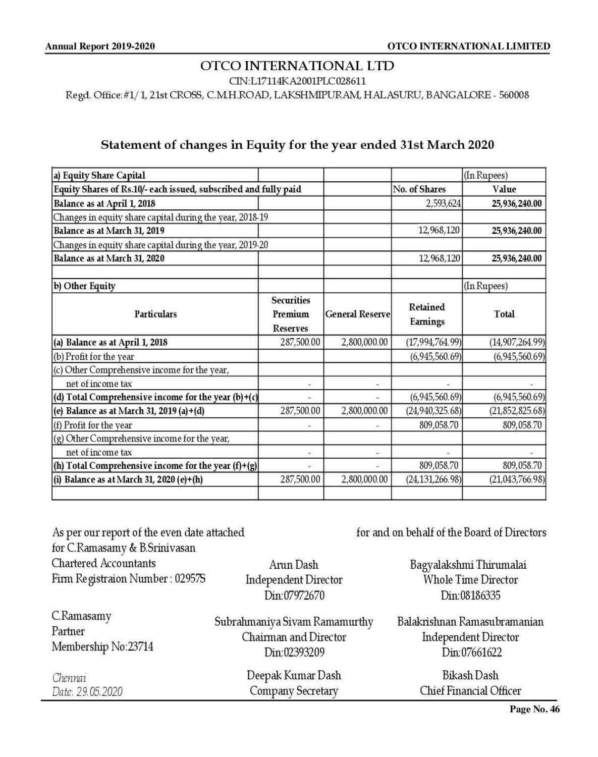# OTCO INTERNATIONAL LTD

CIN:L17114KA2001PLC028611

Regd. Office:#1/1, 21st CROSS, C.M.H.ROAD, LAKSHMIPURAM, HALASURU, BANGALORE - 560008

## Statement of changes in Equity for the year ended 31st March 2020

| **a) Equity Share Capital** | | | | (In Rupees) |
|---|---|---|---|---|
| **Equity Shares of Rs.10/- each issued, subscribed and fully paid** | | | **No. of Shares** | **Value** |
| **Balance as at April 1, 2018** | | | 2,593,624 | **25,936,240.00** |
| Changes in equity share capital during the year, 2018-19 | | | | |
| **Balance as at March 31, 2019** | | | 12,968,120 | **25,936,240.00** |
| Changes in equity share capital during the year, 2019-20 | | | | |
| **Balance as at March 31, 2020** | | | 12,968,120 | **25,936,240.00** |

| **b) Other Equity** | | | | (In Rupees) |
|---|---|---|---|---|
| **Particulars** | **Securities Premium Reserves** | **General Reserve** | **Retained Earnings** | **Total** |
| **(a) Balance as at April 1, 2018** | 287,500.00 | 2,800,000.00 | (17,994,764.99) | (14,907,264.99) |
| (b) Profit for the year | | | (6,945,560.69) | (6,945,560.69) |
| (c) Other Comprehensive income for the year, net of income tax | - | - | - | - |
| **(d) Total Comprehensive income for the year (b)+(c)** | - | - | (6,945,560.69) | (6,945,560.69) |
| **(e) Balance as at March 31, 2019 (a)+(d)** | 287,500.00 | 2,800,000.00 | (24,940,325.68) | (21,852,825.68) |
| (f) Profit for the year | - | - | 809,058.70 | 809,058.70 |
| (g) Other Comprehensive income for the year, net of income tax | - | - | - | - |
| **(h) Total Comprehensive income for the year (f)+(g)** | - | - | 809,058.70 | 809,058.70 |
| **(i) Balance as at March 31, 2020 (e)+(h)** | 287,500.00 | 2,800,000.00 | (24,131,266.98) | (21,043,766.98) |

As per our report of the even date attached
for C.Ramasamy & B.Srinivasan
Chartered Accountants
Firm Registraion Number : 02957S

C.Ramasamy
Partner
Membership No:23714

*Chennai*
*Date: 29.05.2020*

for and on behalf of the Board of Directors

Arun Dash
Independent Director
Din:07972670

Bagyalakshmi Thirumalai
Whole Time Director
Din:08186335

Subrahmaniya Sivam Ramamurthy
Chairman and Director
Din:02393209

Balakrishnan Ramasubramanian
Independent Director
Din:07661622

Deepak Kumar Dash
Company Secretary

Bikash Dash
Chief Financial Officer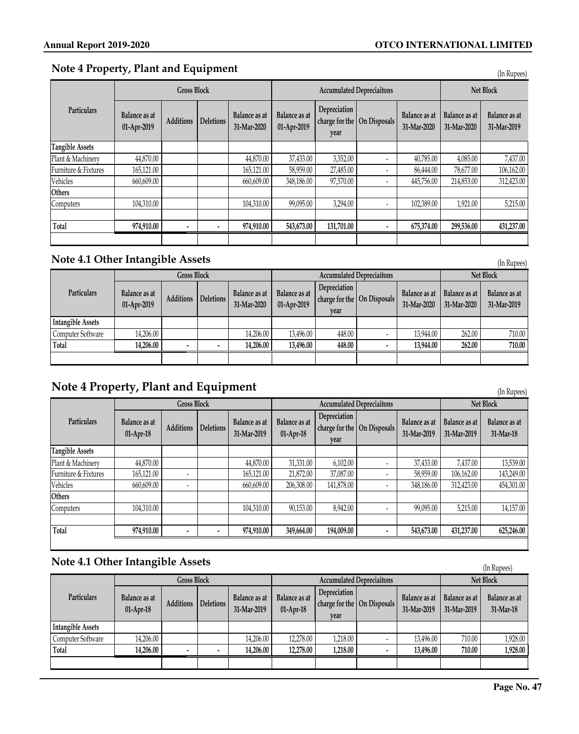## Note 4 Property, Plant and Equipment

(In Rupees)

| Particulars | Gross Block | | | | Accumulated Depreciaitons | | | | Net Block | |
|---|---|---|---|---|---|---|---|---|---|---|
| | Balance as at 01-Apr-2019 | Additions | Deletions | Balance as at 31-Mar-2020 | Balance as at 01-Apr-2019 | Depreciation charge for the year | On Disposals | Balance as at 31-Mar-2020 | Balance as at 31-Mar-2020 | Balance as at 31-Mar-2019 |
| **Tangible Assets** | | | | | | | | | | |
| Plant & Machinery | 44,870.00 | | | 44,870.00 | 37,433.00 | 3,352.00 | - | 40,785.00 | 4,085.00 | 7,437.00 |
| Furniture & Fixtures | 165,121.00 | | | 165,121.00 | 58,959.00 | 27,485.00 | - | 86,444.00 | 78,677.00 | 106,162.00 |
| Vehicles | 660,609.00 | | | 660,609.00 | 348,186.00 | 97,570.00 | - | 445,756.00 | 214,853.00 | 312,423.00 |
| **Others** | | | | | | | | | | |
| Computers | 104,310.00 | | | 104,310.00 | 99,095.00 | 3,294.00 | - | 102,389.00 | 1,921.00 | 5,215.00 |
| **Total** | **974,910.00** | **-** | **-** | **974,910.00** | **543,673.00** | **131,701.00** | **-** | **675,374.00** | **299,536.00** | **431,237.00** |

## Note 4.1 Other Intangible Assets

(In Rupees)

| Particulars | Gross Block | | | | Accumulated Depreciaitons | | | | Net Block | |
|---|---|---|---|---|---|---|---|---|---|---|
| | Balance as at 01-Apr-2019 | Additions | Deletions | Balance as at 31-Mar-2020 | Balance as at 01-Apr-2019 | Depreciation charge for the year | On Disposals | Balance as at 31-Mar-2020 | Balance as at 31-Mar-2020 | Balance as at 31-Mar-2019 |
| **Intangible Assets** | | | | | | | | | | |
| Computer Software | 14,206.00 | | | 14,206.00 | 13,496.00 | 448.00 | - | 13,944.00 | 262.00 | 710.00 |
| **Total** | **14,206.00** | **-** | **-** | **14,206.00** | **13,496.00** | **448.00** | **-** | **13,944.00** | **262.00** | **710.00** |

## Note 4 Property, Plant and Equipment

(In Rupees)

| Particulars | Gross Block | | | | Accumulated Depreciaitons | | | | Net Block | |
|---|---|---|---|---|---|---|---|---|---|---|
| | Balance as at 01-Apr-18 | Additions | Deletions | Balance as at 31-Mar-2019 | Balance as at 01-Apr-18 | Depreciation charge for the year | On Disposals | Balance as at 31-Mar-2019 | Balance as at 31-Mar-2019 | Balance as at 31-Mar-18 |
| **Tangible Assets** | | | | | | | | | | |
| Plant & Machinery | 44,870.00 | | | 44,870.00 | 31,331.00 | 6,102.00 | - | 37,433.00 | 7,437.00 | 13,539.00 |
| Furniture & Fixtures | 165,121.00 | - | | 165,121.00 | 21,872.00 | 37,087.00 | - | 58,959.00 | 106,162.00 | 143,249.00 |
| Vehicles | 660,609.00 | - | | 660,609.00 | 206,308.00 | 141,878.00 | - | 348,186.00 | 312,423.00 | 454,301.00 |
| **Others** | | | | | | | | | | |
| Computers | 104,310.00 | | | 104,310.00 | 90,153.00 | 8,942.00 | - | 99,095.00 | 5,215.00 | 14,157.00 |
| **Total** | **974,910.00** | **-** | **-** | **974,910.00** | **349,664.00** | **194,009.00** | **-** | **543,673.00** | **431,237.00** | **625,246.00** |

## Note 4.1 Other Intangible Assets

(In Rupees)

| Particulars | Gross Block | | | | Accumulated Depreciaitons | | | | Net Block | |
|---|---|---|---|---|---|---|---|---|---|---|
| | Balance as at 01-Apr-18 | Additions | Deletions | Balance as at 31-Mar-2019 | Balance as at 01-Apr-18 | Depreciation charge for the year | On Disposals | Balance as at 31-Mar-2019 | Balance as at 31-Mar-2019 | Balance as at 31-Mar-18 |
| **Intangible Assets** | | | | | | | | | | |
| Computer Software | 14,206.00 | | | 14,206.00 | 12,278.00 | 1,218.00 | - | 13,496.00 | 710.00 | 1,928.00 |
| **Total** | **14,206.00** | **-** | **-** | **14,206.00** | **12,278.00** | **1,218.00** | **-** | **13,496.00** | **710.00** | **1,928.00** |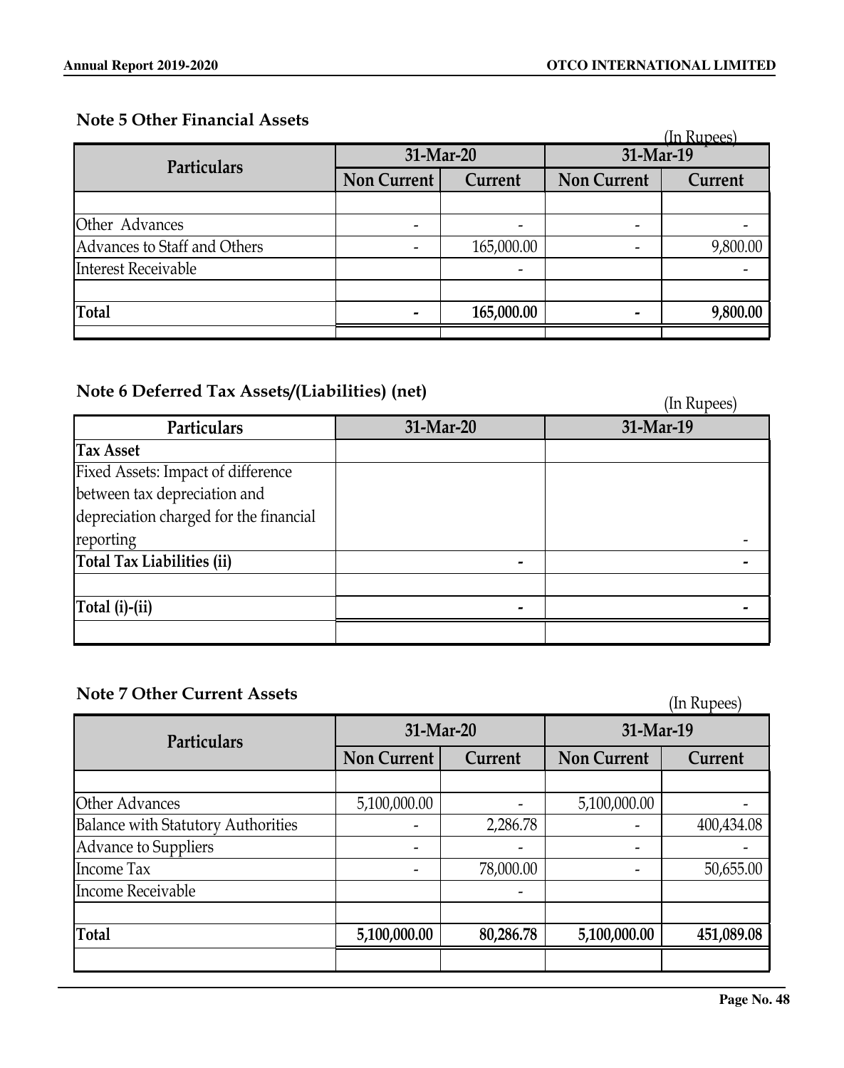## Note 5 Other Financial Assets

(In Rupees)

| Particulars | 31-Mar-20 | | 31-Mar-19 | |
|---|---|---|---|---|
| | Non Current | Current | Non Current | Current |
| | | | | |
| Other Advances | - | - | - | - |
| Advances to Staff and Others | - | 165,000.00 | - | 9,800.00 |
| Interest Receivable | | - | | - |
| | | | | |
| **Total** | **-** | **165,000.00** | **-** | **9,800.00** |

## Note 6 Deferred Tax Assets/(Liabilities) (net)

(In Rupees)

| Particulars | 31-Mar-20 | 31-Mar-19 |
|---|---|---|
| **Tax Asset** | | |
| Fixed Assets: Impact of difference between tax depreciation and depreciation charged for the financial reporting | | - |
| **Total Tax Liabilities (ii)** | **-** | **-** |
| | | |
| **Total (i)-(ii)** | **-** | **-** |

## Note 7 Other Current Assets

(In Rupees)

| Particulars | 31-Mar-20 | | 31-Mar-19 | |
|---|---|---|---|---|
| | Non Current | Current | Non Current | Current |
| | | | | |
| Other Advances | 5,100,000.00 | - | 5,100,000.00 | - |
| Balance with Statutory Authorities | - | 2,286.78 | - | 400,434.08 |
| Advance to Suppliers | - | - | - | - |
| Income Tax | - | 78,000.00 | - | 50,655.00 |
| Income Receivable | | - | | |
| | | | | |
| **Total** | **5,100,000.00** | **80,286.78** | **5,100,000.00** | **451,089.08** |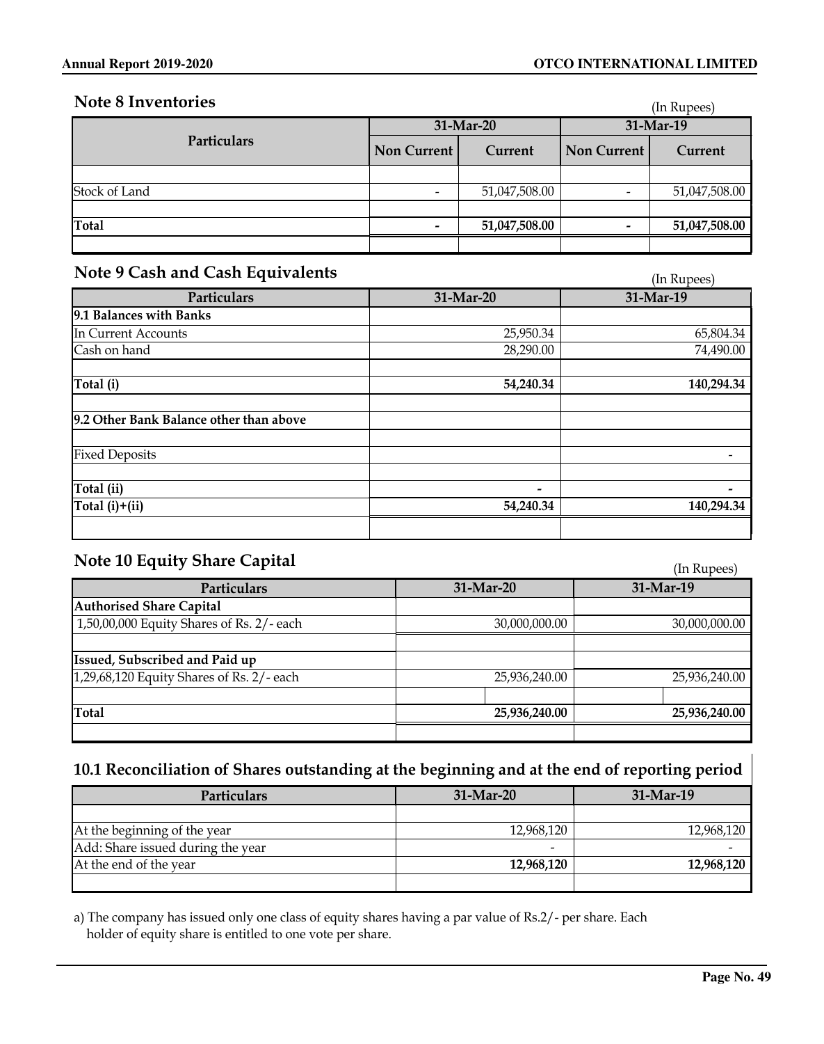## Note 8 Inventories

(In Rupees)

| Particulars | 31-Mar-20 | | 31-Mar-19 | |
|---|---|---|---|---|
| | Non Current | Current | Non Current | Current |
| Stock of Land | - | 51,047,508.00 | - | 51,047,508.00 |
| **Total** | **-** | **51,047,508.00** | **-** | **51,047,508.00** |

## Note 9 Cash and Cash Equivalents

(In Rupees)

| Particulars | 31-Mar-20 | 31-Mar-19 |
|---|---|---|
| **9.1 Balances with Banks** | | |
| In Current Accounts | 25,950.34 | 65,804.34 |
| Cash on hand | 28,290.00 | 74,490.00 |
| **Total (i)** | **54,240.34** | **140,294.34** |
| **9.2 Other Bank Balance other than above** | | |
| Fixed Deposits | | - |
| **Total (ii)** | **-** | **-** |
| **Total (i)+(ii)** | **54,240.34** | **140,294.34** |

## Note 10 Equity Share Capital

(In Rupees)

| Particulars | 31-Mar-20 | 31-Mar-19 |
|---|---|---|
| **Authorised Share Capital** | | |
| 1,50,00,000 Equity Shares of Rs. 2/- each | 30,000,000.00 | 30,000,000.00 |
| **Issued, Subscribed and Paid up** | | |
| 1,29,68,120 Equity Shares of Rs. 2/- each | 25,936,240.00 | 25,936,240.00 |
| **Total** | **25,936,240.00** | **25,936,240.00** |

## 10.1 Reconciliation of Shares outstanding at the beginning and at the end of reporting period

| Particulars | 31-Mar-20 | 31-Mar-19 |
|---|---|---|
| At the beginning of the year | 12,968,120 | 12,968,120 |
| Add: Share issued during the year | - | - |
| At the end of the year | **12,968,120** | **12,968,120** |

a) The company has issued only one class of equity shares having a par value of Rs.2/- per share. Each holder of equity share is entitled to one vote per share.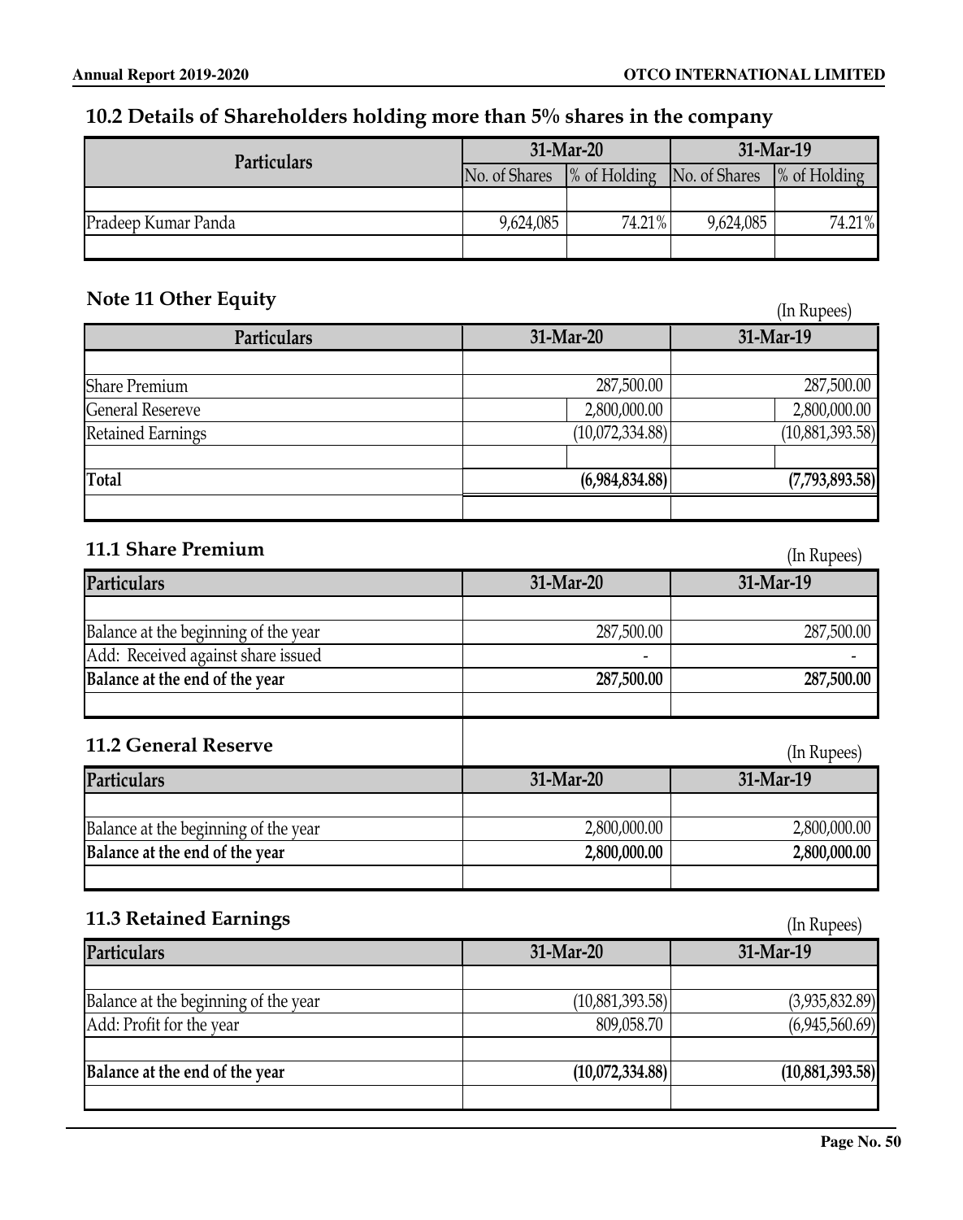## 10.2 Details of Shareholders holding more than 5% shares in the company

| Particulars | 31-Mar-20 | | 31-Mar-19 | |
|---|---|---|---|---|
| | No. of Shares | % of Holding | No. of Shares | % of Holding |
| | | | | |
| Pradeep Kumar Panda | 9,624,085 | 74.21% | 9,624,085 | 74.21% |
| | | | | |

## Note 11 Other Equity

(In Rupees)

| Particulars | 31-Mar-20 | 31-Mar-19 |
|---|---|---|
| | | |
| Share Premium | 287,500.00 | 287,500.00 |
| General Resereve | 2,800,000.00 | 2,800,000.00 |
| Retained Earnings | (10,072,334.88) | (10,881,393.58) |
| | | |
| **Total** | **(6,984,834.88)** | **(7,793,893.58)** |
| | | |

## 11.1 Share Premium

(In Rupees)

| Particulars | 31-Mar-20 | 31-Mar-19 |
|---|---|---|
| | | |
| Balance at the beginning of the year | 287,500.00 | 287,500.00 |
| Add: Received against share issued | - | - |
| **Balance at the end of the year** | **287,500.00** | **287,500.00** |
| | | |

## 11.2 General Reserve

(In Rupees)

| Particulars | 31-Mar-20 | 31-Mar-19 |
|---|---|---|
| | | |
| Balance at the beginning of the year | 2,800,000.00 | 2,800,000.00 |
| **Balance at the end of the year** | **2,800,000.00** | **2,800,000.00** |
| | | |

## 11.3 Retained Earnings

(In Rupees)

| Particulars | 31-Mar-20 | 31-Mar-19 |
|---|---|---|
| | | |
| Balance at the beginning of the year | (10,881,393.58) | (3,935,832.89) |
| Add: Profit for the year | 809,058.70 | (6,945,560.69) |
| | | |
| **Balance at the end of the year** | **(10,072,334.88)** | **(10,881,393.58)** |
| | | |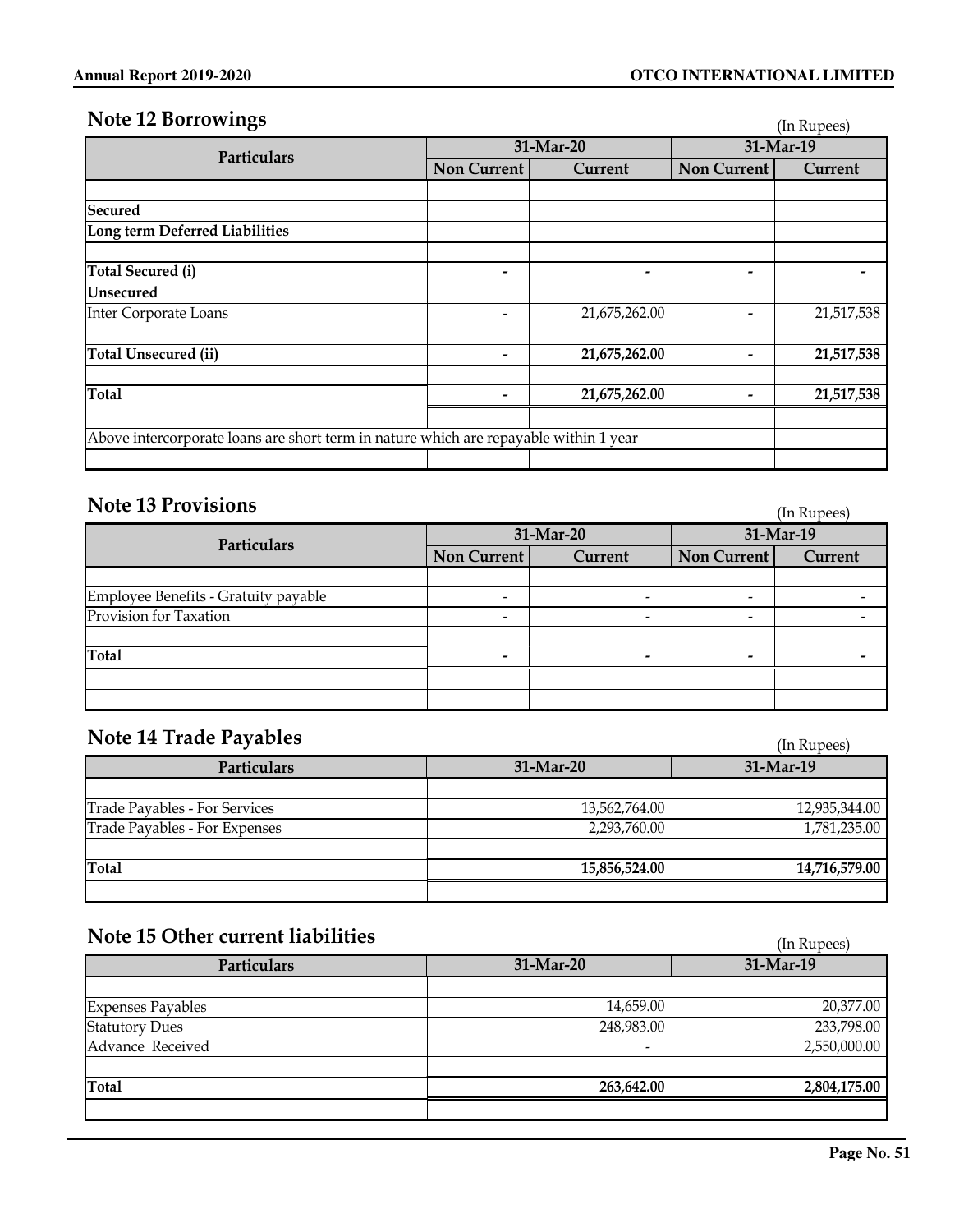## Note 12 Borrowings

(In Rupees)

| Particulars | 31-Mar-20 | | 31-Mar-19 | |
|---|---|---|---|---|
| | Non Current | Current | Non Current | Current |
| **Secured** | | | | |
| **Long term Deferred Liabilities** | | | | |
| **Total Secured (i)** | - | - | - | - |
| **Unsecured** | | | | |
| Inter Corporate Loans | - | 21,675,262.00 | - | 21,517,538 |
| **Total Unsecured (ii)** | - | **21,675,262.00** | - | **21,517,538** |
| **Total** | - | **21,675,262.00** | - | **21,517,538** |
| Above intercorporate loans are short term in nature which are repayable within 1 year | | | | |

## Note 13 Provisions

(In Rupees)

| Particulars | 31-Mar-20 | | 31-Mar-19 | |
|---|---|---|---|---|
| | Non Current | Current | Non Current | Current |
| Employee Benefits - Gratuity payable | - | - | - | - |
| Provision for Taxation | - | - | - | - |
| **Total** | - | - | - | - |

## Note 14 Trade Payables

(In Rupees)

| Particulars | 31-Mar-20 | 31-Mar-19 |
|---|---|---|
| Trade Payables - For Services | 13,562,764.00 | 12,935,344.00 |
| Trade Payables - For Expenses | 2,293,760.00 | 1,781,235.00 |
| **Total** | **15,856,524.00** | **14,716,579.00** |

## Note 15 Other current liabilities

(In Rupees)

| Particulars | 31-Mar-20 | 31-Mar-19 |
|---|---|---|
| Expenses Payables | 14,659.00 | 20,377.00 |
| Statutory Dues | 248,983.00 | 233,798.00 |
| Advance Received | - | 2,550,000.00 |
| **Total** | **263,642.00** | **2,804,175.00** |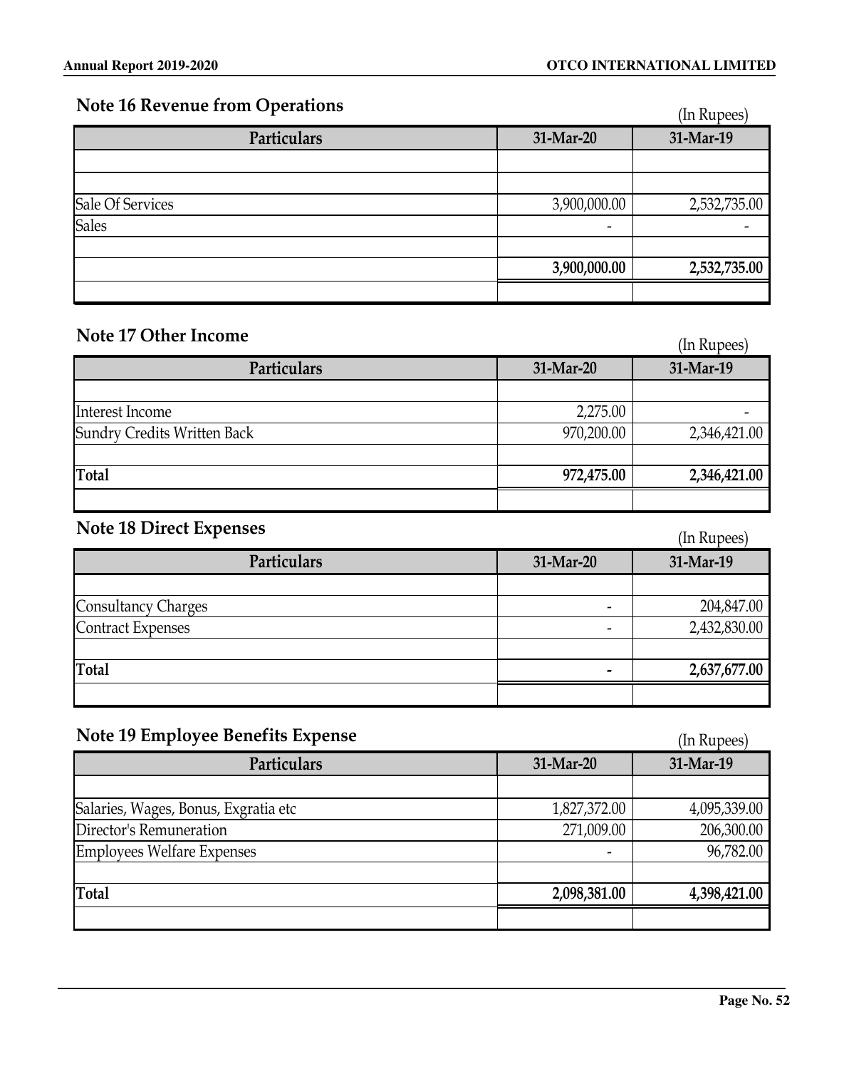## Note 16 Revenue from Operations

(In Rupees)

| Particulars | 31-Mar-20 | 31-Mar-19 |
|---|---|---|
| | | |
| | | |
| Sale Of Services | 3,900,000.00 | 2,532,735.00 |
| Sales | - | - |
| | | |
| | **3,900,000.00** | **2,532,735.00** |
| | | |

## Note 17 Other Income

(In Rupees)

| Particulars | 31-Mar-20 | 31-Mar-19 |
|---|---|---|
| | | |
| Interest Income | 2,275.00 | - |
| Sundry Credits Written Back | 970,200.00 | 2,346,421.00 |
| | | |
| **Total** | **972,475.00** | **2,346,421.00** |
| | | |

## Note 18 Direct Expenses

(In Rupees)

| Particulars | 31-Mar-20 | 31-Mar-19 |
|---|---|---|
| | | |
| Consultancy Charges | - | 204,847.00 |
| Contract Expenses | - | 2,432,830.00 |
| | | |
| **Total** | **-** | **2,637,677.00** |
| | | |

## Note 19 Employee Benefits Expense

(In Rupees)

| Particulars | 31-Mar-20 | 31-Mar-19 |
|---|---|---|
| | | |
| Salaries, Wages, Bonus, Exgratia etc | 1,827,372.00 | 4,095,339.00 |
| Director's Remuneration | 271,009.00 | 206,300.00 |
| Employees Welfare Expenses | - | 96,782.00 |
| | | |
| **Total** | **2,098,381.00** | **4,398,421.00** |
| | | |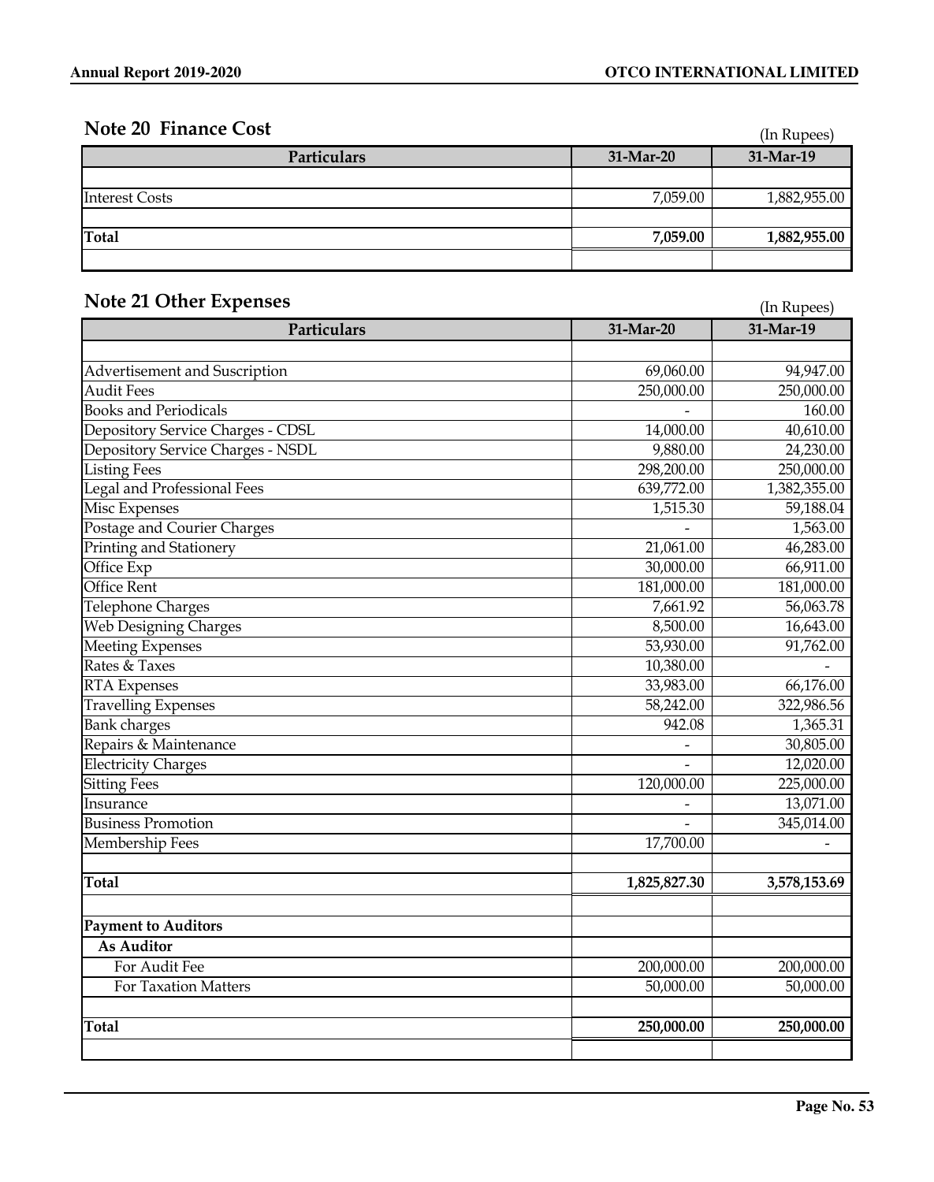## Note 20 Finance Cost

(In Rupees)

| Particulars | 31-Mar-20 | 31-Mar-19 |
|---|---|---|
| | | |
| Interest Costs | 7,059.00 | 1,882,955.00 |
| | | |
| **Total** | **7,059.00** | **1,882,955.00** |

## Note 21 Other Expenses

(In Rupees)

| Particulars | 31-Mar-20 | 31-Mar-19 |
|---|---|---|
| | | |
| Advertisement and Suscription | 69,060.00 | 94,947.00 |
| Audit Fees | 250,000.00 | 250,000.00 |
| Books and Periodicals | - | 160.00 |
| Depository Service Charges - CDSL | 14,000.00 | 40,610.00 |
| Depository Service Charges - NSDL | 9,880.00 | 24,230.00 |
| Listing Fees | 298,200.00 | 250,000.00 |
| Legal and Professional Fees | 639,772.00 | 1,382,355.00 |
| Misc Expenses | 1,515.30 | 59,188.04 |
| Postage and Courier Charges | - | 1,563.00 |
| Printing and Stationery | 21,061.00 | 46,283.00 |
| Office Exp | 30,000.00 | 66,911.00 |
| Office Rent | 181,000.00 | 181,000.00 |
| Telephone Charges | 7,661.92 | 56,063.78 |
| Web Designing Charges | 8,500.00 | 16,643.00 |
| Meeting Expenses | 53,930.00 | 91,762.00 |
| Rates & Taxes | 10,380.00 | - |
| RTA Expenses | 33,983.00 | 66,176.00 |
| Travelling Expenses | 58,242.00 | 322,986.56 |
| Bank charges | 942.08 | 1,365.31 |
| Repairs & Maintenance | - | 30,805.00 |
| Electricity Charges | - | 12,020.00 |
| Sitting Fees | 120,000.00 | 225,000.00 |
| Insurance | - | 13,071.00 |
| Business Promotion | - | 345,014.00 |
| Membership Fees | 17,700.00 | - |
| | | |
| **Total** | **1,825,827.30** | **3,578,153.69** |
| | | |
| **Payment to Auditors** | | |
| **As Auditor** | | |
| For Audit Fee | 200,000.00 | 200,000.00 |
| For Taxation Matters | 50,000.00 | 50,000.00 |
| | | |
| **Total** | **250,000.00** | **250,000.00** |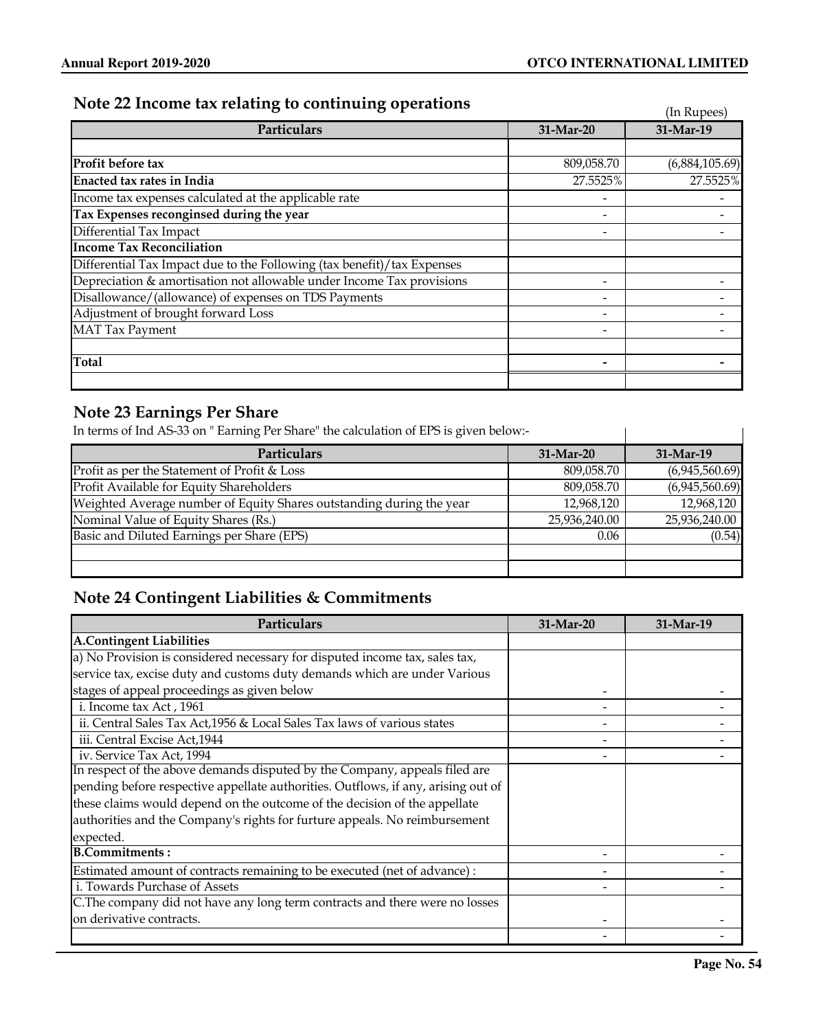## Note 22 Income tax relating to continuing operations

(In Rupees)

| Particulars | 31-Mar-20 | 31-Mar-19 |
|---|---|---|
| | | |
| **Profit before tax** | 809,058.70 | (6,884,105.69) |
| **Enacted tax rates in India** | 27.5525% | 27.5525% |
| Income tax expenses calculated at the applicable rate | - | - |
| **Tax Expenses reconginsed during the year** | - | - |
| Differential Tax Impact | - | - |
| **Income Tax Reconciliation** | | |
| Differential Tax Impact due to the Following (tax benefit)/tax Expenses | | |
| Depreciation & amortisation not allowable under Income Tax provisions | - | - |
| Disallowance/(allowance) of expenses on TDS Payments | - | - |
| Adjustment of brought forward Loss | - | - |
| MAT Tax Payment | - | - |
| | | |
| **Total** | **-** | **-** |
| | | |

## Note 23 Earnings Per Share

In terms of Ind AS-33 on " Earning Per Share" the calculation of EPS is given below:-

| Particulars | 31-Mar-20 | 31-Mar-19 |
|---|---|---|
| Profit as per the Statement of Profit & Loss | 809,058.70 | (6,945,560.69) |
| Profit Available for Equity Shareholders | 809,058.70 | (6,945,560.69) |
| Weighted Average number of Equity Shares outstanding during the year | 12,968,120 | 12,968,120 |
| Nominal Value of Equity Shares (Rs.) | 25,936,240.00 | 25,936,240.00 |
| Basic and Diluted Earnings per Share (EPS) | 0.06 | (0.54) |
| | | |
| | | |

## Note 24 Contingent Liabilities & Commitments

| Particulars | 31-Mar-20 | 31-Mar-19 |
|---|---|---|
| **A.Contingent Liabilities** | | |
| a) No Provision is considered necessary for disputed income tax, sales tax, service tax, excise duty and customs duty demands which are under Various stages of appeal proceedings as given below | - | - |
| i. Income tax Act , 1961 | - | - |
| ii. Central Sales Tax Act,1956 & Local Sales Tax laws of various states | - | - |
| iii. Central Excise Act,1944 | - | - |
| iv. Service Tax Act, 1994 | - | - |
| In respect of the above demands disputed by the Company, appeals filed are pending before respective appellate authorities. Outflows, if any, arising out of these claims would depend on the outcome of the decision of the appellate authorities and the Company's rights for furture appeals. No reimbursement expected. | | |
| **B.Commitments :** | - | - |
| Estimated amount of contracts remaining to be executed (net of advance) : | - | - |
| i. Towards Purchase of Assets | - | - |
| C.The company did not have any long term contracts and there were no losses on derivative contracts. | - | - |
| | - | - |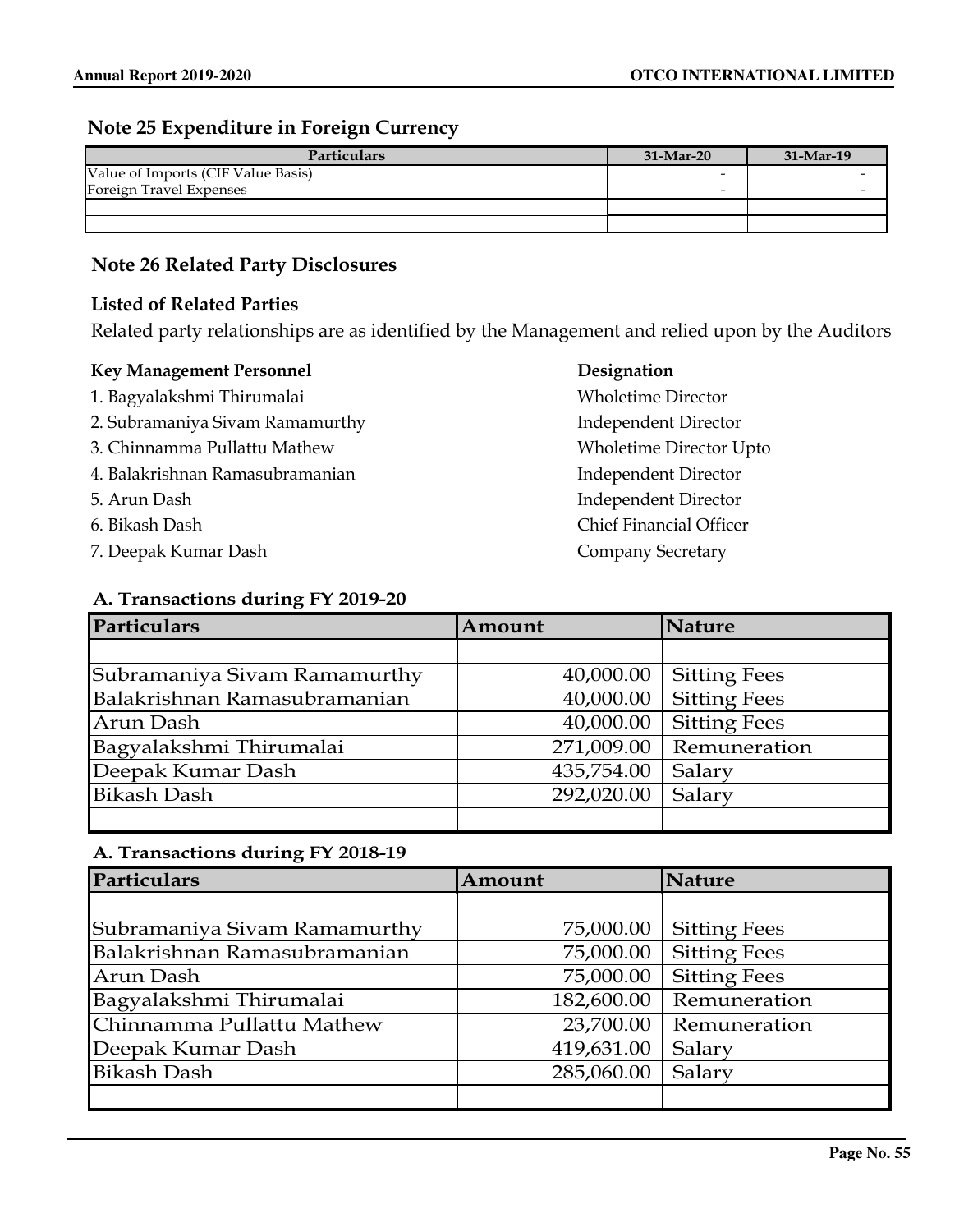## Note 25 Expenditure in Foreign Currency

| Particulars | 31-Mar-20 | 31-Mar-19 |
|---|---|---|
| Value of Imports (CIF Value Basis) | - | - |
| Foreign Travel Expenses | - | - |
| | | |
| | | |

## Note 26 Related Party Disclosures

### Listed of Related Parties

Related party relationships are as identified by the Management and relied upon by the Auditors

| Key Management Personnel | Designation |
|---|---|
| 1. Bagyalakshmi Thirumalai | Wholetime Director |
| 2. Subramaniya Sivam Ramamurthy | Independent Director |
| 3. Chinnamma Pullattu Mathew | Wholetime Director Upto |
| 4. Balakrishnan Ramasubramanian | Independent Director |
| 5. Arun Dash | Independent Director |
| 6. Bikash Dash | Chief Financial Officer |
| 7. Deepak Kumar Dash | Company Secretary |

### A. Transactions during FY 2019-20

| Particulars | Amount | Nature |
|---|---|---|
| | | |
| Subramaniya Sivam Ramamurthy | 40,000.00 | Sitting Fees |
| Balakrishnan Ramasubramanian | 40,000.00 | Sitting Fees |
| Arun Dash | 40,000.00 | Sitting Fees |
| Bagyalakshmi Thirumalai | 271,009.00 | Remuneration |
| Deepak Kumar Dash | 435,754.00 | Salary |
| Bikash Dash | 292,020.00 | Salary |
| | | |

### A. Transactions during FY 2018-19

| Particulars | Amount | Nature |
|---|---|---|
| | | |
| Subramaniya Sivam Ramamurthy | 75,000.00 | Sitting Fees |
| Balakrishnan Ramasubramanian | 75,000.00 | Sitting Fees |
| Arun Dash | 75,000.00 | Sitting Fees |
| Bagyalakshmi Thirumalai | 182,600.00 | Remuneration |
| Chinnamma Pullattu Mathew | 23,700.00 | Remuneration |
| Deepak Kumar Dash | 419,631.00 | Salary |
| Bikash Dash | 285,060.00 | Salary |
| | | |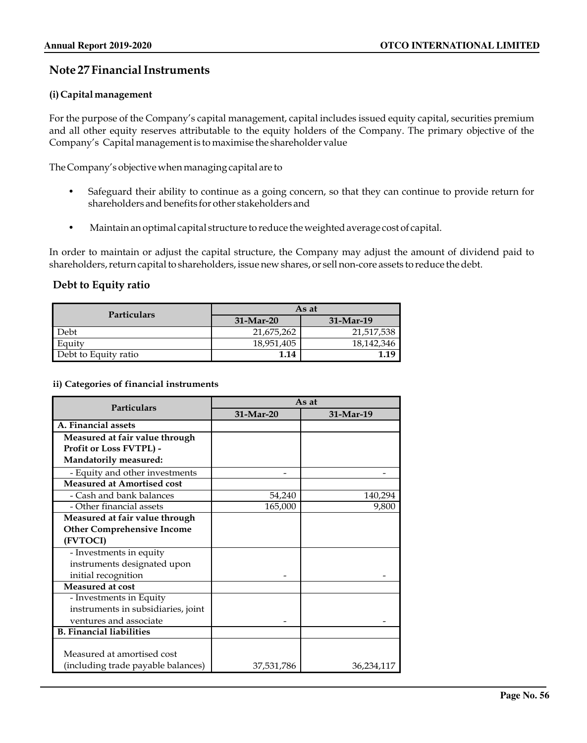## Note 27 Financial Instruments

### (i) Capital management

For the purpose of the Company's capital management, capital includes issued equity capital, securities premium and all other equity reserves attributable to the equity holders of the Company. The primary objective of the Company's Capital management is to maximise the shareholder value

The Company's objective when managing capital are to

- Safeguard their ability to continue as a going concern, so that they can continue to provide return for shareholders and benefits for other stakeholders and
- Maintain an optimal capital structure to reduce the weighted average cost of capital.

In order to maintain or adjust the capital structure, the Company may adjust the amount of dividend paid to shareholders, return capital to shareholders, issue new shares, or sell non-core assets to reduce the debt.

### Debt to Equity ratio

| Particulars | As at | |
|---|---|---|
| | 31-Mar-20 | 31-Mar-19 |
| Debt | 21,675,262 | 21,517,538 |
| Equity | 18,951,405 | 18,142,346 |
| Debt to Equity ratio | **1.14** | **1.19** |

### ii) Categories of financial instruments

| Particulars | As at | |
|---|---|---|
| | 31-Mar-20 | 31-Mar-19 |
| **A. Financial assets** | | |
| **Measured at fair value through Profit or Loss FVTPL) - Mandatorily measured:** | | |
| - Equity and other investments | - | - |
| **Measured at Amortised cost** | | |
| - Cash and bank balances | 54,240 | 140,294 |
| - Other financial assets | 165,000 | 9,800 |
| **Measured at fair value through Other Comprehensive Income (FVTOCI)** | | |
| - Investments in equity instruments designated upon initial recognition | - | - |
| **Measured at cost** | | |
| - Investments in Equity instruments in subsidiaries, joint ventures and associate | - | - |
| **B. Financial liabilities** | | |
| Measured at amortised cost (including trade payable balances) | 37,531,786 | 36,234,117 |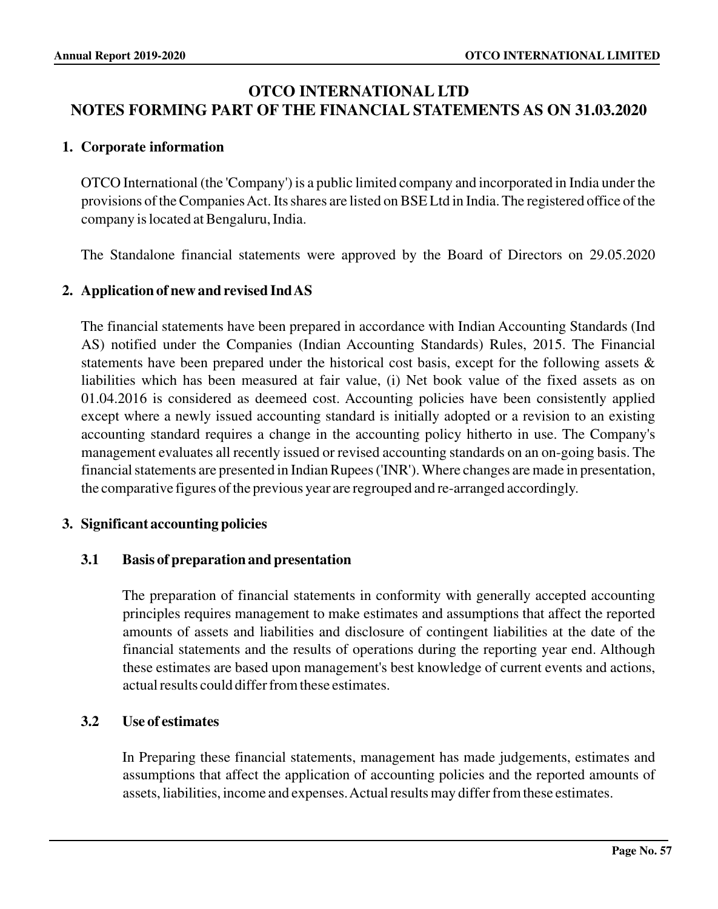# OTCO INTERNATIONAL LTD
# NOTES FORMING PART OF THE FINANCIAL STATEMENTS AS ON 31.03.2020

## 1. Corporate information

OTCO International (the 'Company') is a public limited company and incorporated in India under the provisions of the Companies Act. Its shares are listed on BSE Ltd in India. The registered office of the company is located at Bengaluru, India.

The Standalone financial statements were approved by the Board of Directors on 29.05.2020

## 2. Application of new and revised Ind AS

The financial statements have been prepared in accordance with Indian Accounting Standards (Ind AS) notified under the Companies (Indian Accounting Standards) Rules, 2015. The Financial statements have been prepared under the historical cost basis, except for the following assets & liabilities which has been measured at fair value, (i) Net book value of the fixed assets as on 01.04.2016 is considered as deemeed cost. Accounting policies have been consistently applied except where a newly issued accounting standard is initially adopted or a revision to an existing accounting standard requires a change in the accounting policy hitherto in use. The Company's management evaluates all recently issued or revised accounting standards on an on-going basis. The financial statements are presented in Indian Rupees ('INR'). Where changes are made in presentation, the comparative figures of the previous year are regrouped and re-arranged accordingly.

## 3. Significant accounting policies

### 3.1 Basis of preparation and presentation

The preparation of financial statements in conformity with generally accepted accounting principles requires management to make estimates and assumptions that affect the reported amounts of assets and liabilities and disclosure of contingent liabilities at the date of the financial statements and the results of operations during the reporting year end. Although these estimates are based upon management's best knowledge of current events and actions, actual results could differ from these estimates.

### 3.2 Use of estimates

In Preparing these financial statements, management has made judgements, estimates and assumptions that affect the application of accounting policies and the reported amounts of assets, liabilities, income and expenses. Actual results may differ from these estimates.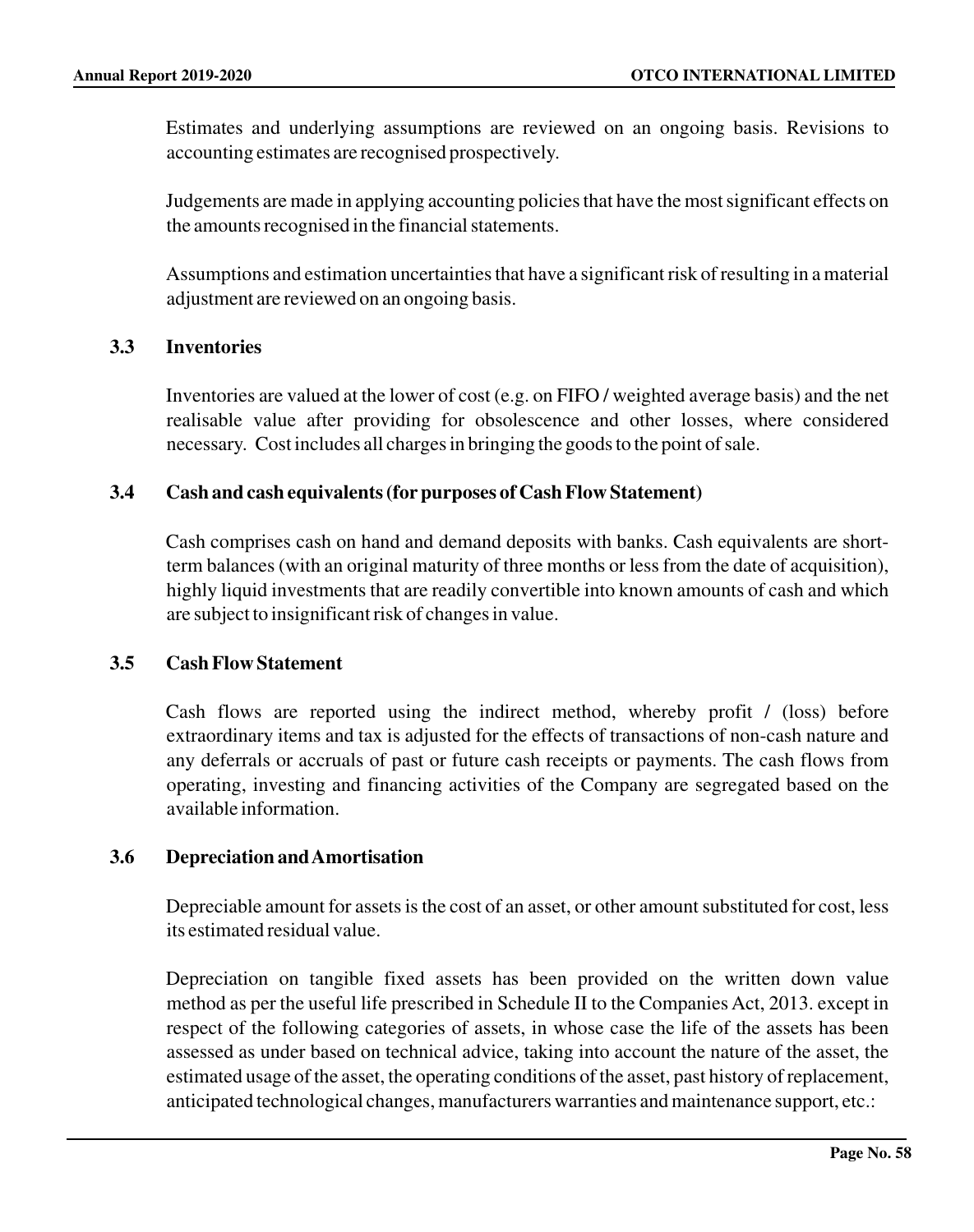Estimates and underlying assumptions are reviewed on an ongoing basis. Revisions to accounting estimates are recognised prospectively.

Judgements are made in applying accounting policies that have the most significant effects on the amounts recognised in the financial statements.

Assumptions and estimation uncertainties that have a significant risk of resulting in a material adjustment are reviewed on an ongoing basis.

### 3.3 Inventories

Inventories are valued at the lower of cost (e.g. on FIFO / weighted average basis) and the net realisable value after providing for obsolescence and other losses, where considered necessary. Cost includes all charges in bringing the goods to the point of sale.

### 3.4 Cash and cash equivalents (for purposes of Cash Flow Statement)

Cash comprises cash on hand and demand deposits with banks. Cash equivalents are short-term balances (with an original maturity of three months or less from the date of acquisition), highly liquid investments that are readily convertible into known amounts of cash and which are subject to insignificant risk of changes in value.

### 3.5 Cash Flow Statement

Cash flows are reported using the indirect method, whereby profit / (loss) before extraordinary items and tax is adjusted for the effects of transactions of non-cash nature and any deferrals or accruals of past or future cash receipts or payments. The cash flows from operating, investing and financing activities of the Company are segregated based on the available information.

### 3.6 Depreciation and Amortisation

Depreciable amount for assets is the cost of an asset, or other amount substituted for cost, less its estimated residual value.

Depreciation on tangible fixed assets has been provided on the written down value method as per the useful life prescribed in Schedule II to the Companies Act, 2013. except in respect of the following categories of assets, in whose case the life of the assets has been assessed as under based on technical advice, taking into account the nature of the asset, the estimated usage of the asset, the operating conditions of the asset, past history of replacement, anticipated technological changes, manufacturers warranties and maintenance support, etc.: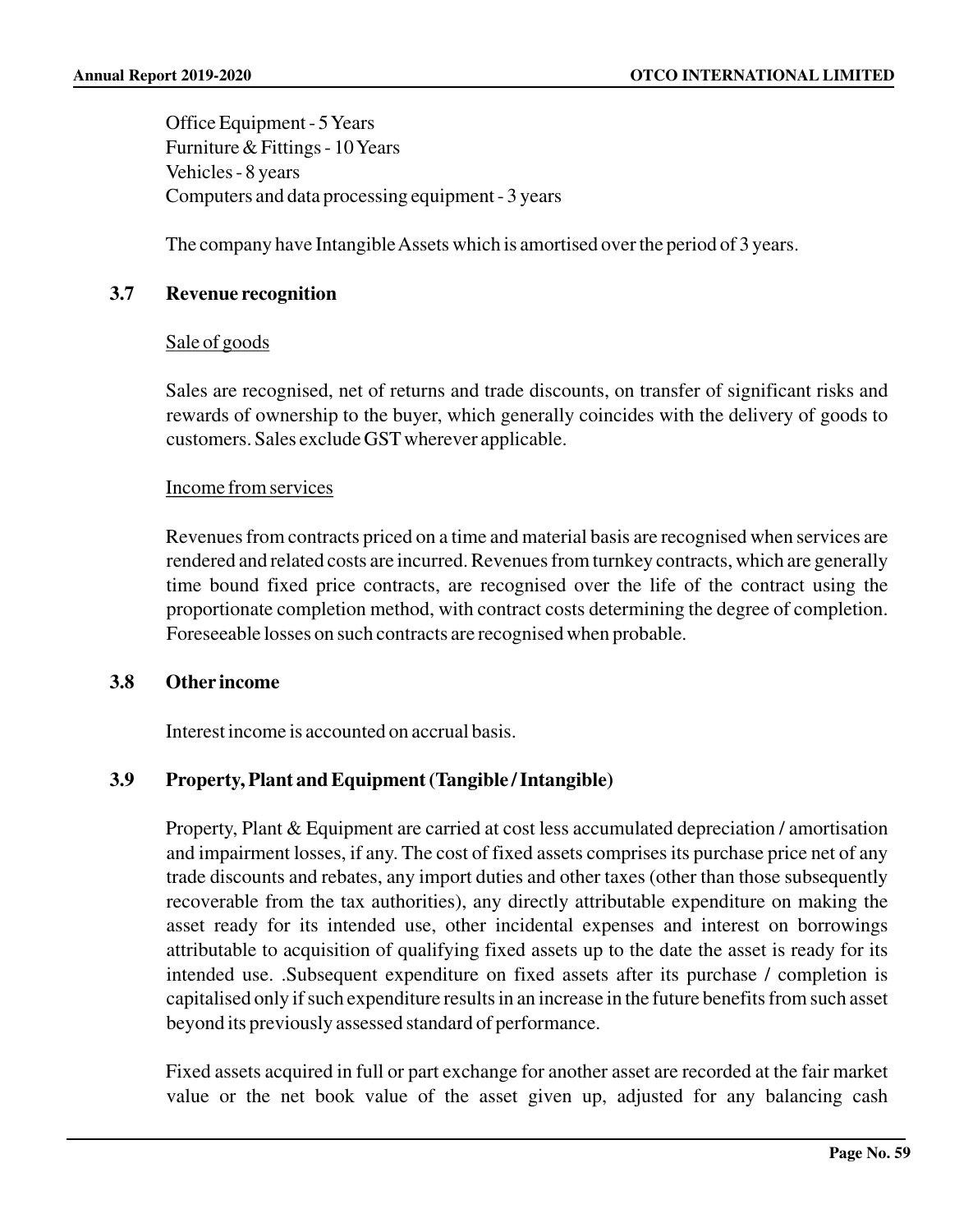Office Equipment - 5 Years
Furniture & Fittings - 10 Years
Vehicles - 8 years
Computers and data processing equipment - 3 years

The company have Intangible Assets which is amortised over the period of 3 years.

### 3.7 Revenue recognition

Sale of goods

Sales are recognised, net of returns and trade discounts, on transfer of significant risks and rewards of ownership to the buyer, which generally coincides with the delivery of goods to customers. Sales exclude GST wherever applicable.

Income from services

Revenues from contracts priced on a time and material basis are recognised when services are rendered and related costs are incurred. Revenues from turnkey contracts, which are generally time bound fixed price contracts, are recognised over the life of the contract using the proportionate completion method, with contract costs determining the degree of completion. Foreseeable losses on such contracts are recognised when probable.

### 3.8 Other income

Interest income is accounted on accrual basis.

### 3.9 Property, Plant and Equipment (Tangible / Intangible)

Property, Plant & Equipment are carried at cost less accumulated depreciation / amortisation and impairment losses, if any. The cost of fixed assets comprises its purchase price net of any trade discounts and rebates, any import duties and other taxes (other than those subsequently recoverable from the tax authorities), any directly attributable expenditure on making the asset ready for its intended use, other incidental expenses and interest on borrowings attributable to acquisition of qualifying fixed assets up to the date the asset is ready for its intended use. .Subsequent expenditure on fixed assets after its purchase / completion is capitalised only if such expenditure results in an increase in the future benefits from such asset beyond its previously assessed standard of performance.

Fixed assets acquired in full or part exchange for another asset are recorded at the fair market value or the net book value of the asset given up, adjusted for any balancing cash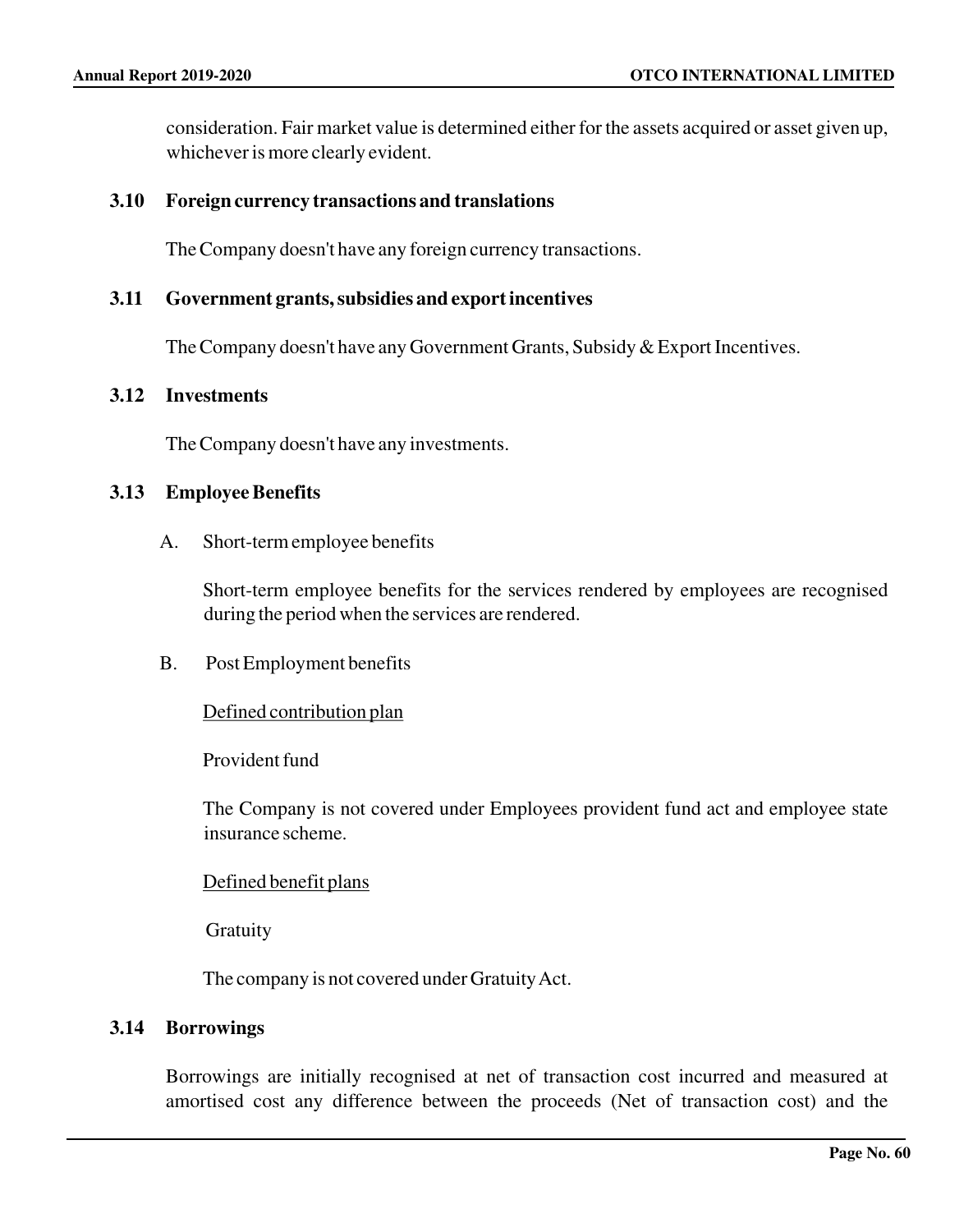consideration. Fair market value is determined either for the assets acquired or asset given up, whichever is more clearly evident.

### 3.10 Foreign currency transactions and translations

The Company doesn't have any foreign currency transactions.

### 3.11 Government grants, subsidies and export incentives

The Company doesn't have any Government Grants, Subsidy & Export Incentives.

### 3.12 Investments

The Company doesn't have any investments.

### 3.13 Employee Benefits

A. Short-term employee benefits

Short-term employee benefits for the services rendered by employees are recognised during the period when the services are rendered.

B. Post Employment benefits

<u>Defined contribution plan</u>

Provident fund

The Company is not covered under Employees provident fund act and employee state insurance scheme.

<u>Defined benefit plans</u>

Gratuity

The company is not covered under Gratuity Act.

### 3.14 Borrowings

Borrowings are initially recognised at net of transaction cost incurred and measured at amortised cost any difference between the proceeds (Net of transaction cost) and the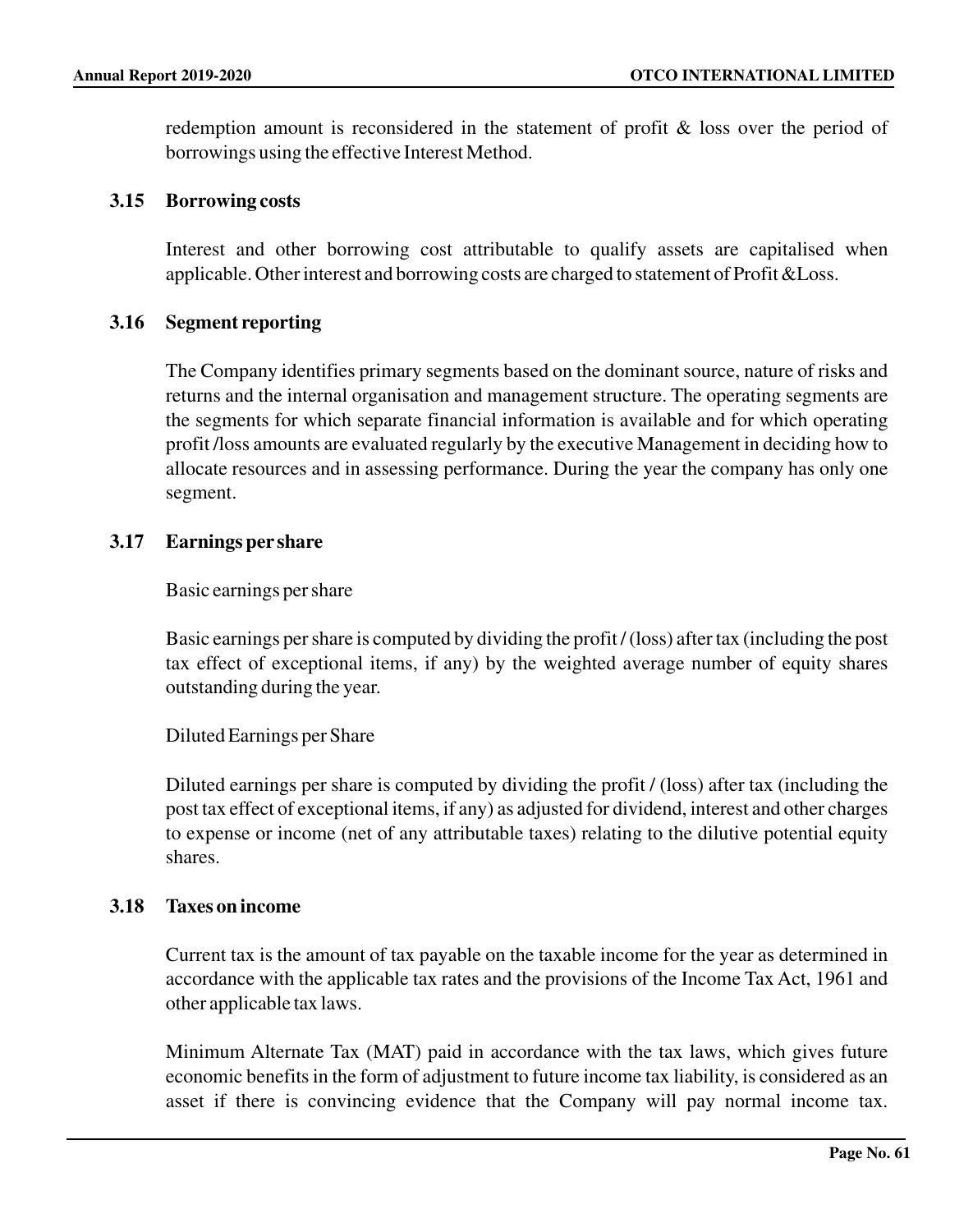redemption amount is reconsidered in the statement of profit & loss over the period of borrowings using the effective Interest Method.

### 3.15 Borrowing costs

Interest and other borrowing cost attributable to qualify assets are capitalised when applicable. Other interest and borrowing costs are charged to statement of Profit &Loss.

### 3.16 Segment reporting

The Company identifies primary segments based on the dominant source, nature of risks and returns and the internal organisation and management structure. The operating segments are the segments for which separate financial information is available and for which operating profit /loss amounts are evaluated regularly by the executive Management in deciding how to allocate resources and in assessing performance. During the year the company has only one segment.

### 3.17 Earnings per share

Basic earnings per share

Basic earnings per share is computed by dividing the profit / (loss) after tax (including the post tax effect of exceptional items, if any) by the weighted average number of equity shares outstanding during the year.

Diluted Earnings per Share

Diluted earnings per share is computed by dividing the profit / (loss) after tax (including the post tax effect of exceptional items, if any) as adjusted for dividend, interest and other charges to expense or income (net of any attributable taxes) relating to the dilutive potential equity shares.

### 3.18 Taxes on income

Current tax is the amount of tax payable on the taxable income for the year as determined in accordance with the applicable tax rates and the provisions of the Income Tax Act, 1961 and other applicable tax laws.

Minimum Alternate Tax (MAT) paid in accordance with the tax laws, which gives future economic benefits in the form of adjustment to future income tax liability, is considered as an asset if there is convincing evidence that the Company will pay normal income tax.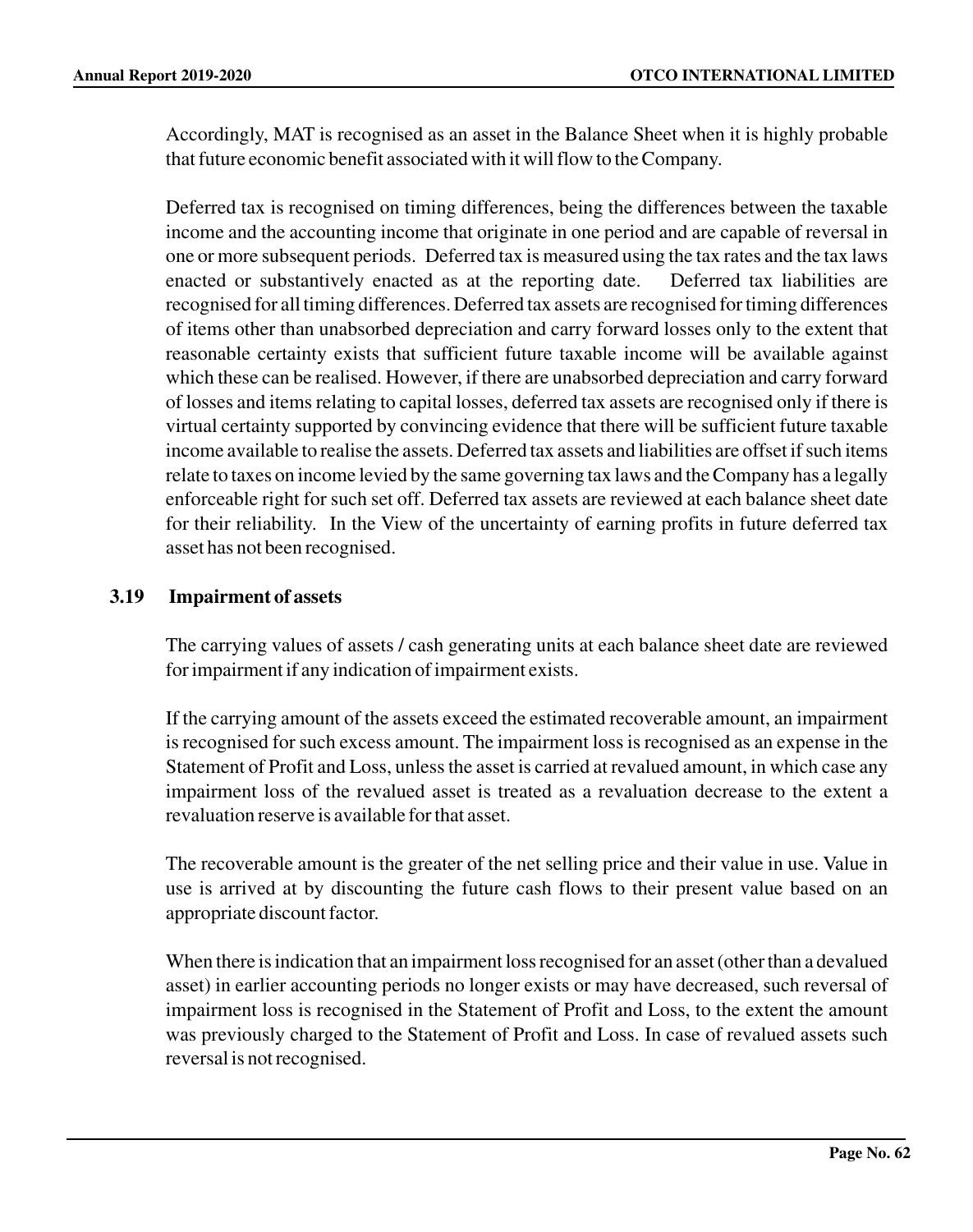Accordingly, MAT is recognised as an asset in the Balance Sheet when it is highly probable that future economic benefit associated with it will flow to the Company.

Deferred tax is recognised on timing differences, being the differences between the taxable income and the accounting income that originate in one period and are capable of reversal in one or more subsequent periods. Deferred tax is measured using the tax rates and the tax laws enacted or substantively enacted as at the reporting date. Deferred tax liabilities are recognised for all timing differences. Deferred tax assets are recognised for timing differences of items other than unabsorbed depreciation and carry forward losses only to the extent that reasonable certainty exists that sufficient future taxable income will be available against which these can be realised. However, if there are unabsorbed depreciation and carry forward of losses and items relating to capital losses, deferred tax assets are recognised only if there is virtual certainty supported by convincing evidence that there will be sufficient future taxable income available to realise the assets. Deferred tax assets and liabilities are offset if such items relate to taxes on income levied by the same governing tax laws and the Company has a legally enforceable right for such set off. Deferred tax assets are reviewed at each balance sheet date for their reliability. In the View of the uncertainty of earning profits in future deferred tax asset has not been recognised.

### 3.19 Impairment of assets

The carrying values of assets / cash generating units at each balance sheet date are reviewed for impairment if any indication of impairment exists.

If the carrying amount of the assets exceed the estimated recoverable amount, an impairment is recognised for such excess amount. The impairment loss is recognised as an expense in the Statement of Profit and Loss, unless the asset is carried at revalued amount, in which case any impairment loss of the revalued asset is treated as a revaluation decrease to the extent a revaluation reserve is available for that asset.

The recoverable amount is the greater of the net selling price and their value in use. Value in use is arrived at by discounting the future cash flows to their present value based on an appropriate discount factor.

When there is indication that an impairment loss recognised for an asset (other than a devalued asset) in earlier accounting periods no longer exists or may have decreased, such reversal of impairment loss is recognised in the Statement of Profit and Loss, to the extent the amount was previously charged to the Statement of Profit and Loss. In case of revalued assets such reversal is not recognised.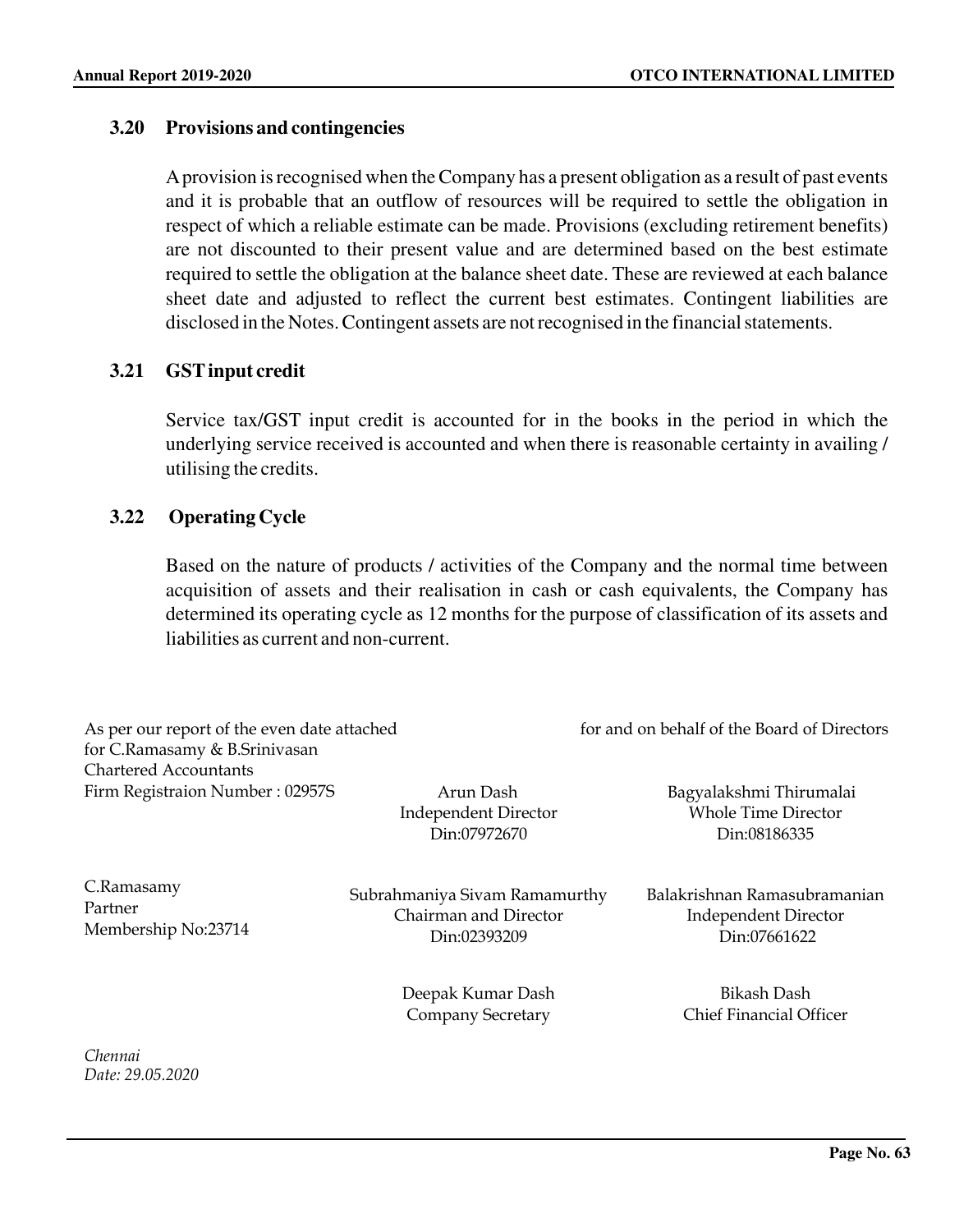### 3.20 Provisions and contingencies

A provision is recognised when the Company has a present obligation as a result of past events and it is probable that an outflow of resources will be required to settle the obligation in respect of which a reliable estimate can be made. Provisions (excluding retirement benefits) are not discounted to their present value and are determined based on the best estimate required to settle the obligation at the balance sheet date. These are reviewed at each balance sheet date and adjusted to reflect the current best estimates. Contingent liabilities are disclosed in the Notes. Contingent assets are not recognised in the financial statements.

### 3.21 GST input credit

Service tax/GST input credit is accounted for in the books in the period in which the underlying service received is accounted and when there is reasonable certainty in availing / utilising the credits.

### 3.22 Operating Cycle

Based on the nature of products / activities of the Company and the normal time between acquisition of assets and their realisation in cash or cash equivalents, the Company has determined its operating cycle as 12 months for the purpose of classification of its assets and liabilities as current and non-current.

As per our report of the even date attached
for C.Ramasamy & B.Srinivasan
Chartered Accountants
Firm Registraion Number : 02957S

for and on behalf of the Board of Directors

Arun Dash
Independent Director
Din:07972670

Bagyalakshmi Thirumalai
Whole Time Director
Din:08186335

C.Ramasamy
Partner
Membership No:23714

Subrahmaniya Sivam Ramamurthy
Chairman and Director
Din:02393209

Balakrishnan Ramasubramanian
Independent Director
Din:07661622

Deepak Kumar Dash
Company Secretary

Bikash Dash
Chief Financial Officer

*Chennai*
*Date: 29.05.2020*